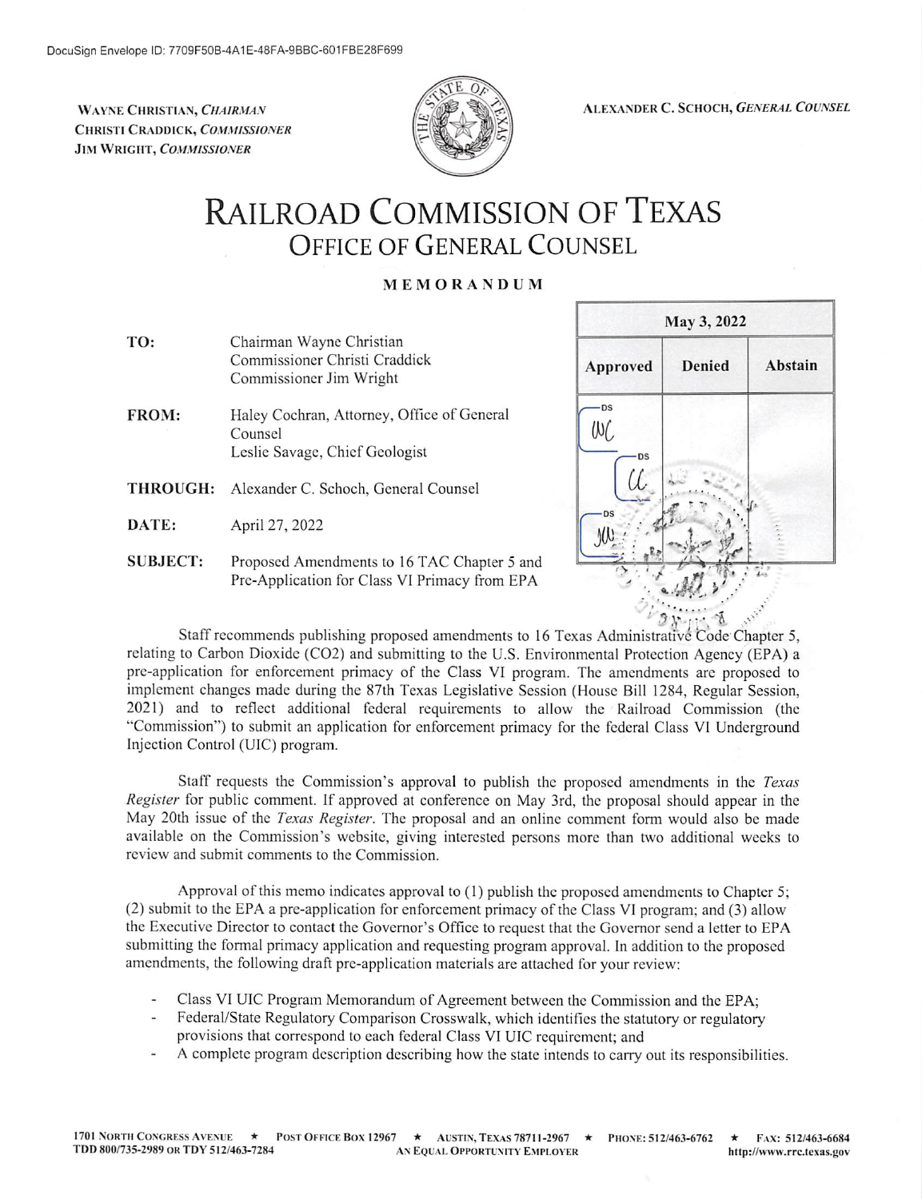DocuSign Envelope ID: 7709F50B-4A1E-48FA-9BBC-601FBE28F699

WAYNE CHRISTIAN, *CHAIRMAN*
CHRISTI CRADDICK, *COMMISSIONER*
JIM WRIGHT, *COMMISSIONER*

ALEXANDER C. SCHOCH, *GENERAL COUNSEL*

# RAILROAD COMMISSION OF TEXAS
## OFFICE OF GENERAL COUNSEL

**MEMORANDUM**

| May 3, 2022 | | |
|---|---|---|
| **Approved** | **Denied** | **Abstain** |
| WC | | |
| CC | | |
| JW | | |

**TO:** Chairman Wayne Christian
Commissioner Christi Craddick
Commissioner Jim Wright

**FROM:** Haley Cochran, Attorney, Office of General Counsel
Leslie Savage, Chief Geologist

**THROUGH:** Alexander C. Schoch, General Counsel

**DATE:** April 27, 2022

**SUBJECT:** Proposed Amendments to 16 TAC Chapter 5 and Pre-Application for Class VI Primacy from EPA

Staff recommends publishing proposed amendments to 16 Texas Administrative Code Chapter 5, relating to Carbon Dioxide ($CO_2$) and submitting to the U.S. Environmental Protection Agency (EPA) a pre-application for enforcement primacy of the Class VI program. The amendments are proposed to implement changes made during the 87th Texas Legislative Session (House Bill 1284, Regular Session, 2021) and to reflect additional federal requirements to allow the Railroad Commission (the "Commission") to submit an application for enforcement primacy for the federal Class VI Underground Injection Control (UIC) program.

Staff requests the Commission's approval to publish the proposed amendments in the *Texas Register* for public comment. If approved at conference on May 3rd, the proposal should appear in the May 20th issue of the *Texas Register*. The proposal and an online comment form would also be made available on the Commission's website, giving interested persons more than two additional weeks to review and submit comments to the Commission.

Approval of this memo indicates approval to (1) publish the proposed amendments to Chapter 5; (2) submit to the EPA a pre-application for enforcement primacy of the Class VI program; and (3) allow the Executive Director to contact the Governor's Office to request that the Governor send a letter to EPA submitting the formal primacy application and requesting program approval. In addition to the proposed amendments, the following draft pre-application materials are attached for your review:

- Class VI UIC Program Memorandum of Agreement between the Commission and the EPA;
- Federal/State Regulatory Comparison Crosswalk, which identifies the statutory or regulatory provisions that correspond to each federal Class VI UIC requirement; and
- A complete program description describing how the state intends to carry out its responsibilities.

1701 NORTH CONGRESS AVENUE ★ POST OFFICE BOX 12967 ★ AUSTIN, TEXAS 78711-2967 ★ PHONE: 512/463-6762 ★ FAX: 512/463-6684
TDD 800/735-2989 OR TDY 512/463-7284 AN EQUAL OPPORTUNITY EMPLOYER http://www.rrc.texas.gov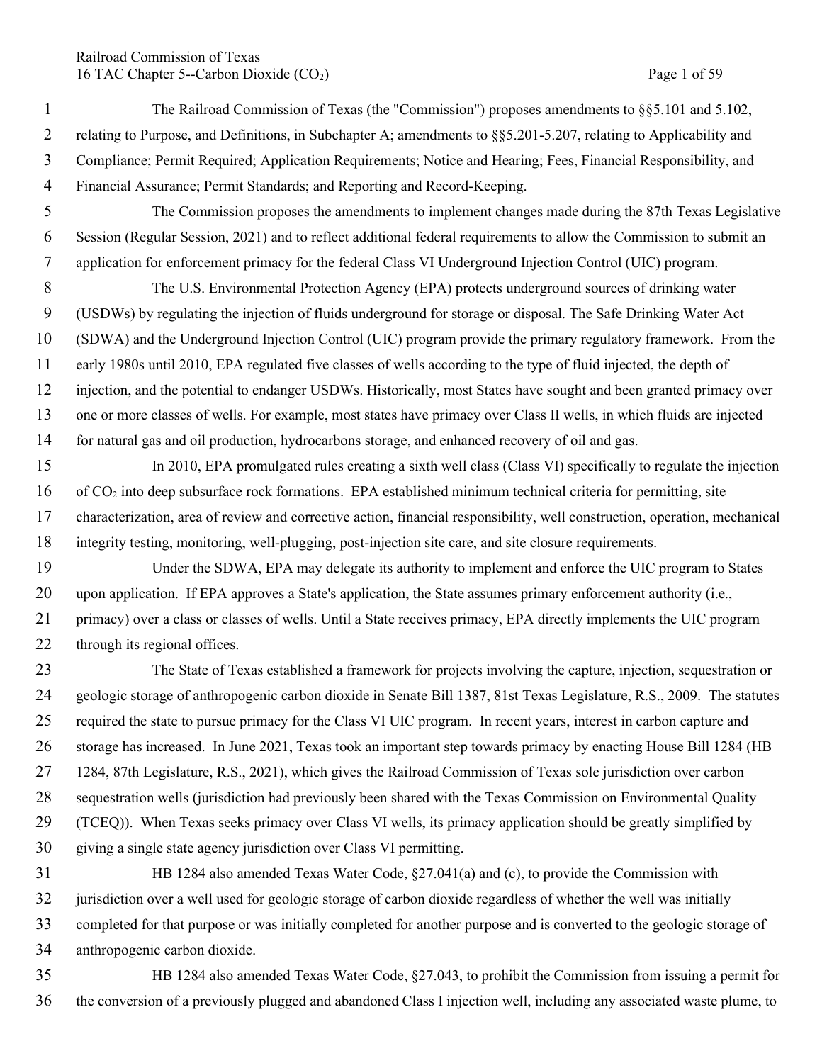The Railroad Commission of Texas (the "Commission") proposes amendments to §§5.101 and 5.102, relating to Purpose, and Definitions, in Subchapter A; amendments to §§5.201-5.207, relating to Applicability and Compliance; Permit Required; Application Requirements; Notice and Hearing; Fees, Financial Responsibility, and Financial Assurance; Permit Standards; and Reporting and Record-Keeping.

The Commission proposes the amendments to implement changes made during the 87th Texas Legislative Session (Regular Session, 2021) and to reflect additional federal requirements to allow the Commission to submit an application for enforcement primacy for the federal Class VI Underground Injection Control (UIC) program.

The U.S. Environmental Protection Agency (EPA) protects underground sources of drinking water (USDWs) by regulating the injection of fluids underground for storage or disposal. The Safe Drinking Water Act (SDWA) and the Underground Injection Control (UIC) program provide the primary regulatory framework. From the early 1980s until 2010, EPA regulated five classes of wells according to the type of fluid injected, the depth of injection, and the potential to endanger USDWs. Historically, most States have sought and been granted primacy over one or more classes of wells. For example, most states have primacy over Class II wells, in which fluids are injected for natural gas and oil production, hydrocarbons storage, and enhanced recovery of oil and gas.

In 2010, EPA promulgated rules creating a sixth well class (Class VI) specifically to regulate the injection of $CO_2$ into deep subsurface rock formations. EPA established minimum technical criteria for permitting, site characterization, area of review and corrective action, financial responsibility, well construction, operation, mechanical integrity testing, monitoring, well-plugging, post-injection site care, and site closure requirements.

Under the SDWA, EPA may delegate its authority to implement and enforce the UIC program to States upon application. If EPA approves a State's application, the State assumes primary enforcement authority (i.e., primacy) over a class or classes of wells. Until a State receives primacy, EPA directly implements the UIC program through its regional offices.

The State of Texas established a framework for projects involving the capture, injection, sequestration or geologic storage of anthropogenic carbon dioxide in Senate Bill 1387, 81st Texas Legislature, R.S., 2009. The statutes required the state to pursue primacy for the Class VI UIC program. In recent years, interest in carbon capture and storage has increased. In June 2021, Texas took an important step towards primacy by enacting House Bill 1284 (HB 1284, 87th Legislature, R.S., 2021), which gives the Railroad Commission of Texas sole jurisdiction over carbon sequestration wells (jurisdiction had previously been shared with the Texas Commission on Environmental Quality (TCEQ)). When Texas seeks primacy over Class VI wells, its primacy application should be greatly simplified by giving a single state agency jurisdiction over Class VI permitting.

HB 1284 also amended Texas Water Code, §27.041(a) and (c), to provide the Commission with jurisdiction over a well used for geologic storage of carbon dioxide regardless of whether the well was initially completed for that purpose or was initially completed for another purpose and is converted to the geologic storage of anthropogenic carbon dioxide.

HB 1284 also amended Texas Water Code, §27.043, to prohibit the Commission from issuing a permit for the conversion of a previously plugged and abandoned Class I injection well, including any associated waste plume, to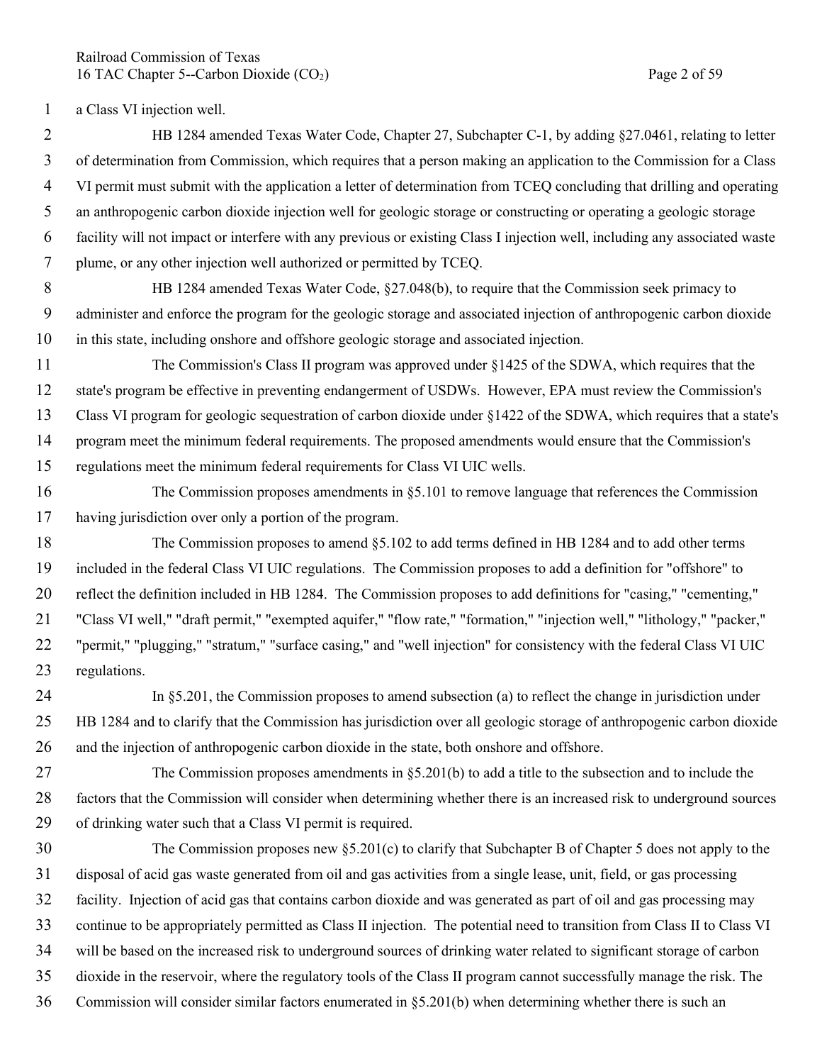a Class VI injection well.

HB 1284 amended Texas Water Code, Chapter 27, Subchapter C-1, by adding §27.0461, relating to letter of determination from Commission, which requires that a person making an application to the Commission for a Class VI permit must submit with the application a letter of determination from TCEQ concluding that drilling and operating an anthropogenic carbon dioxide injection well for geologic storage or constructing or operating a geologic storage facility will not impact or interfere with any previous or existing Class I injection well, including any associated waste plume, or any other injection well authorized or permitted by TCEQ.

HB 1284 amended Texas Water Code, §27.048(b), to require that the Commission seek primacy to administer and enforce the program for the geologic storage and associated injection of anthropogenic carbon dioxide in this state, including onshore and offshore geologic storage and associated injection.

The Commission's Class II program was approved under §1425 of the SDWA, which requires that the state's program be effective in preventing endangerment of USDWs. However, EPA must review the Commission's Class VI program for geologic sequestration of carbon dioxide under §1422 of the SDWA, which requires that a state's program meet the minimum federal requirements. The proposed amendments would ensure that the Commission's regulations meet the minimum federal requirements for Class VI UIC wells.

The Commission proposes amendments in §5.101 to remove language that references the Commission having jurisdiction over only a portion of the program.

The Commission proposes to amend §5.102 to add terms defined in HB 1284 and to add other terms included in the federal Class VI UIC regulations. The Commission proposes to add a definition for "offshore" to reflect the definition included in HB 1284. The Commission proposes to add definitions for "casing," "cementing," "Class VI well," "draft permit," "exempted aquifer," "flow rate," "formation," "injection well," "lithology," "packer," "permit," "plugging," "stratum," "surface casing," and "well injection" for consistency with the federal Class VI UIC regulations.

In §5.201, the Commission proposes to amend subsection (a) to reflect the change in jurisdiction under HB 1284 and to clarify that the Commission has jurisdiction over all geologic storage of anthropogenic carbon dioxide and the injection of anthropogenic carbon dioxide in the state, both onshore and offshore.

The Commission proposes amendments in §5.201(b) to add a title to the subsection and to include the factors that the Commission will consider when determining whether there is an increased risk to underground sources of drinking water such that a Class VI permit is required.

The Commission proposes new §5.201(c) to clarify that Subchapter B of Chapter 5 does not apply to the disposal of acid gas waste generated from oil and gas activities from a single lease, unit, field, or gas processing facility. Injection of acid gas that contains carbon dioxide and was generated as part of oil and gas processing may continue to be appropriately permitted as Class II injection. The potential need to transition from Class II to Class VI will be based on the increased risk to underground sources of drinking water related to significant storage of carbon dioxide in the reservoir, where the regulatory tools of the Class II program cannot successfully manage the risk. The Commission will consider similar factors enumerated in §5.201(b) when determining whether there is such an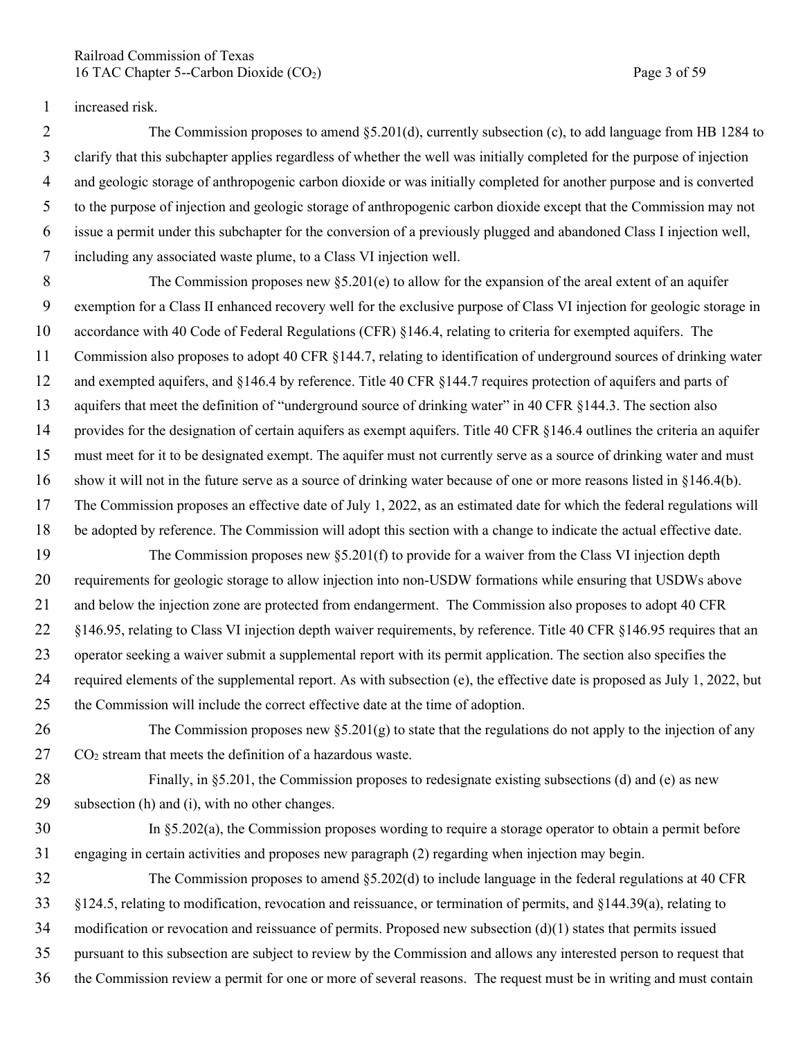increased risk.

The Commission proposes to amend §5.201(d), currently subsection (c), to add language from HB 1284 to clarify that this subchapter applies regardless of whether the well was initially completed for the purpose of injection and geologic storage of anthropogenic carbon dioxide or was initially completed for another purpose and is converted to the purpose of injection and geologic storage of anthropogenic carbon dioxide except that the Commission may not issue a permit under this subchapter for the conversion of a previously plugged and abandoned Class I injection well, including any associated waste plume, to a Class VI injection well.

The Commission proposes new §5.201(e) to allow for the expansion of the areal extent of an aquifer exemption for a Class II enhanced recovery well for the exclusive purpose of Class VI injection for geologic storage in accordance with 40 Code of Federal Regulations (CFR) §146.4, relating to criteria for exempted aquifers. The Commission also proposes to adopt 40 CFR §144.7, relating to identification of underground sources of drinking water and exempted aquifers, and §146.4 by reference. Title 40 CFR §144.7 requires protection of aquifers and parts of aquifers that meet the definition of "underground source of drinking water" in 40 CFR §144.3. The section also provides for the designation of certain aquifers as exempt aquifers. Title 40 CFR §146.4 outlines the criteria an aquifer must meet for it to be designated exempt. The aquifer must not currently serve as a source of drinking water and must show it will not in the future serve as a source of drinking water because of one or more reasons listed in §146.4(b). The Commission proposes an effective date of July 1, 2022, as an estimated date for which the federal regulations will be adopted by reference. The Commission will adopt this section with a change to indicate the actual effective date.

The Commission proposes new §5.201(f) to provide for a waiver from the Class VI injection depth requirements for geologic storage to allow injection into non-USDW formations while ensuring that USDWs above and below the injection zone are protected from endangerment. The Commission also proposes to adopt 40 CFR §146.95, relating to Class VI injection depth waiver requirements, by reference. Title 40 CFR §146.95 requires that an operator seeking a waiver submit a supplemental report with its permit application. The section also specifies the required elements of the supplemental report. As with subsection (e), the effective date is proposed as July 1, 2022, but the Commission will include the correct effective date at the time of adoption.

The Commission proposes new §5.201(g) to state that the regulations do not apply to the injection of any $CO_2$ stream that meets the definition of a hazardous waste.

Finally, in §5.201, the Commission proposes to redesignate existing subsections (d) and (e) as new subsection (h) and (i), with no other changes.

In §5.202(a), the Commission proposes wording to require a storage operator to obtain a permit before engaging in certain activities and proposes new paragraph (2) regarding when injection may begin.

The Commission proposes to amend §5.202(d) to include language in the federal regulations at 40 CFR §124.5, relating to modification, revocation and reissuance, or termination of permits, and §144.39(a), relating to modification or revocation and reissuance of permits. Proposed new subsection (d)(1) states that permits issued pursuant to this subsection are subject to review by the Commission and allows any interested person to request that the Commission review a permit for one or more of several reasons. The request must be in writing and must contain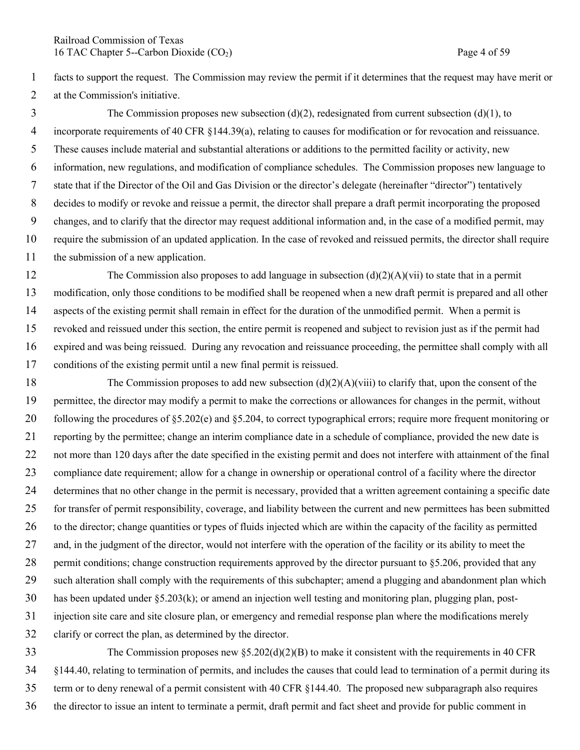facts to support the request. The Commission may review the permit if it determines that the request may have merit or at the Commission's initiative.

The Commission proposes new subsection (d)(2), redesignated from current subsection (d)(1), to incorporate requirements of 40 CFR §144.39(a), relating to causes for modification or for revocation and reissuance. These causes include material and substantial alterations or additions to the permitted facility or activity, new information, new regulations, and modification of compliance schedules. The Commission proposes new language to state that if the Director of the Oil and Gas Division or the director's delegate (hereinafter "director") tentatively decides to modify or revoke and reissue a permit, the director shall prepare a draft permit incorporating the proposed changes, and to clarify that the director may request additional information and, in the case of a modified permit, may require the submission of an updated application. In the case of revoked and reissued permits, the director shall require the submission of a new application.

The Commission also proposes to add language in subsection (d)(2)(A)(vii) to state that in a permit modification, only those conditions to be modified shall be reopened when a new draft permit is prepared and all other aspects of the existing permit shall remain in effect for the duration of the unmodified permit. When a permit is revoked and reissued under this section, the entire permit is reopened and subject to revision just as if the permit had expired and was being reissued. During any revocation and reissuance proceeding, the permittee shall comply with all conditions of the existing permit until a new final permit is reissued.

The Commission proposes to add new subsection (d)(2)(A)(viii) to clarify that, upon the consent of the permittee, the director may modify a permit to make the corrections or allowances for changes in the permit, without following the procedures of §5.202(e) and §5.204, to correct typographical errors; require more frequent monitoring or reporting by the permittee; change an interim compliance date in a schedule of compliance, provided the new date is not more than 120 days after the date specified in the existing permit and does not interfere with attainment of the final compliance date requirement; allow for a change in ownership or operational control of a facility where the director determines that no other change in the permit is necessary, provided that a written agreement containing a specific date for transfer of permit responsibility, coverage, and liability between the current and new permittees has been submitted to the director; change quantities or types of fluids injected which are within the capacity of the facility as permitted and, in the judgment of the director, would not interfere with the operation of the facility or its ability to meet the permit conditions; change construction requirements approved by the director pursuant to §5.206, provided that any such alteration shall comply with the requirements of this subchapter; amend a plugging and abandonment plan which has been updated under §5.203(k); or amend an injection well testing and monitoring plan, plugging plan, post-injection site care and site closure plan, or emergency and remedial response plan where the modifications merely clarify or correct the plan, as determined by the director.

The Commission proposes new §5.202(d)(2)(B) to make it consistent with the requirements in 40 CFR §144.40, relating to termination of permits, and includes the causes that could lead to termination of a permit during its term or to deny renewal of a permit consistent with 40 CFR §144.40. The proposed new subparagraph also requires the director to issue an intent to terminate a permit, draft permit and fact sheet and provide for public comment in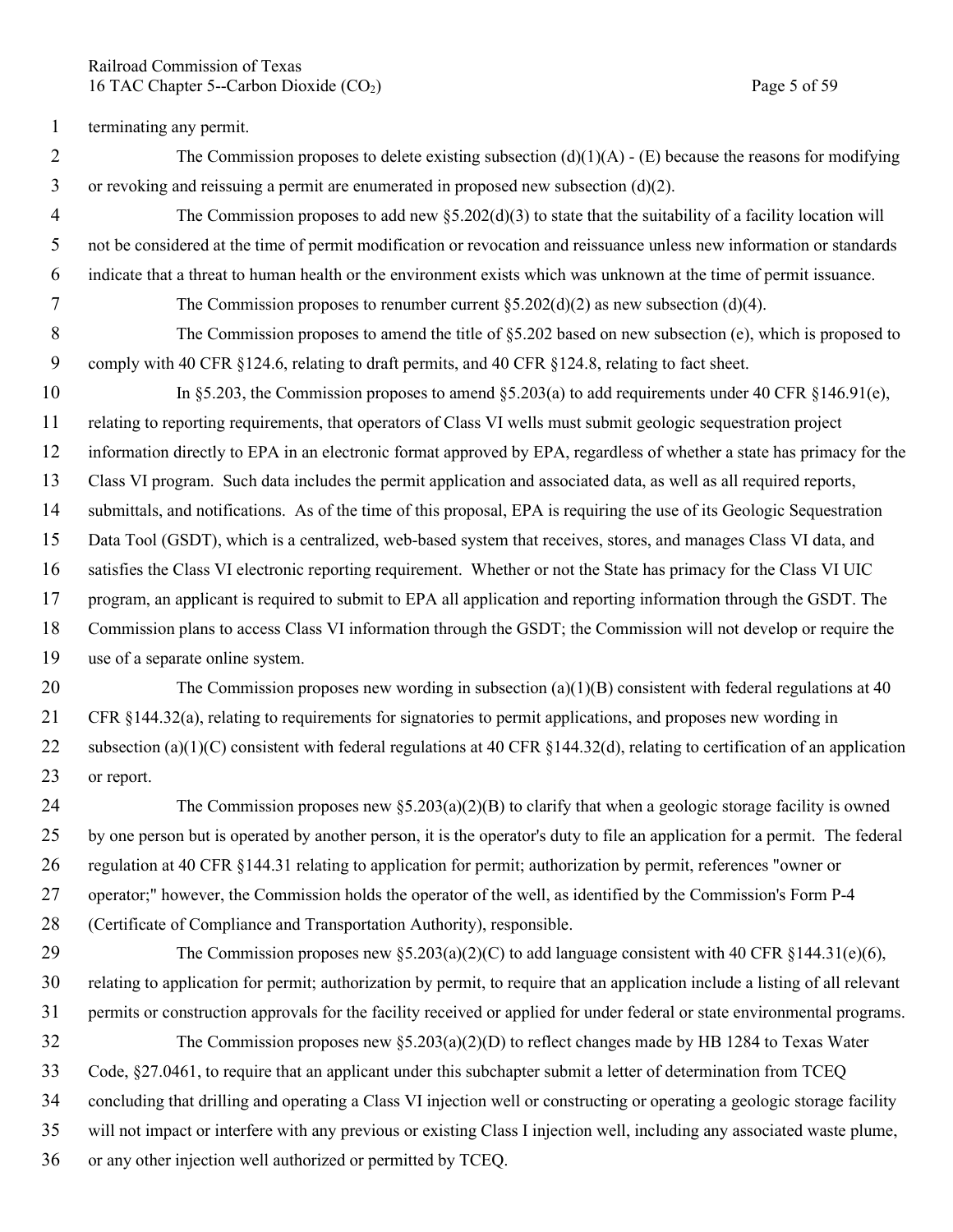terminating any permit.

The Commission proposes to delete existing subsection (d)(1)(A) - (E) because the reasons for modifying or revoking and reissuing a permit are enumerated in proposed new subsection (d)(2).

The Commission proposes to add new §5.202(d)(3) to state that the suitability of a facility location will not be considered at the time of permit modification or revocation and reissuance unless new information or standards indicate that a threat to human health or the environment exists which was unknown at the time of permit issuance.

The Commission proposes to renumber current §5.202(d)(2) as new subsection (d)(4).

The Commission proposes to amend the title of §5.202 based on new subsection (e), which is proposed to comply with 40 CFR §124.6, relating to draft permits, and 40 CFR §124.8, relating to fact sheet.

In §5.203, the Commission proposes to amend §5.203(a) to add requirements under 40 CFR §146.91(e), relating to reporting requirements, that operators of Class VI wells must submit geologic sequestration project information directly to EPA in an electronic format approved by EPA, regardless of whether a state has primacy for the Class VI program. Such data includes the permit application and associated data, as well as all required reports, submittals, and notifications. As of the time of this proposal, EPA is requiring the use of its Geologic Sequestration Data Tool (GSDT), which is a centralized, web-based system that receives, stores, and manages Class VI data, and satisfies the Class VI electronic reporting requirement. Whether or not the State has primacy for the Class VI UIC program, an applicant is required to submit to EPA all application and reporting information through the GSDT. The Commission plans to access Class VI information through the GSDT; the Commission will not develop or require the use of a separate online system.

The Commission proposes new wording in subsection (a)(1)(B) consistent with federal regulations at 40 CFR §144.32(a), relating to requirements for signatories to permit applications, and proposes new wording in subsection (a)(1)(C) consistent with federal regulations at 40 CFR §144.32(d), relating to certification of an application or report.

The Commission proposes new §5.203(a)(2)(B) to clarify that when a geologic storage facility is owned by one person but is operated by another person, it is the operator's duty to file an application for a permit. The federal regulation at 40 CFR §144.31 relating to application for permit; authorization by permit, references "owner or operator;" however, the Commission holds the operator of the well, as identified by the Commission's Form P-4 (Certificate of Compliance and Transportation Authority), responsible.

The Commission proposes new §5.203(a)(2)(C) to add language consistent with 40 CFR §144.31(e)(6), relating to application for permit; authorization by permit, to require that an application include a listing of all relevant permits or construction approvals for the facility received or applied for under federal or state environmental programs.

The Commission proposes new §5.203(a)(2)(D) to reflect changes made by HB 1284 to Texas Water Code, §27.0461, to require that an applicant under this subchapter submit a letter of determination from TCEQ concluding that drilling and operating a Class VI injection well or constructing or operating a geologic storage facility will not impact or interfere with any previous or existing Class I injection well, including any associated waste plume, or any other injection well authorized or permitted by TCEQ.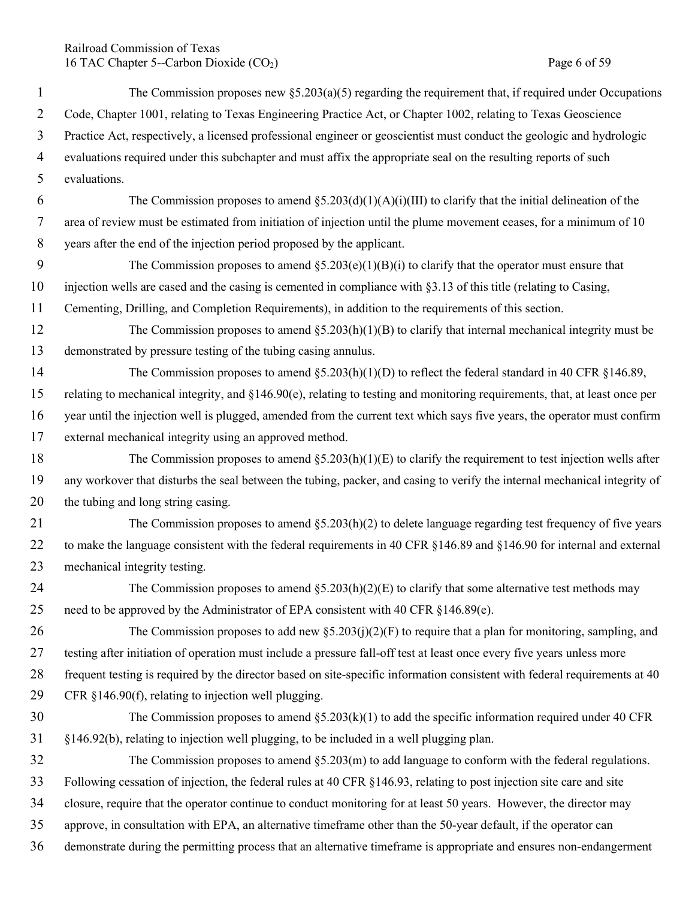The Commission proposes new §5.203(a)(5) regarding the requirement that, if required under Occupations Code, Chapter 1001, relating to Texas Engineering Practice Act, or Chapter 1002, relating to Texas Geoscience Practice Act, respectively, a licensed professional engineer or geoscientist must conduct the geologic and hydrologic evaluations required under this subchapter and must affix the appropriate seal on the resulting reports of such evaluations.

The Commission proposes to amend §5.203(d)(1)(A)(i)(III) to clarify that the initial delineation of the area of review must be estimated from initiation of injection until the plume movement ceases, for a minimum of 10 years after the end of the injection period proposed by the applicant.

The Commission proposes to amend §5.203(e)(1)(B)(i) to clarify that the operator must ensure that injection wells are cased and the casing is cemented in compliance with §3.13 of this title (relating to Casing, Cementing, Drilling, and Completion Requirements), in addition to the requirements of this section.

The Commission proposes to amend §5.203(h)(1)(B) to clarify that internal mechanical integrity must be demonstrated by pressure testing of the tubing casing annulus.

The Commission proposes to amend §5.203(h)(1)(D) to reflect the federal standard in 40 CFR §146.89, relating to mechanical integrity, and §146.90(e), relating to testing and monitoring requirements, that, at least once per year until the injection well is plugged, amended from the current text which says five years, the operator must confirm external mechanical integrity using an approved method.

The Commission proposes to amend §5.203(h)(1)(E) to clarify the requirement to test injection wells after any workover that disturbs the seal between the tubing, packer, and casing to verify the internal mechanical integrity of the tubing and long string casing.

The Commission proposes to amend §5.203(h)(2) to delete language regarding test frequency of five years to make the language consistent with the federal requirements in 40 CFR §146.89 and §146.90 for internal and external mechanical integrity testing.

The Commission proposes to amend §5.203(h)(2)(E) to clarify that some alternative test methods may need to be approved by the Administrator of EPA consistent with 40 CFR §146.89(e).

The Commission proposes to add new §5.203(j)(2)(F) to require that a plan for monitoring, sampling, and testing after initiation of operation must include a pressure fall-off test at least once every five years unless more frequent testing is required by the director based on site-specific information consistent with federal requirements at 40 CFR §146.90(f), relating to injection well plugging.

The Commission proposes to amend §5.203(k)(1) to add the specific information required under 40 CFR §146.92(b), relating to injection well plugging, to be included in a well plugging plan.

The Commission proposes to amend §5.203(m) to add language to conform with the federal regulations. Following cessation of injection, the federal rules at 40 CFR §146.93, relating to post injection site care and site closure, require that the operator continue to conduct monitoring for at least 50 years. However, the director may approve, in consultation with EPA, an alternative timeframe other than the 50-year default, if the operator can demonstrate during the permitting process that an alternative timeframe is appropriate and ensures non-endangerment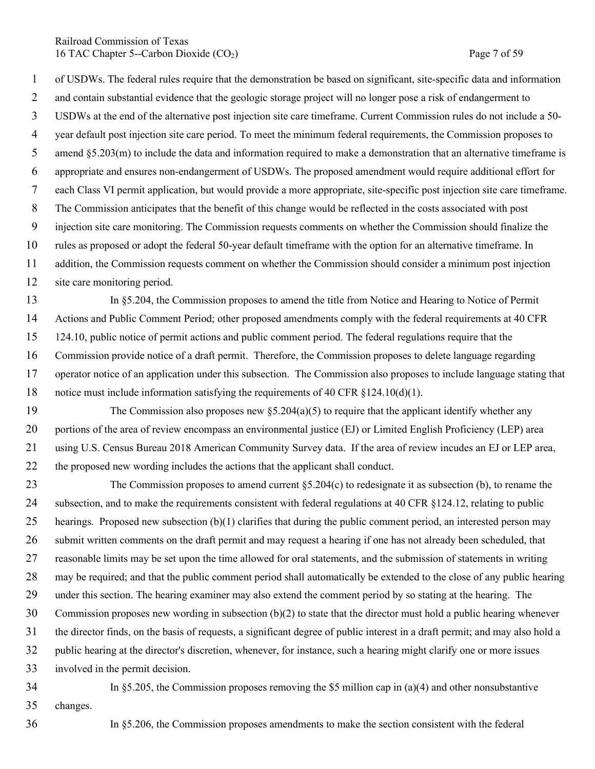of USDWs. The federal rules require that the demonstration be based on significant, site-specific data and information and contain substantial evidence that the geologic storage project will no longer pose a risk of endangerment to USDWs at the end of the alternative post injection site care timeframe. Current Commission rules do not include a 50-year default post injection site care period. To meet the minimum federal requirements, the Commission proposes to amend §5.203(m) to include the data and information required to make a demonstration that an alternative timeframe is appropriate and ensures non-endangerment of USDWs. The proposed amendment would require additional effort for each Class VI permit application, but would provide a more appropriate, site-specific post injection site care timeframe. The Commission anticipates that the benefit of this change would be reflected in the costs associated with post injection site care monitoring. The Commission requests comments on whether the Commission should finalize the rules as proposed or adopt the federal 50-year default timeframe with the option for an alternative timeframe. In addition, the Commission requests comment on whether the Commission should consider a minimum post injection site care monitoring period.

In §5.204, the Commission proposes to amend the title from Notice and Hearing to Notice of Permit Actions and Public Comment Period; other proposed amendments comply with the federal requirements at 40 CFR 124.10, public notice of permit actions and public comment period. The federal regulations require that the Commission provide notice of a draft permit. Therefore, the Commission proposes to delete language regarding operator notice of an application under this subsection. The Commission also proposes to include language stating that notice must include information satisfying the requirements of 40 CFR §124.10(d)(1).

The Commission also proposes new §5.204(a)(5) to require that the applicant identify whether any portions of the area of review encompass an environmental justice (EJ) or Limited English Proficiency (LEP) area using U.S. Census Bureau 2018 American Community Survey data. If the area of review incudes an EJ or LEP area, the proposed new wording includes the actions that the applicant shall conduct.

The Commission proposes to amend current §5.204(c) to redesignate it as subsection (b), to rename the subsection, and to make the requirements consistent with federal regulations at 40 CFR §124.12, relating to public hearings. Proposed new subsection (b)(1) clarifies that during the public comment period, an interested person may submit written comments on the draft permit and may request a hearing if one has not already been scheduled, that reasonable limits may be set upon the time allowed for oral statements, and the submission of statements in writing may be required; and that the public comment period shall automatically be extended to the close of any public hearing under this section. The hearing examiner may also extend the comment period by so stating at the hearing. The Commission proposes new wording in subsection (b)(2) to state that the director must hold a public hearing whenever the director finds, on the basis of requests, a significant degree of public interest in a draft permit; and may also hold a public hearing at the director's discretion, whenever, for instance, such a hearing might clarify one or more issues involved in the permit decision.

In §5.205, the Commission proposes removing the $5 million cap in (a)(4) and other nonsubstantive changes.

In §5.206, the Commission proposes amendments to make the section consistent with the federal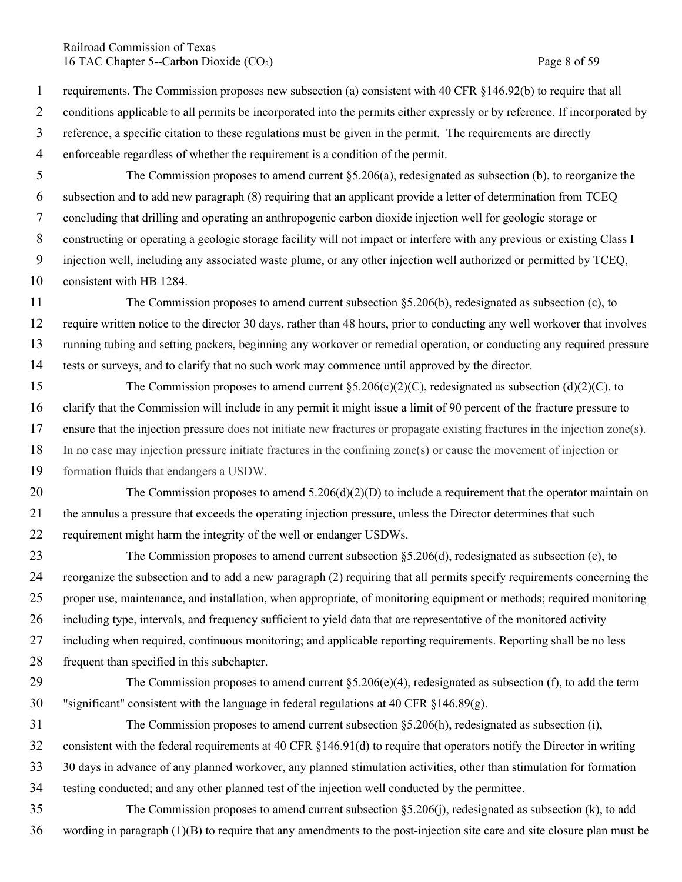requirements. The Commission proposes new subsection (a) consistent with 40 CFR §146.92(b) to require that all conditions applicable to all permits be incorporated into the permits either expressly or by reference. If incorporated by reference, a specific citation to these regulations must be given in the permit. The requirements are directly enforceable regardless of whether the requirement is a condition of the permit.

The Commission proposes to amend current §5.206(a), redesignated as subsection (b), to reorganize the subsection and to add new paragraph (8) requiring that an applicant provide a letter of determination from TCEQ concluding that drilling and operating an anthropogenic carbon dioxide injection well for geologic storage or constructing or operating a geologic storage facility will not impact or interfere with any previous or existing Class I injection well, including any associated waste plume, or any other injection well authorized or permitted by TCEQ, consistent with HB 1284.

The Commission proposes to amend current subsection §5.206(b), redesignated as subsection (c), to require written notice to the director 30 days, rather than 48 hours, prior to conducting any well workover that involves running tubing and setting packers, beginning any workover or remedial operation, or conducting any required pressure tests or surveys, and to clarify that no such work may commence until approved by the director.

The Commission proposes to amend current §5.206(c)(2)(C), redesignated as subsection (d)(2)(C), to clarify that the Commission will include in any permit it might issue a limit of 90 percent of the fracture pressure to ensure that the injection pressure does not initiate new fractures or propagate existing fractures in the injection zone(s). In no case may injection pressure initiate fractures in the confining zone(s) or cause the movement of injection or formation fluids that endangers a USDW.

The Commission proposes to amend 5.206(d)(2)(D) to include a requirement that the operator maintain on the annulus a pressure that exceeds the operating injection pressure, unless the Director determines that such requirement might harm the integrity of the well or endanger USDWs.

The Commission proposes to amend current subsection §5.206(d), redesignated as subsection (e), to reorganize the subsection and to add a new paragraph (2) requiring that all permits specify requirements concerning the proper use, maintenance, and installation, when appropriate, of monitoring equipment or methods; required monitoring including type, intervals, and frequency sufficient to yield data that are representative of the monitored activity including when required, continuous monitoring; and applicable reporting requirements. Reporting shall be no less frequent than specified in this subchapter.

The Commission proposes to amend current §5.206(e)(4), redesignated as subsection (f), to add the term "significant" consistent with the language in federal regulations at 40 CFR §146.89(g).

The Commission proposes to amend current subsection §5.206(h), redesignated as subsection (i), consistent with the federal requirements at 40 CFR §146.91(d) to require that operators notify the Director in writing 30 days in advance of any planned workover, any planned stimulation activities, other than stimulation for formation testing conducted; and any other planned test of the injection well conducted by the permittee.

The Commission proposes to amend current subsection §5.206(j), redesignated as subsection (k), to add wording in paragraph (1)(B) to require that any amendments to the post-injection site care and site closure plan must be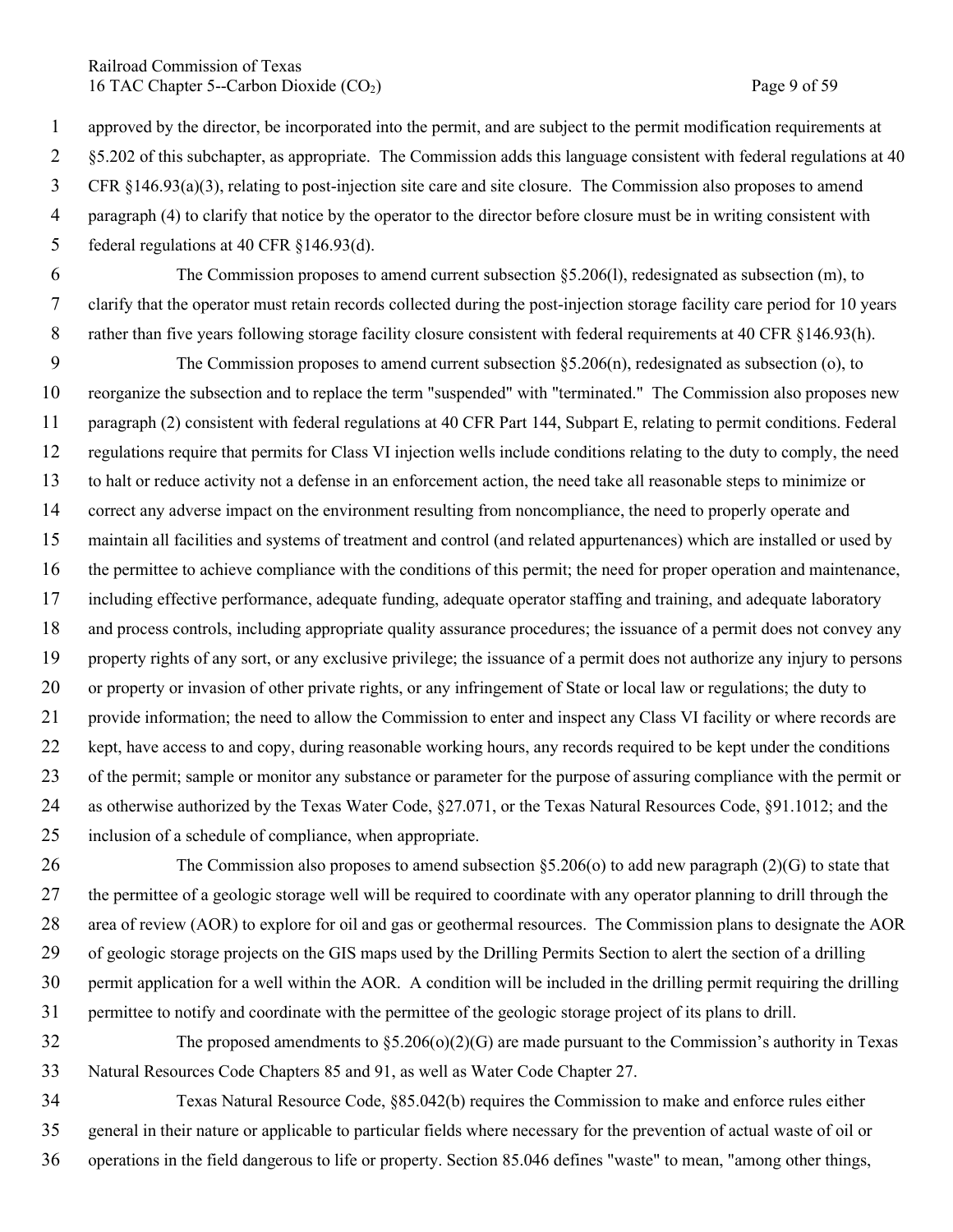approved by the director, be incorporated into the permit, and are subject to the permit modification requirements at §5.202 of this subchapter, as appropriate. The Commission adds this language consistent with federal regulations at 40 CFR §146.93(a)(3), relating to post-injection site care and site closure. The Commission also proposes to amend paragraph (4) to clarify that notice by the operator to the director before closure must be in writing consistent with federal regulations at 40 CFR §146.93(d).

The Commission proposes to amend current subsection §5.206(l), redesignated as subsection (m), to clarify that the operator must retain records collected during the post-injection storage facility care period for 10 years rather than five years following storage facility closure consistent with federal requirements at 40 CFR §146.93(h).

The Commission proposes to amend current subsection §5.206(n), redesignated as subsection (o), to reorganize the subsection and to replace the term "suspended" with "terminated." The Commission also proposes new paragraph (2) consistent with federal regulations at 40 CFR Part 144, Subpart E, relating to permit conditions. Federal regulations require that permits for Class VI injection wells include conditions relating to the duty to comply, the need to halt or reduce activity not a defense in an enforcement action, the need take all reasonable steps to minimize or correct any adverse impact on the environment resulting from noncompliance, the need to properly operate and maintain all facilities and systems of treatment and control (and related appurtenances) which are installed or used by the permittee to achieve compliance with the conditions of this permit; the need for proper operation and maintenance, including effective performance, adequate funding, adequate operator staffing and training, and adequate laboratory and process controls, including appropriate quality assurance procedures; the issuance of a permit does not convey any property rights of any sort, or any exclusive privilege; the issuance of a permit does not authorize any injury to persons or property or invasion of other private rights, or any infringement of State or local law or regulations; the duty to provide information; the need to allow the Commission to enter and inspect any Class VI facility or where records are kept, have access to and copy, during reasonable working hours, any records required to be kept under the conditions of the permit; sample or monitor any substance or parameter for the purpose of assuring compliance with the permit or as otherwise authorized by the Texas Water Code, §27.071, or the Texas Natural Resources Code, §91.1012; and the inclusion of a schedule of compliance, when appropriate.

The Commission also proposes to amend subsection §5.206(o) to add new paragraph (2)(G) to state that the permittee of a geologic storage well will be required to coordinate with any operator planning to drill through the area of review (AOR) to explore for oil and gas or geothermal resources. The Commission plans to designate the AOR of geologic storage projects on the GIS maps used by the Drilling Permits Section to alert the section of a drilling permit application for a well within the AOR. A condition will be included in the drilling permit requiring the drilling permittee to notify and coordinate with the permittee of the geologic storage project of its plans to drill.

The proposed amendments to §5.206(o)(2)(G) are made pursuant to the Commission's authority in Texas Natural Resources Code Chapters 85 and 91, as well as Water Code Chapter 27.

Texas Natural Resource Code, §85.042(b) requires the Commission to make and enforce rules either general in their nature or applicable to particular fields where necessary for the prevention of actual waste of oil or operations in the field dangerous to life or property. Section 85.046 defines "waste" to mean, "among other things,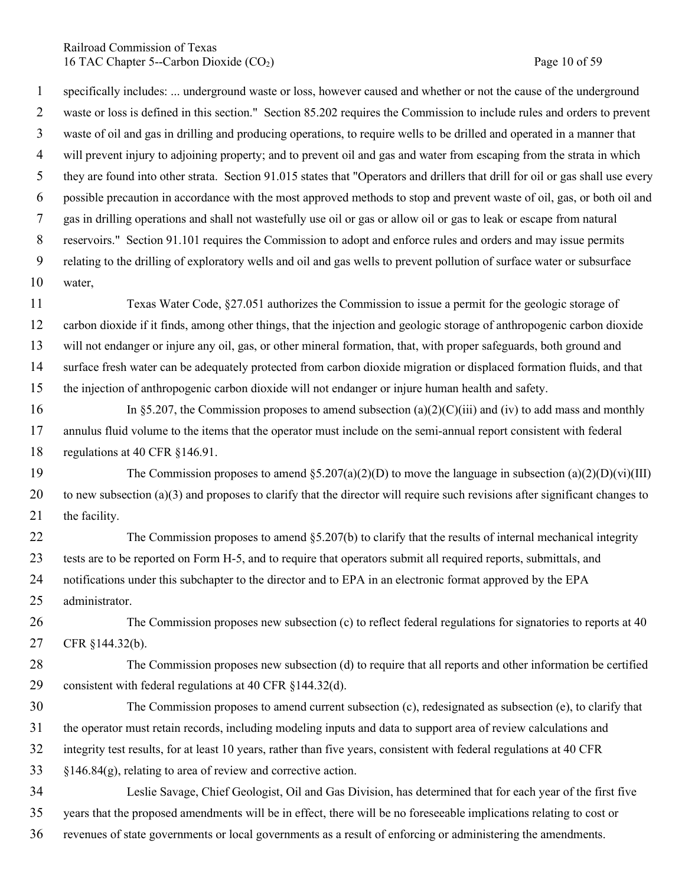specifically includes: ... underground waste or loss, however caused and whether or not the cause of the underground waste or loss is defined in this section." Section 85.202 requires the Commission to include rules and orders to prevent waste of oil and gas in drilling and producing operations, to require wells to be drilled and operated in a manner that will prevent injury to adjoining property; and to prevent oil and gas and water from escaping from the strata in which they are found into other strata. Section 91.015 states that "Operators and drillers that drill for oil or gas shall use every possible precaution in accordance with the most approved methods to stop and prevent waste of oil, gas, or both oil and gas in drilling operations and shall not wastefully use oil or gas or allow oil or gas to leak or escape from natural reservoirs." Section 91.101 requires the Commission to adopt and enforce rules and orders and may issue permits relating to the drilling of exploratory wells and oil and gas wells to prevent pollution of surface water or subsurface water,

Texas Water Code, §27.051 authorizes the Commission to issue a permit for the geologic storage of carbon dioxide if it finds, among other things, that the injection and geologic storage of anthropogenic carbon dioxide will not endanger or injure any oil, gas, or other mineral formation, that, with proper safeguards, both ground and surface fresh water can be adequately protected from carbon dioxide migration or displaced formation fluids, and that the injection of anthropogenic carbon dioxide will not endanger or injure human health and safety.

In §5.207, the Commission proposes to amend subsection (a)(2)(C)(iii) and (iv) to add mass and monthly annulus fluid volume to the items that the operator must include on the semi-annual report consistent with federal regulations at 40 CFR §146.91.

The Commission proposes to amend §5.207(a)(2)(D) to move the language in subsection (a)(2)(D)(vi)(III) to new subsection (a)(3) and proposes to clarify that the director will require such revisions after significant changes to the facility.

The Commission proposes to amend §5.207(b) to clarify that the results of internal mechanical integrity tests are to be reported on Form H-5, and to require that operators submit all required reports, submittals, and notifications under this subchapter to the director and to EPA in an electronic format approved by the EPA administrator.

The Commission proposes new subsection (c) to reflect federal regulations for signatories to reports at 40 CFR §144.32(b).

The Commission proposes new subsection (d) to require that all reports and other information be certified consistent with federal regulations at 40 CFR §144.32(d).

The Commission proposes to amend current subsection (c), redesignated as subsection (e), to clarify that the operator must retain records, including modeling inputs and data to support area of review calculations and integrity test results, for at least 10 years, rather than five years, consistent with federal regulations at 40 CFR §146.84(g), relating to area of review and corrective action.

Leslie Savage, Chief Geologist, Oil and Gas Division, has determined that for each year of the first five years that the proposed amendments will be in effect, there will be no foreseeable implications relating to cost or revenues of state governments or local governments as a result of enforcing or administering the amendments.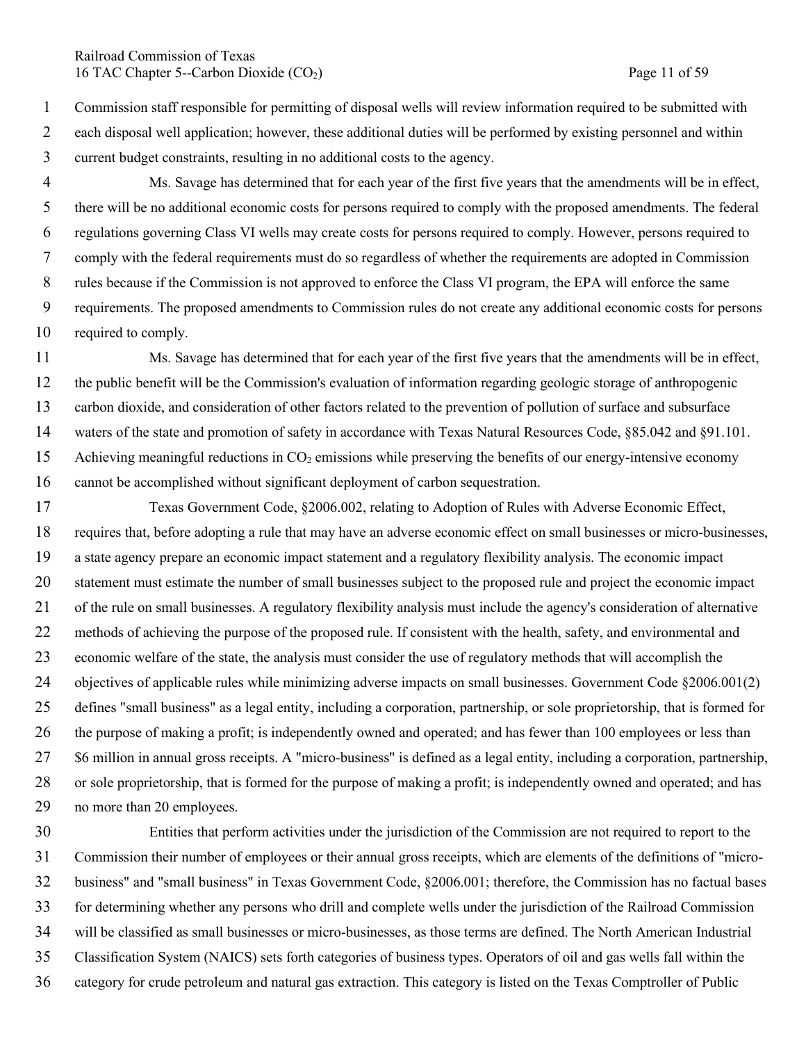Commission staff responsible for permitting of disposal wells will review information required to be submitted with each disposal well application; however, these additional duties will be performed by existing personnel and within current budget constraints, resulting in no additional costs to the agency.

Ms. Savage has determined that for each year of the first five years that the amendments will be in effect, there will be no additional economic costs for persons required to comply with the proposed amendments. The federal regulations governing Class VI wells may create costs for persons required to comply. However, persons required to comply with the federal requirements must do so regardless of whether the requirements are adopted in Commission rules because if the Commission is not approved to enforce the Class VI program, the EPA will enforce the same requirements. The proposed amendments to Commission rules do not create any additional economic costs for persons required to comply.

Ms. Savage has determined that for each year of the first five years that the amendments will be in effect, the public benefit will be the Commission's evaluation of information regarding geologic storage of anthropogenic carbon dioxide, and consideration of other factors related to the prevention of pollution of surface and subsurface waters of the state and promotion of safety in accordance with Texas Natural Resources Code, §85.042 and §91.101. Achieving meaningful reductions in $CO_2$ emissions while preserving the benefits of our energy-intensive economy cannot be accomplished without significant deployment of carbon sequestration.

Texas Government Code, §2006.002, relating to Adoption of Rules with Adverse Economic Effect, requires that, before adopting a rule that may have an adverse economic effect on small businesses or micro-businesses, a state agency prepare an economic impact statement and a regulatory flexibility analysis. The economic impact statement must estimate the number of small businesses subject to the proposed rule and project the economic impact of the rule on small businesses. A regulatory flexibility analysis must include the agency's consideration of alternative methods of achieving the purpose of the proposed rule. If consistent with the health, safety, and environmental and economic welfare of the state, the analysis must consider the use of regulatory methods that will accomplish the objectives of applicable rules while minimizing adverse impacts on small businesses. Government Code §2006.001(2) defines "small business" as a legal entity, including a corporation, partnership, or sole proprietorship, that is formed for the purpose of making a profit; is independently owned and operated; and has fewer than 100 employees or less than \$6 million in annual gross receipts. A "micro-business" is defined as a legal entity, including a corporation, partnership, or sole proprietorship, that is formed for the purpose of making a profit; is independently owned and operated; and has no more than 20 employees.

Entities that perform activities under the jurisdiction of the Commission are not required to report to the Commission their number of employees or their annual gross receipts, which are elements of the definitions of "micro-business" and "small business" in Texas Government Code, §2006.001; therefore, the Commission has no factual bases for determining whether any persons who drill and complete wells under the jurisdiction of the Railroad Commission will be classified as small businesses or micro-businesses, as those terms are defined. The North American Industrial Classification System (NAICS) sets forth categories of business types. Operators of oil and gas wells fall within the category for crude petroleum and natural gas extraction. This category is listed on the Texas Comptroller of Public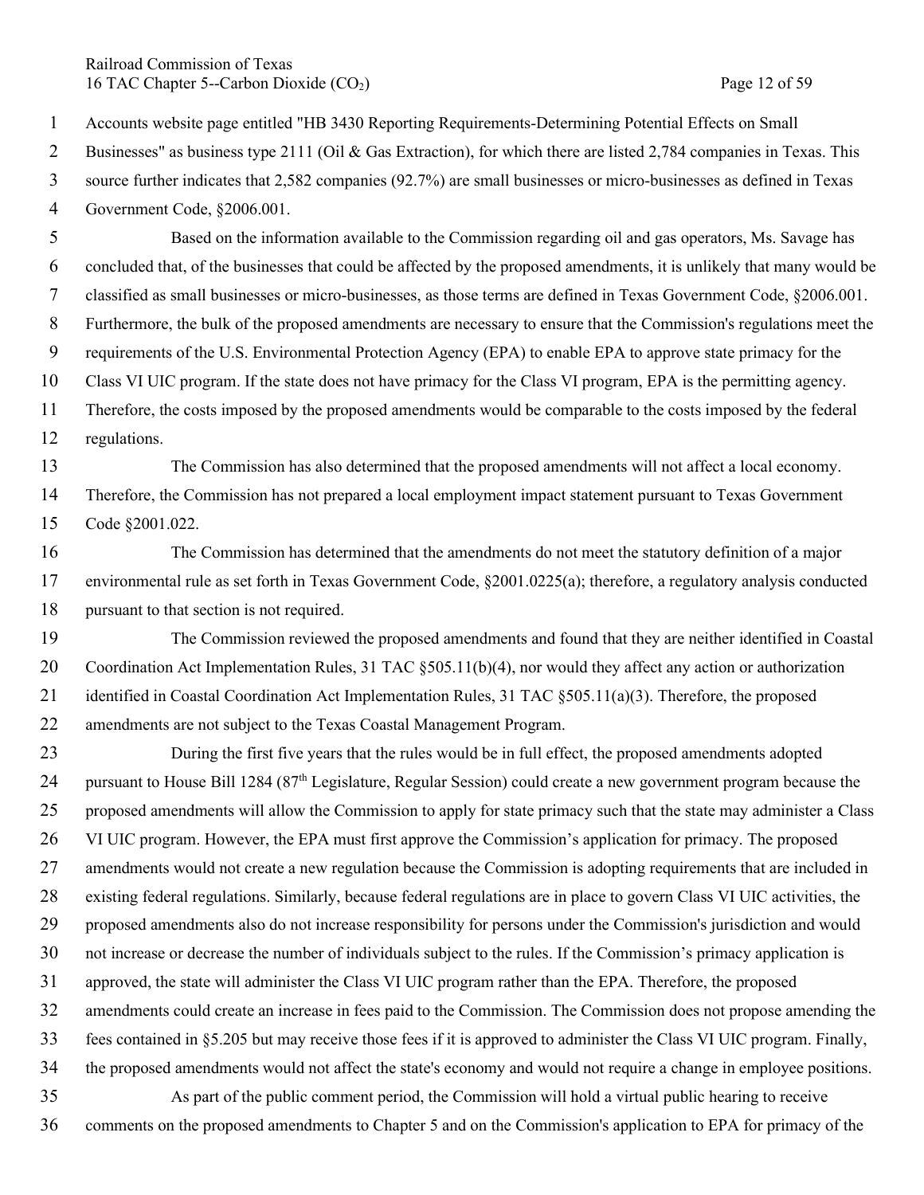Accounts website page entitled "HB 3430 Reporting Requirements-Determining Potential Effects on Small Businesses" as business type 2111 (Oil & Gas Extraction), for which there are listed 2,784 companies in Texas. This source further indicates that 2,582 companies (92.7%) are small businesses or micro-businesses as defined in Texas Government Code, §2006.001.

Based on the information available to the Commission regarding oil and gas operators, Ms. Savage has concluded that, of the businesses that could be affected by the proposed amendments, it is unlikely that many would be classified as small businesses or micro-businesses, as those terms are defined in Texas Government Code, §2006.001. Furthermore, the bulk of the proposed amendments are necessary to ensure that the Commission's regulations meet the requirements of the U.S. Environmental Protection Agency (EPA) to enable EPA to approve state primacy for the Class VI UIC program. If the state does not have primacy for the Class VI program, EPA is the permitting agency. Therefore, the costs imposed by the proposed amendments would be comparable to the costs imposed by the federal regulations.

The Commission has also determined that the proposed amendments will not affect a local economy. Therefore, the Commission has not prepared a local employment impact statement pursuant to Texas Government Code §2001.022.

The Commission has determined that the amendments do not meet the statutory definition of a major environmental rule as set forth in Texas Government Code, §2001.0225(a); therefore, a regulatory analysis conducted pursuant to that section is not required.

The Commission reviewed the proposed amendments and found that they are neither identified in Coastal Coordination Act Implementation Rules, 31 TAC §505.11(b)(4), nor would they affect any action or authorization identified in Coastal Coordination Act Implementation Rules, 31 TAC §505.11(a)(3). Therefore, the proposed amendments are not subject to the Texas Coastal Management Program.

During the first five years that the rules would be in full effect, the proposed amendments adopted pursuant to House Bill 1284 (87th Legislature, Regular Session) could create a new government program because the proposed amendments will allow the Commission to apply for state primacy such that the state may administer a Class VI UIC program. However, the EPA must first approve the Commission's application for primacy. The proposed amendments would not create a new regulation because the Commission is adopting requirements that are included in existing federal regulations. Similarly, because federal regulations are in place to govern Class VI UIC activities, the proposed amendments also do not increase responsibility for persons under the Commission's jurisdiction and would not increase or decrease the number of individuals subject to the rules. If the Commission's primacy application is approved, the state will administer the Class VI UIC program rather than the EPA. Therefore, the proposed amendments could create an increase in fees paid to the Commission. The Commission does not propose amending the fees contained in §5.205 but may receive those fees if it is approved to administer the Class VI UIC program. Finally, the proposed amendments would not affect the state's economy and would not require a change in employee positions.

As part of the public comment period, the Commission will hold a virtual public hearing to receive comments on the proposed amendments to Chapter 5 and on the Commission's application to EPA for primacy of the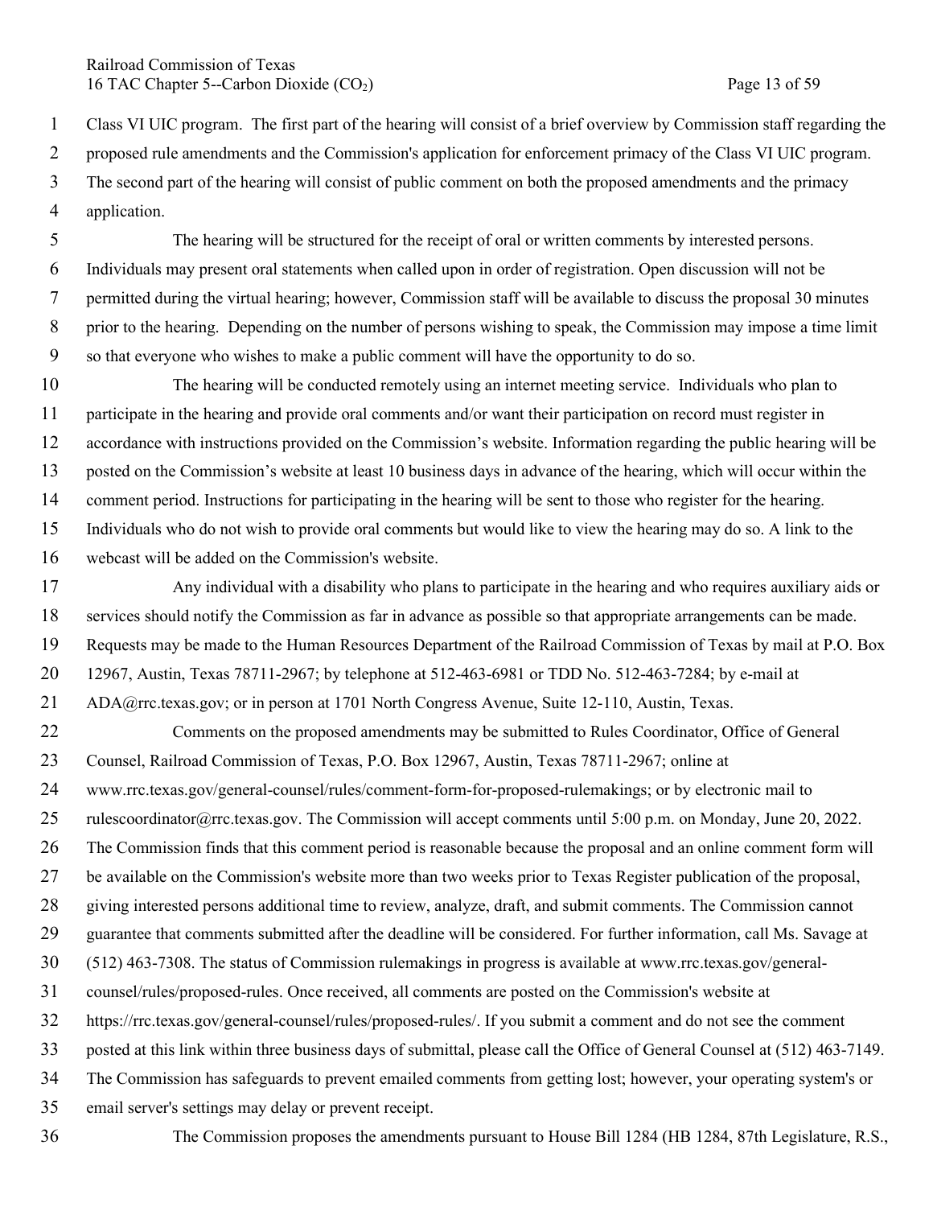Class VI UIC program. The first part of the hearing will consist of a brief overview by Commission staff regarding the proposed rule amendments and the Commission's application for enforcement primacy of the Class VI UIC program. The second part of the hearing will consist of public comment on both the proposed amendments and the primacy application.

The hearing will be structured for the receipt of oral or written comments by interested persons. Individuals may present oral statements when called upon in order of registration. Open discussion will not be permitted during the virtual hearing; however, Commission staff will be available to discuss the proposal 30 minutes prior to the hearing. Depending on the number of persons wishing to speak, the Commission may impose a time limit so that everyone who wishes to make a public comment will have the opportunity to do so.

The hearing will be conducted remotely using an internet meeting service. Individuals who plan to participate in the hearing and provide oral comments and/or want their participation on record must register in accordance with instructions provided on the Commission's website. Information regarding the public hearing will be posted on the Commission's website at least 10 business days in advance of the hearing, which will occur within the comment period. Instructions for participating in the hearing will be sent to those who register for the hearing. Individuals who do not wish to provide oral comments but would like to view the hearing may do so. A link to the webcast will be added on the Commission's website.

Any individual with a disability who plans to participate in the hearing and who requires auxiliary aids or services should notify the Commission as far in advance as possible so that appropriate arrangements can be made. Requests may be made to the Human Resources Department of the Railroad Commission of Texas by mail at P.O. Box 12967, Austin, Texas 78711-2967; by telephone at 512-463-6981 or TDD No. 512-463-7284; by e-mail at ADA@rrc.texas.gov; or in person at 1701 North Congress Avenue, Suite 12-110, Austin, Texas.

Comments on the proposed amendments may be submitted to Rules Coordinator, Office of General Counsel, Railroad Commission of Texas, P.O. Box 12967, Austin, Texas 78711-2967; online at www.rrc.texas.gov/general-counsel/rules/comment-form-for-proposed-rulemakings; or by electronic mail to rulescoordinator@rrc.texas.gov. The Commission will accept comments until 5:00 p.m. on Monday, June 20, 2022. The Commission finds that this comment period is reasonable because the proposal and an online comment form will be available on the Commission's website more than two weeks prior to Texas Register publication of the proposal, giving interested persons additional time to review, analyze, draft, and submit comments. The Commission cannot guarantee that comments submitted after the deadline will be considered. For further information, call Ms. Savage at (512) 463-7308. The status of Commission rulemakings in progress is available at www.rrc.texas.gov/general-counsel/rules/proposed-rules. Once received, all comments are posted on the Commission's website at https://rrc.texas.gov/general-counsel/rules/proposed-rules/. If you submit a comment and do not see the comment posted at this link within three business days of submittal, please call the Office of General Counsel at (512) 463-7149. The Commission has safeguards to prevent emailed comments from getting lost; however, your operating system's or email server's settings may delay or prevent receipt.

The Commission proposes the amendments pursuant to House Bill 1284 (HB 1284, 87th Legislature, R.S.,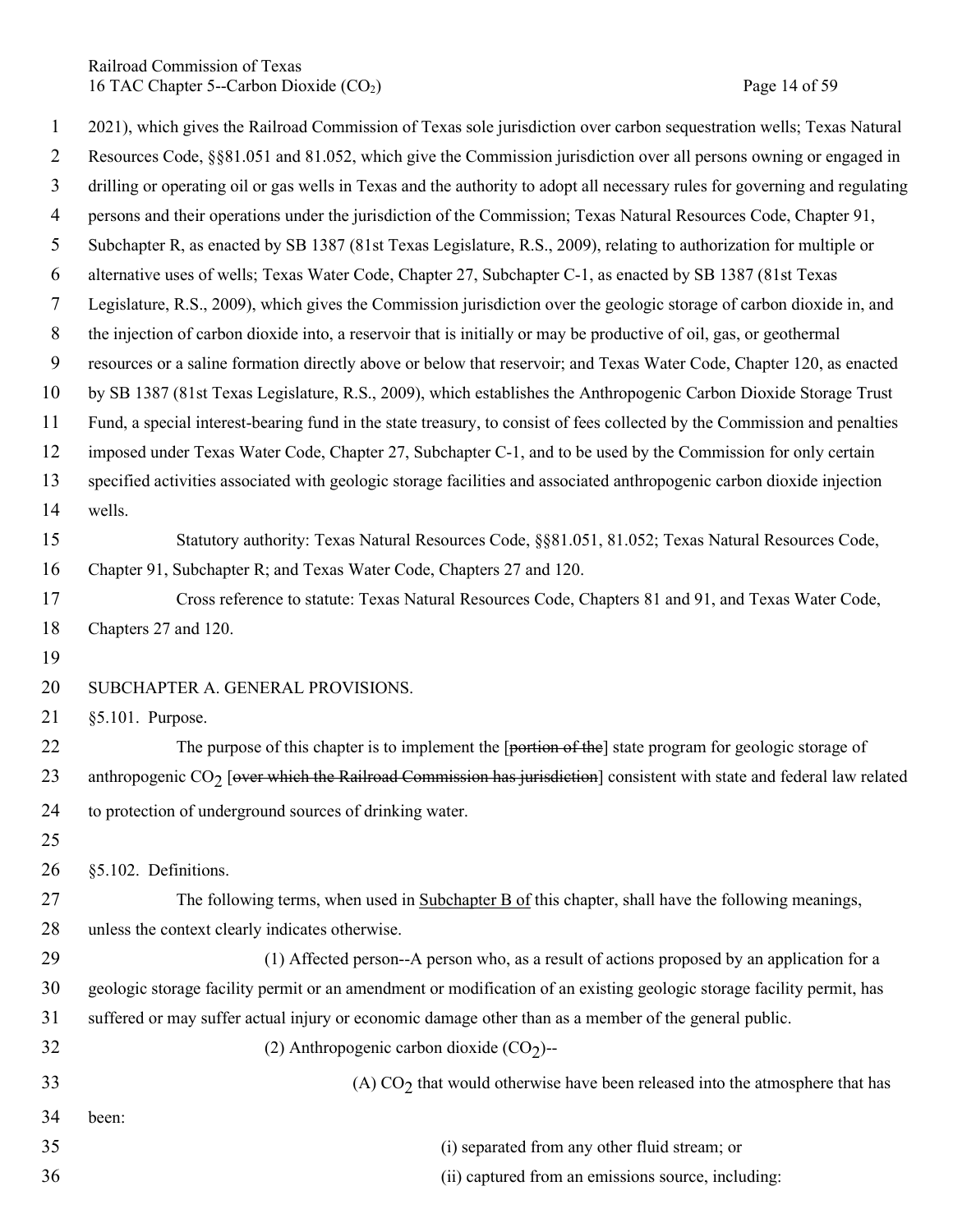2021), which gives the Railroad Commission of Texas sole jurisdiction over carbon sequestration wells; Texas Natural Resources Code, §§81.051 and 81.052, which give the Commission jurisdiction over all persons owning or engaged in drilling or operating oil or gas wells in Texas and the authority to adopt all necessary rules for governing and regulating persons and their operations under the jurisdiction of the Commission; Texas Natural Resources Code, Chapter 91, Subchapter R, as enacted by SB 1387 (81st Texas Legislature, R.S., 2009), relating to authorization for multiple or alternative uses of wells; Texas Water Code, Chapter 27, Subchapter C-1, as enacted by SB 1387 (81st Texas Legislature, R.S., 2009), which gives the Commission jurisdiction over the geologic storage of carbon dioxide in, and the injection of carbon dioxide into, a reservoir that is initially or may be productive of oil, gas, or geothermal resources or a saline formation directly above or below that reservoir; and Texas Water Code, Chapter 120, as enacted by SB 1387 (81st Texas Legislature, R.S., 2009), which establishes the Anthropogenic Carbon Dioxide Storage Trust Fund, a special interest-bearing fund in the state treasury, to consist of fees collected by the Commission and penalties imposed under Texas Water Code, Chapter 27, Subchapter C-1, and to be used by the Commission for only certain specified activities associated with geologic storage facilities and associated anthropogenic carbon dioxide injection wells.

Statutory authority: Texas Natural Resources Code, §§81.051, 81.052; Texas Natural Resources Code, Chapter 91, Subchapter R; and Texas Water Code, Chapters 27 and 120.

Cross reference to statute: Texas Natural Resources Code, Chapters 81 and 91, and Texas Water Code, Chapters 27 and 120.

SUBCHAPTER A. GENERAL PROVISIONS.

§5.101. Purpose.

The purpose of this chapter is to implement the [~~portion of the~~] state program for geologic storage of anthropogenic $CO_2$ [~~over which the Railroad Commission has jurisdiction~~] consistent with state and federal law related to protection of underground sources of drinking water.

§5.102. Definitions.

The following terms, when used in <u>Subchapter B of</u> this chapter, shall have the following meanings, unless the context clearly indicates otherwise.

(1) Affected person--A person who, as a result of actions proposed by an application for a geologic storage facility permit or an amendment or modification of an existing geologic storage facility permit, has suffered or may suffer actual injury or economic damage other than as a member of the general public.

(2) Anthropogenic carbon dioxide ($CO_2$)--

(A) $CO_2$ that would otherwise have been released into the atmosphere that has been:

(i) separated from any other fluid stream; or

(ii) captured from an emissions source, including: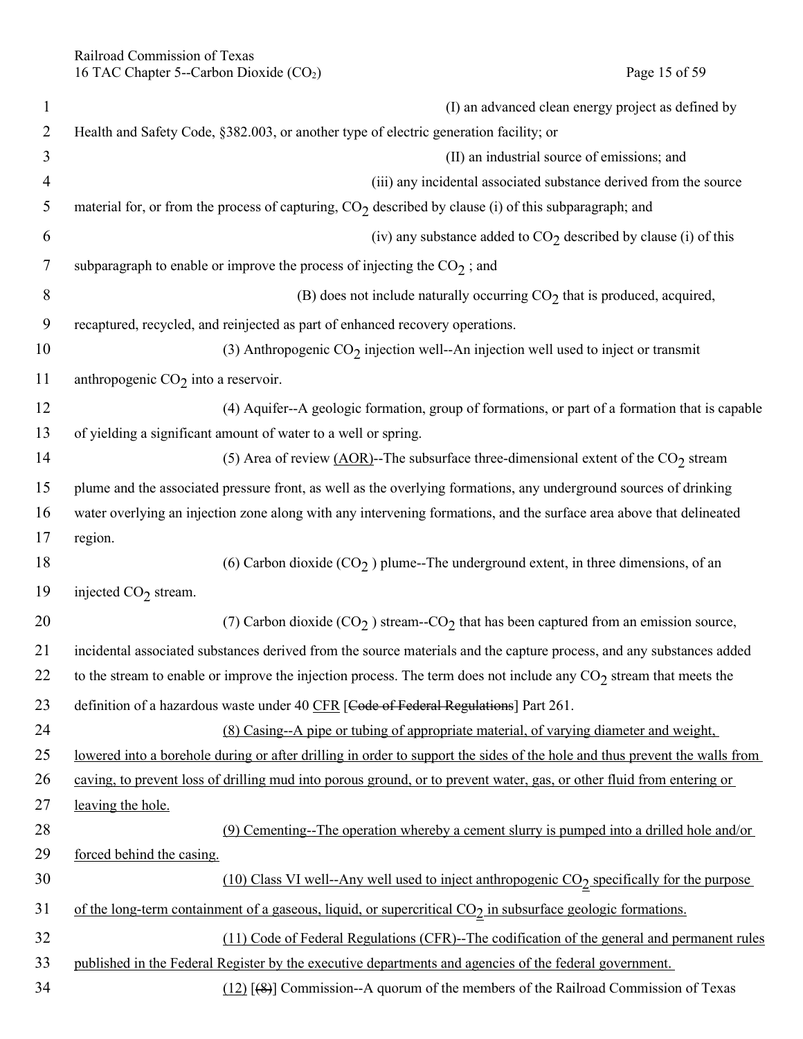(I) an advanced clean energy project as defined by Health and Safety Code, §382.003, or another type of electric generation facility; or

(II) an industrial source of emissions; and

(iii) any incidental associated substance derived from the source material for, or from the process of capturing, $CO_2$ described by clause (i) of this subparagraph; and

(iv) any substance added to $CO_2$ described by clause (i) of this subparagraph to enable or improve the process of injecting the $CO_2$ ; and

(B) does not include naturally occurring $CO_2$ that is produced, acquired, recaptured, recycled, and reinjected as part of enhanced recovery operations.

(3) Anthropogenic $CO_2$ injection well--An injection well used to inject or transmit anthropogenic $CO_2$ into a reservoir.

(4) Aquifer--A geologic formation, group of formations, or part of a formation that is capable of yielding a significant amount of water to a well or spring.

(5) Area of review <u>(AOR)</u>--The subsurface three-dimensional extent of the $CO_2$ stream plume and the associated pressure front, as well as the overlying formations, any underground sources of drinking water overlying an injection zone along with any intervening formations, and the surface area above that delineated region.

(6) Carbon dioxide ($CO_2$ ) plume--The underground extent, in three dimensions, of an injected $CO_2$ stream.

(7) Carbon dioxide ($CO_2$ ) stream--$CO_2$ that has been captured from an emission source, incidental associated substances derived from the source materials and the capture process, and any substances added to the stream to enable or improve the injection process. The term does not include any $CO_2$ stream that meets the definition of a hazardous waste under 40 <u>CFR</u> [~~Code of Federal Regulations~~] Part 261.

<u>(8) Casing--A pipe or tubing of appropriate material, of varying diameter and weight, lowered into a borehole during or after drilling in order to support the sides of the hole and thus prevent the walls from caving, to prevent loss of drilling mud into porous ground, or to prevent water, gas, or other fluid from entering or leaving the hole.</u>

<u>(9) Cementing--The operation whereby a cement slurry is pumped into a drilled hole and/or forced behind the casing.</u>

<u>(10) Class VI well--Any well used to inject anthropogenic $CO_2$ specifically for the purpose of the long-term containment of a gaseous, liquid, or supercritical $CO_2$ in subsurface geologic formations.</u>

<u>(11) Code of Federal Regulations (CFR)--The codification of the general and permanent rules published in the Federal Register by the executive departments and agencies of the federal government.</u>

<u>(12)</u> [~~(8)~~] Commission--A quorum of the members of the Railroad Commission of Texas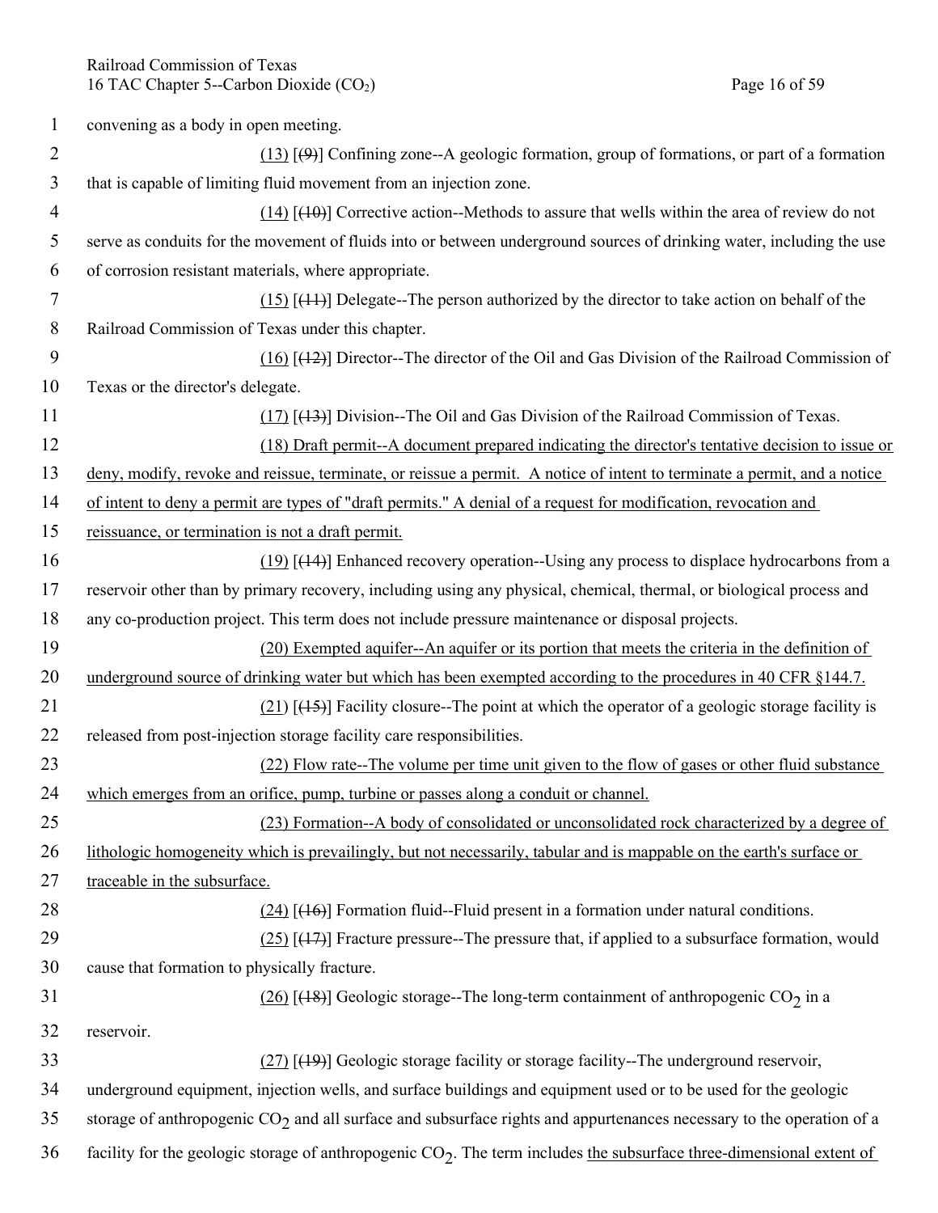convening as a body in open meeting.

(13) [(9)] Confining zone--A geologic formation, group of formations, or part of a formation that is capable of limiting fluid movement from an injection zone.

(14) [(10)] Corrective action--Methods to assure that wells within the area of review do not serve as conduits for the movement of fluids into or between underground sources of drinking water, including the use of corrosion resistant materials, where appropriate.

(15) [(11)] Delegate--The person authorized by the director to take action on behalf of the Railroad Commission of Texas under this chapter.

(16) [(12)] Director--The director of the Oil and Gas Division of the Railroad Commission of Texas or the director's delegate.

(17) [(13)] Division--The Oil and Gas Division of the Railroad Commission of Texas.

(18) Draft permit--A document prepared indicating the director's tentative decision to issue or deny, modify, revoke and reissue, terminate, or reissue a permit. A notice of intent to terminate a permit, and a notice of intent to deny a permit are types of "draft permits." A denial of a request for modification, revocation and reissuance, or termination is not a draft permit.

(19) [(14)] Enhanced recovery operation--Using any process to displace hydrocarbons from a reservoir other than by primary recovery, including using any physical, chemical, thermal, or biological process and any co-production project. This term does not include pressure maintenance or disposal projects.

(20) Exempted aquifer--An aquifer or its portion that meets the criteria in the definition of underground source of drinking water but which has been exempted according to the procedures in 40 CFR §144.7.

(21) [(15)] Facility closure--The point at which the operator of a geologic storage facility is released from post-injection storage facility care responsibilities.

(22) Flow rate--The volume per time unit given to the flow of gases or other fluid substance which emerges from an orifice, pump, turbine or passes along a conduit or channel.

(23) Formation--A body of consolidated or unconsolidated rock characterized by a degree of lithologic homogeneity which is prevailingly, but not necessarily, tabular and is mappable on the earth's surface or traceable in the subsurface.

(24) [(16)] Formation fluid--Fluid present in a formation under natural conditions.

(25) [(17)] Fracture pressure--The pressure that, if applied to a subsurface formation, would cause that formation to physically fracture.

(26) [(18)] Geologic storage--The long-term containment of anthropogenic $CO_2$ in a reservoir.

(27) [(19)] Geologic storage facility or storage facility--The underground reservoir, underground equipment, injection wells, and surface buildings and equipment used or to be used for the geologic storage of anthropogenic $CO_2$ and all surface and subsurface rights and appurtenances necessary to the operation of a facility for the geologic storage of anthropogenic $CO_2$. The term includes the subsurface three-dimensional extent of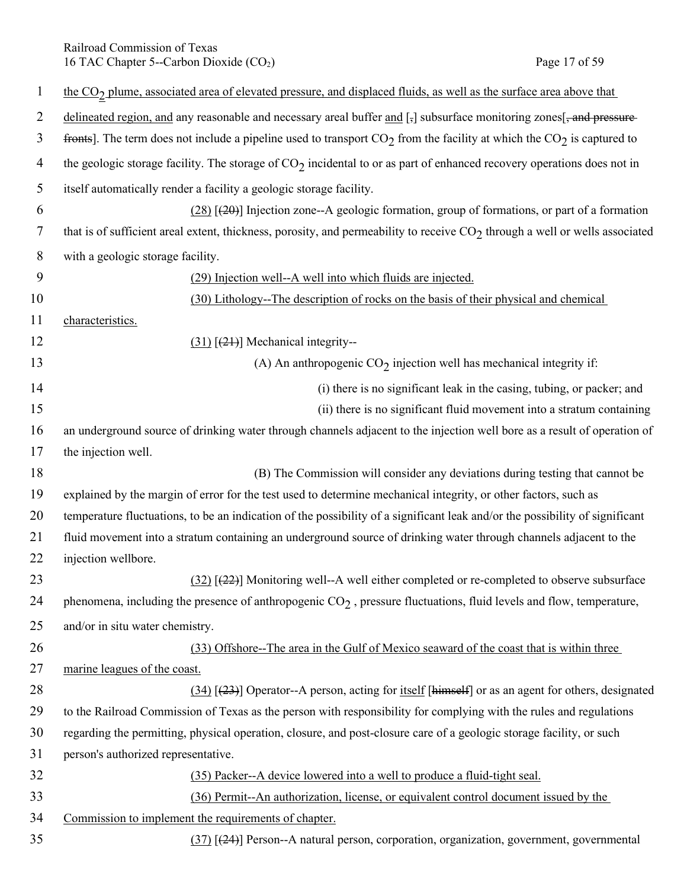the $CO_2$ plume, associated area of elevated pressure, and displaced fluids, as well as the surface area above that delineated region, and any reasonable and necessary areal buffer and [,] subsurface monitoring zones[, and pressure fronts]. The term does not include a pipeline used to transport $CO_2$ from the facility at which the $CO_2$ is captured to the geologic storage facility. The storage of $CO_2$ incidental to or as part of enhanced recovery operations does not in itself automatically render a facility a geologic storage facility.

(28) [(20)] Injection zone--A geologic formation, group of formations, or part of a formation that is of sufficient areal extent, thickness, porosity, and permeability to receive $CO_2$ through a well or wells associated with a geologic storage facility.

(29) Injection well--A well into which fluids are injected.

(30) Lithology--The description of rocks on the basis of their physical and chemical characteristics.

(31) [(21)] Mechanical integrity--

(A) An anthropogenic $CO_2$ injection well has mechanical integrity if:

(i) there is no significant leak in the casing, tubing, or packer; and

(ii) there is no significant fluid movement into a stratum containing an underground source of drinking water through channels adjacent to the injection well bore as a result of operation of the injection well.

(B) The Commission will consider any deviations during testing that cannot be explained by the margin of error for the test used to determine mechanical integrity, or other factors, such as temperature fluctuations, to be an indication of the possibility of a significant leak and/or the possibility of significant fluid movement into a stratum containing an underground source of drinking water through channels adjacent to the injection wellbore.

(32) [(22)] Monitoring well--A well either completed or re-completed to observe subsurface phenomena, including the presence of anthropogenic $CO_2$ , pressure fluctuations, fluid levels and flow, temperature, and/or in situ water chemistry.

(33) Offshore--The area in the Gulf of Mexico seaward of the coast that is within three marine leagues of the coast.

(34) [(23)] Operator--A person, acting for itself [himself] or as an agent for others, designated to the Railroad Commission of Texas as the person with responsibility for complying with the rules and regulations regarding the permitting, physical operation, closure, and post-closure care of a geologic storage facility, or such person's authorized representative.

(35) Packer--A device lowered into a well to produce a fluid-tight seal.

(36) Permit--An authorization, license, or equivalent control document issued by the Commission to implement the requirements of chapter.

(37) [(24)] Person--A natural person, corporation, organization, government, governmental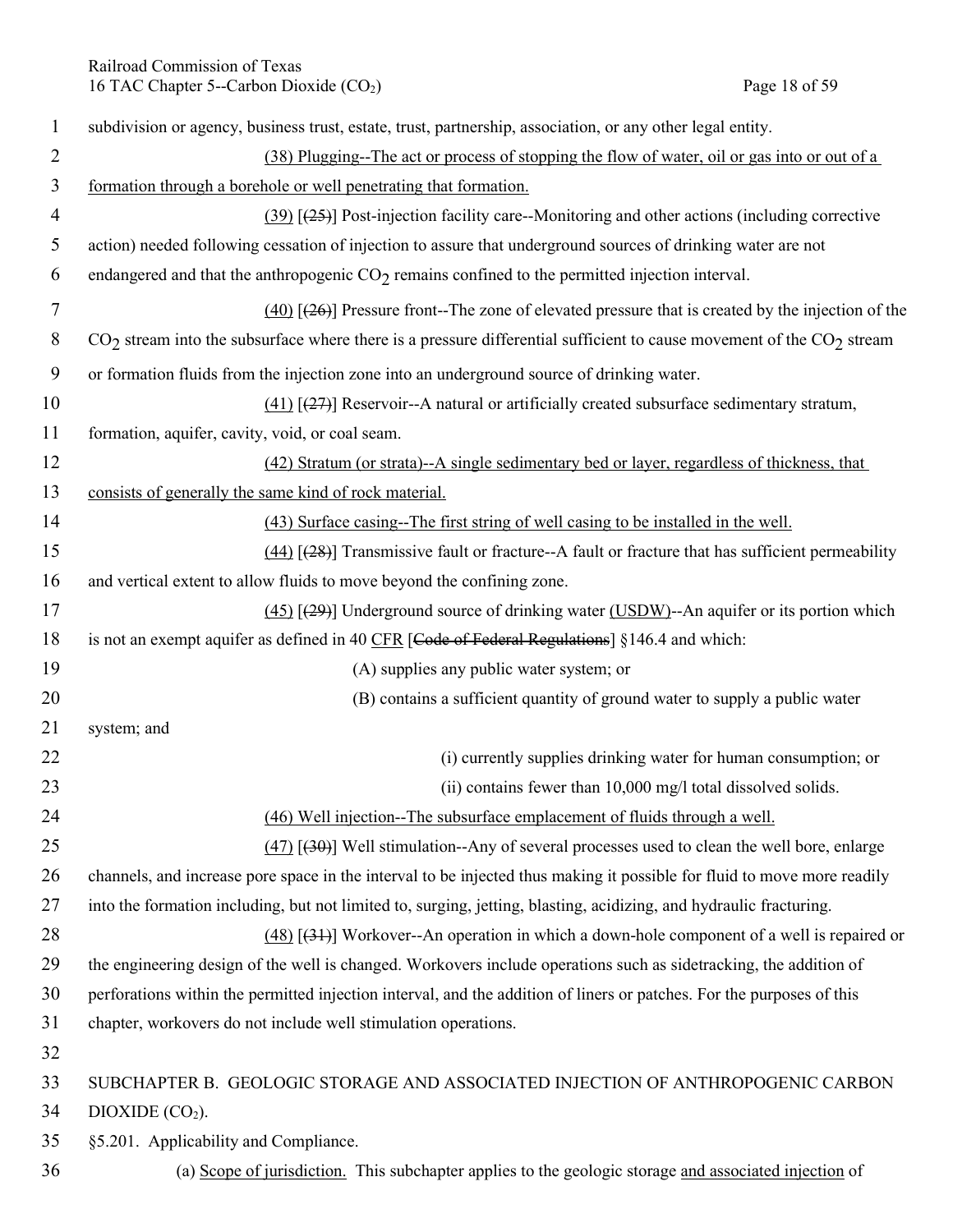subdivision or agency, business trust, estate, trust, partnership, association, or any other legal entity.

(38) Plugging--The act or process of stopping the flow of water, oil or gas into or out of a formation through a borehole or well penetrating that formation.

(39) [(25)] Post-injection facility care--Monitoring and other actions (including corrective action) needed following cessation of injection to assure that underground sources of drinking water are not endangered and that the anthropogenic $CO_2$ remains confined to the permitted injection interval.

(40) [(26)] Pressure front--The zone of elevated pressure that is created by the injection of the $CO_2$ stream into the subsurface where there is a pressure differential sufficient to cause movement of the $CO_2$ stream or formation fluids from the injection zone into an underground source of drinking water.

(41) [(27)] Reservoir--A natural or artificially created subsurface sedimentary stratum, formation, aquifer, cavity, void, or coal seam.

(42) Stratum (or strata)--A single sedimentary bed or layer, regardless of thickness, that consists of generally the same kind of rock material.

(43) Surface casing--The first string of well casing to be installed in the well.

(44) [(28)] Transmissive fault or fracture--A fault or fracture that has sufficient permeability and vertical extent to allow fluids to move beyond the confining zone.

(45) [(29)] Underground source of drinking water (USDW)--An aquifer or its portion which is not an exempt aquifer as defined in 40 CFR [~~Code of Federal Regulations~~] §146.4 and which:

(A) supplies any public water system; or

(B) contains a sufficient quantity of ground water to supply a public water system; and

(i) currently supplies drinking water for human consumption; or

(ii) contains fewer than 10,000 mg/l total dissolved solids.

(46) Well injection--The subsurface emplacement of fluids through a well.

(47) [(30)] Well stimulation--Any of several processes used to clean the well bore, enlarge channels, and increase pore space in the interval to be injected thus making it possible for fluid to move more readily into the formation including, but not limited to, surging, jetting, blasting, acidizing, and hydraulic fracturing.

(48) [(31)] Workover--An operation in which a down-hole component of a well is repaired or the engineering design of the well is changed. Workovers include operations such as sidetracking, the addition of perforations within the permitted injection interval, and the addition of liners or patches. For the purposes of this chapter, workovers do not include well stimulation operations.

## SUBCHAPTER B. GEOLOGIC STORAGE AND ASSOCIATED INJECTION OF ANTHROPOGENIC CARBON DIOXIDE ($CO_2$).

### §5.201. Applicability and Compliance.

(a) Scope of jurisdiction. This subchapter applies to the geologic storage and associated injection of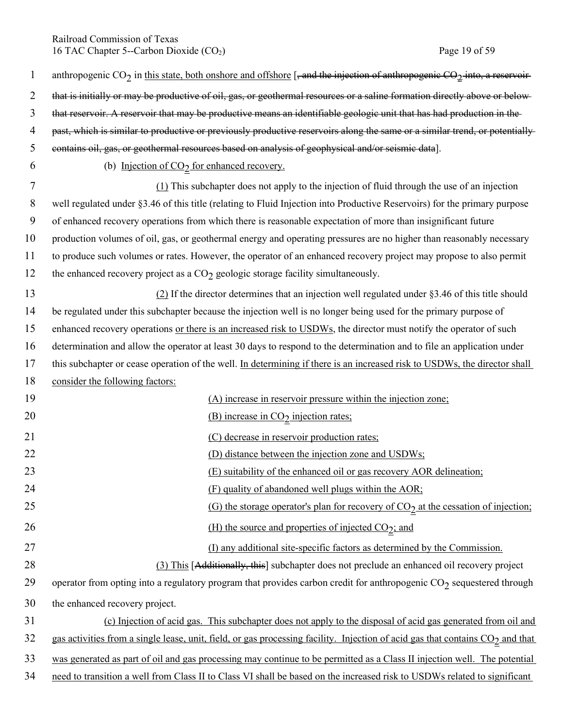anthropogenic $CO_2$ in this state, both onshore and offshore [~~, and the injection of anthropogenic $CO_2$ into, a reservoir that is initially or may be productive of oil, gas, or geothermal resources or a saline formation directly above or below that reservoir. A reservoir that may be productive means an identifiable geologic unit that has had production in the past, which is similar to productive or previously productive reservoirs along the same or a similar trend, or potentially contains oil, gas, or geothermal resources based on analysis of geophysical and/or seismic data~~].

(b) Injection of $CO_2$ for enhanced recovery.

(1) This subchapter does not apply to the injection of fluid through the use of an injection well regulated under §3.46 of this title (relating to Fluid Injection into Productive Reservoirs) for the primary purpose of enhanced recovery operations from which there is reasonable expectation of more than insignificant future production volumes of oil, gas, or geothermal energy and operating pressures are no higher than reasonably necessary to produce such volumes or rates. However, the operator of an enhanced recovery project may propose to also permit the enhanced recovery project as a $CO_2$ geologic storage facility simultaneously.

(2) If the director determines that an injection well regulated under §3.46 of this title should be regulated under this subchapter because the injection well is no longer being used for the primary purpose of enhanced recovery operations or there is an increased risk to USDWs, the director must notify the operator of such determination and allow the operator at least 30 days to respond to the determination and to file an application under this subchapter or cease operation of the well. In determining if there is an increased risk to USDWs, the director shall consider the following factors:

(A) increase in reservoir pressure within the injection zone;

(B) increase in $CO_2$ injection rates;

(C) decrease in reservoir production rates;

(D) distance between the injection zone and USDWs;

(E) suitability of the enhanced oil or gas recovery AOR delineation;

(F) quality of abandoned well plugs within the AOR;

(G) the storage operator's plan for recovery of $CO_2$ at the cessation of injection;

(H) the source and properties of injected $CO_2$; and

(I) any additional site-specific factors as determined by the Commission.

(3) This [~~Additionally, this~~] subchapter does not preclude an enhanced oil recovery project operator from opting into a regulatory program that provides carbon credit for anthropogenic $CO_2$ sequestered through the enhanced recovery project.

(c) Injection of acid gas. This subchapter does not apply to the disposal of acid gas generated from oil and gas activities from a single lease, unit, field, or gas processing facility. Injection of acid gas that contains $CO_2$ and that was generated as part of oil and gas processing may continue to be permitted as a Class II injection well. The potential need to transition a well from Class II to Class VI shall be based on the increased risk to USDWs related to significant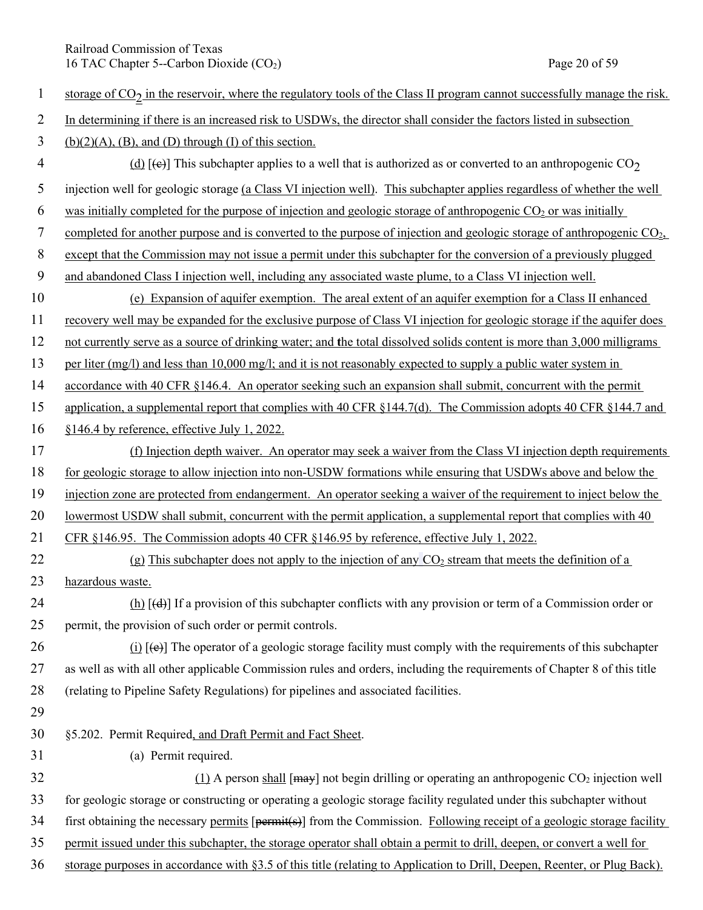storage of $CO_2$ in the reservoir, where the regulatory tools of the Class II program cannot successfully manage the risk. In determining if there is an increased risk to USDWs, the director shall consider the factors listed in subsection (b)(2)(A), (B), and (D) through (I) of this section.

(d) [(c)] This subchapter applies to a well that is authorized as or converted to an anthropogenic $CO_2$ injection well for geologic storage (a Class VI injection well). This subchapter applies regardless of whether the well was initially completed for the purpose of injection and geologic storage of anthropogenic $CO_2$ or was initially completed for another purpose and is converted to the purpose of injection and geologic storage of anthropogenic $CO_2$, except that the Commission may not issue a permit under this subchapter for the conversion of a previously plugged and abandoned Class I injection well, including any associated waste plume, to a Class VI injection well.

(e) Expansion of aquifer exemption. The areal extent of an aquifer exemption for a Class II enhanced recovery well may be expanded for the exclusive purpose of Class VI injection for geologic storage if the aquifer does not currently serve as a source of drinking water; and the total dissolved solids content is more than 3,000 milligrams per liter (mg/l) and less than 10,000 mg/l; and it is not reasonably expected to supply a public water system in accordance with 40 CFR §146.4. An operator seeking such an expansion shall submit, concurrent with the permit application, a supplemental report that complies with 40 CFR §144.7(d). The Commission adopts 40 CFR §144.7 and §146.4 by reference, effective July 1, 2022.

(f) Injection depth waiver. An operator may seek a waiver from the Class VI injection depth requirements for geologic storage to allow injection into non-USDW formations while ensuring that USDWs above and below the injection zone are protected from endangerment. An operator seeking a waiver of the requirement to inject below the lowermost USDW shall submit, concurrent with the permit application, a supplemental report that complies with 40 CFR §146.95. The Commission adopts 40 CFR §146.95 by reference, effective July 1, 2022.

(g) This subchapter does not apply to the injection of any $CO_2$ stream that meets the definition of a hazardous waste.

(h) [(d)] If a provision of this subchapter conflicts with any provision or term of a Commission order or permit, the provision of such order or permit controls.

(i) [(e)] The operator of a geologic storage facility must comply with the requirements of this subchapter as well as with all other applicable Commission rules and orders, including the requirements of Chapter 8 of this title (relating to Pipeline Safety Regulations) for pipelines and associated facilities.

§5.202. Permit Required, and Draft Permit and Fact Sheet.

(a) Permit required.

(1) A person shall [may] not begin drilling or operating an anthropogenic $CO_2$ injection well for geologic storage or constructing or operating a geologic storage facility regulated under this subchapter without first obtaining the necessary permits [permit(s)] from the Commission. Following receipt of a geologic storage facility permit issued under this subchapter, the storage operator shall obtain a permit to drill, deepen, or convert a well for storage purposes in accordance with §3.5 of this title (relating to Application to Drill, Deepen, Reenter, or Plug Back).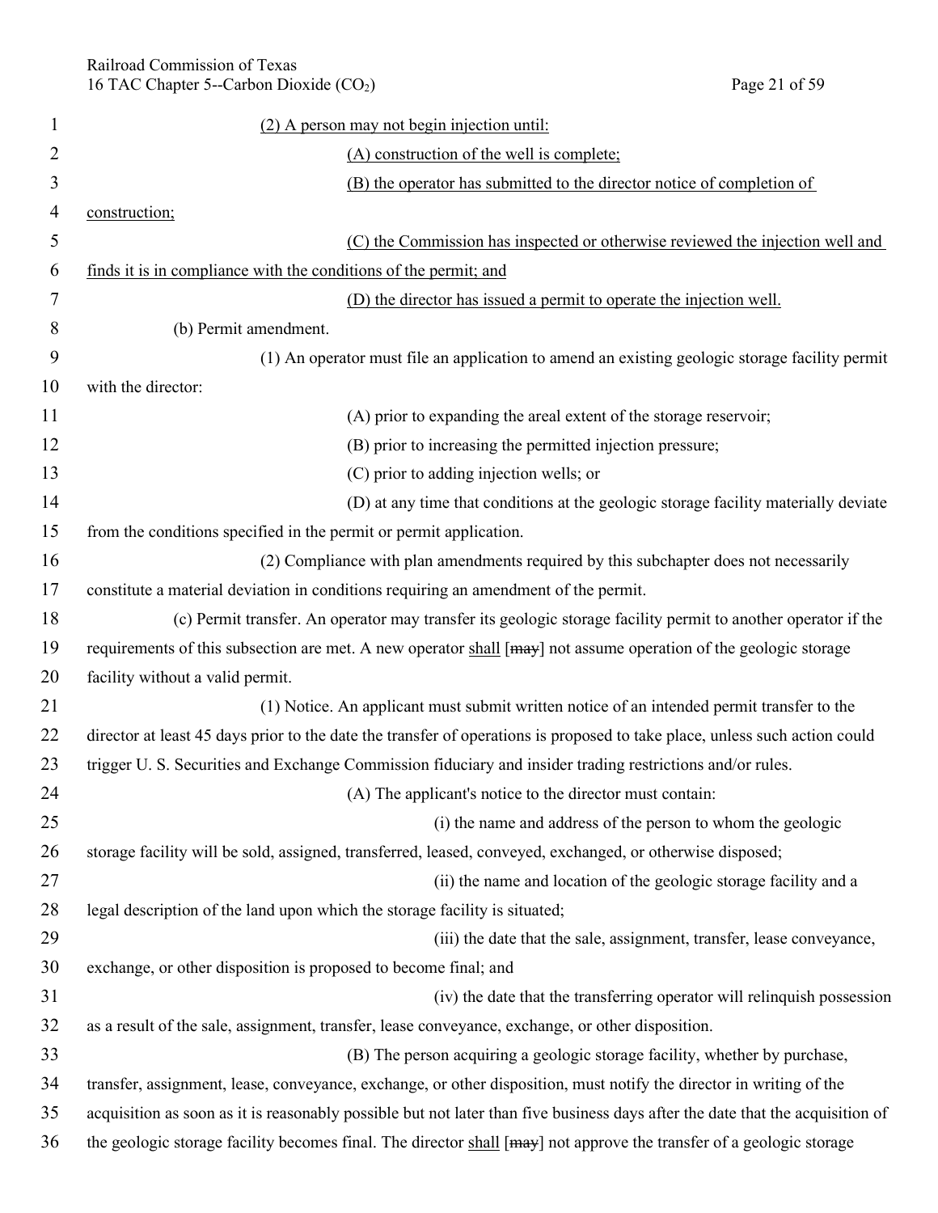(2) A person may not begin injection until:

(A) construction of the well is complete;

(B) the operator has submitted to the director notice of completion of construction;

(C) the Commission has inspected or otherwise reviewed the injection well and finds it is in compliance with the conditions of the permit; and

(D) the director has issued a permit to operate the injection well.

(b) Permit amendment.

(1) An operator must file an application to amend an existing geologic storage facility permit with the director:

(A) prior to expanding the areal extent of the storage reservoir;

(B) prior to increasing the permitted injection pressure;

(C) prior to adding injection wells; or

(D) at any time that conditions at the geologic storage facility materially deviate from the conditions specified in the permit or permit application.

(2) Compliance with plan amendments required by this subchapter does not necessarily constitute a material deviation in conditions requiring an amendment of the permit.

(c) Permit transfer. An operator may transfer its geologic storage facility permit to another operator if the requirements of this subsection are met. A new operator shall [~~may~~] not assume operation of the geologic storage facility without a valid permit.

(1) Notice. An applicant must submit written notice of an intended permit transfer to the director at least 45 days prior to the date the transfer of operations is proposed to take place, unless such action could trigger U. S. Securities and Exchange Commission fiduciary and insider trading restrictions and/or rules.

(A) The applicant's notice to the director must contain:

(i) the name and address of the person to whom the geologic storage facility will be sold, assigned, transferred, leased, conveyed, exchanged, or otherwise disposed;

(ii) the name and location of the geologic storage facility and a legal description of the land upon which the storage facility is situated;

(iii) the date that the sale, assignment, transfer, lease conveyance, exchange, or other disposition is proposed to become final; and

(iv) the date that the transferring operator will relinquish possession as a result of the sale, assignment, transfer, lease conveyance, exchange, or other disposition.

(B) The person acquiring a geologic storage facility, whether by purchase, transfer, assignment, lease, conveyance, exchange, or other disposition, must notify the director in writing of the acquisition as soon as it is reasonably possible but not later than five business days after the date that the acquisition of the geologic storage facility becomes final. The director shall [~~may~~] not approve the transfer of a geologic storage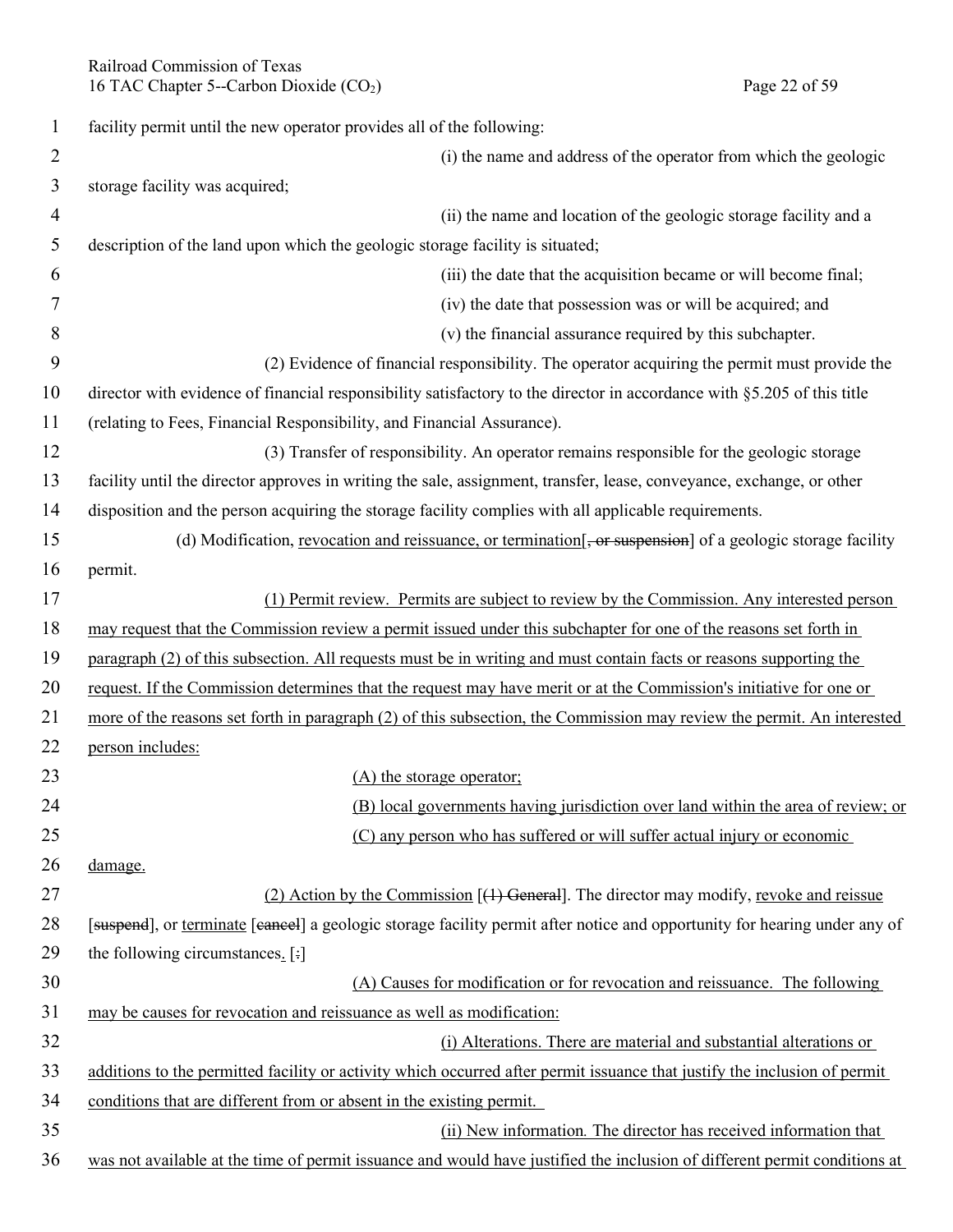facility permit until the new operator provides all of the following:

(i) the name and address of the operator from which the geologic storage facility was acquired;

(ii) the name and location of the geologic storage facility and a description of the land upon which the geologic storage facility is situated;

(iii) the date that the acquisition became or will become final;

(iv) the date that possession was or will be acquired; and

(v) the financial assurance required by this subchapter.

(2) Evidence of financial responsibility. The operator acquiring the permit must provide the director with evidence of financial responsibility satisfactory to the director in accordance with §5.205 of this title (relating to Fees, Financial Responsibility, and Financial Assurance).

(3) Transfer of responsibility. An operator remains responsible for the geologic storage facility until the director approves in writing the sale, assignment, transfer, lease, conveyance, exchange, or other disposition and the person acquiring the storage facility complies with all applicable requirements.

(d) Modification, revocation and reissuance, or termination[~~, or suspension~~] of a geologic storage facility permit.

(1) Permit review. Permits are subject to review by the Commission. Any interested person may request that the Commission review a permit issued under this subchapter for one of the reasons set forth in paragraph (2) of this subsection. All requests must be in writing and must contain facts or reasons supporting the request. If the Commission determines that the request may have merit or at the Commission's initiative for one or more of the reasons set forth in paragraph (2) of this subsection, the Commission may review the permit. An interested person includes:

(A) the storage operator;

(B) local governments having jurisdiction over land within the area of review; or

(C) any person who has suffered or will suffer actual injury or economic damage.

(2) Action by the Commission [~~(1) General~~]. The director may modify, revoke and reissue [~~suspend~~], or terminate [~~cancel~~] a geologic storage facility permit after notice and opportunity for hearing under any of the following circumstances. [~~:~~]

(A) Causes for modification or for revocation and reissuance. The following may be causes for revocation and reissuance as well as modification:

(i) Alterations. There are material and substantial alterations or additions to the permitted facility or activity which occurred after permit issuance that justify the inclusion of permit conditions that are different from or absent in the existing permit.

(ii) New information. The director has received information that was not available at the time of permit issuance and would have justified the inclusion of different permit conditions at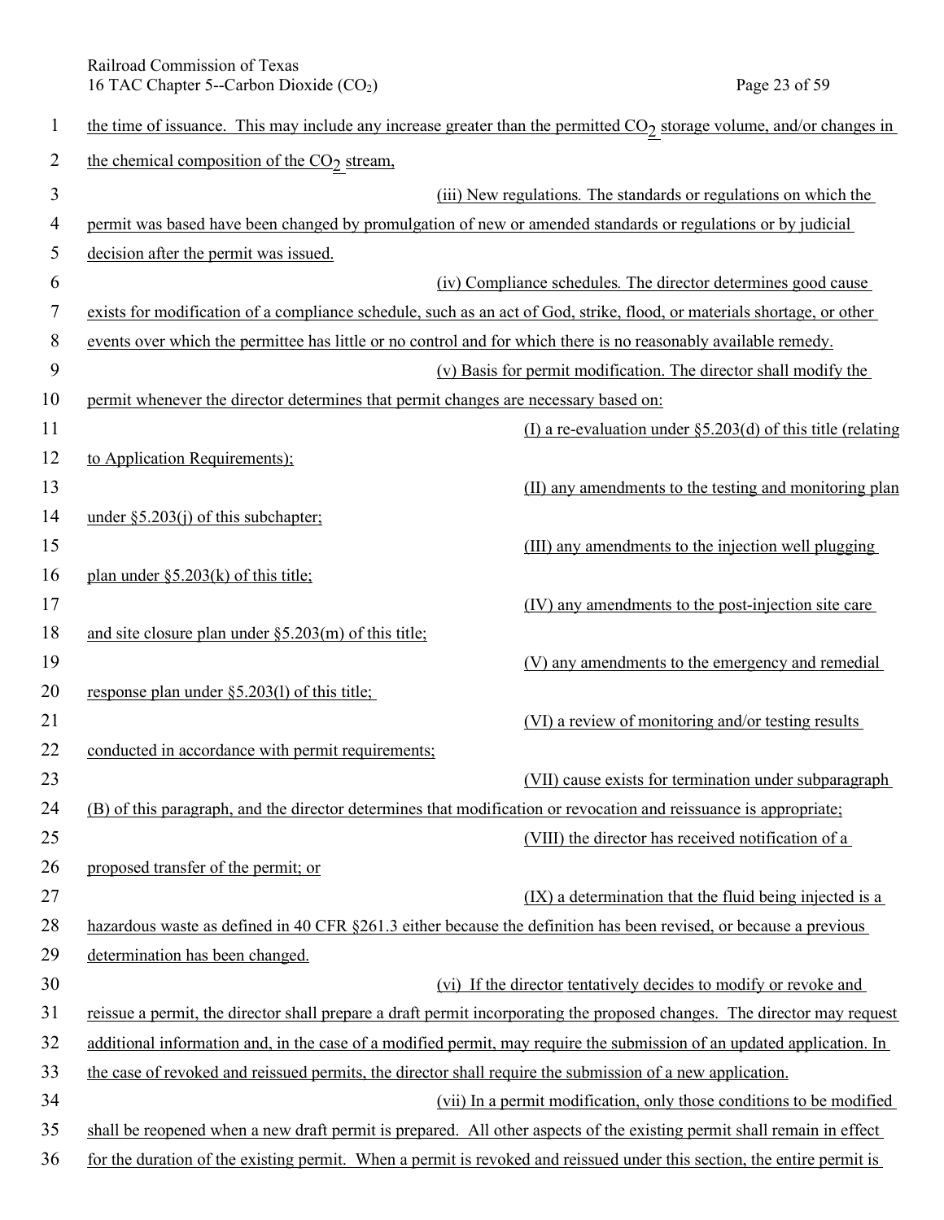the time of issuance. This may include any increase greater than the permitted $CO_2$ storage volume, and/or changes in the chemical composition of the $CO_2$ stream,

(iii) New regulations. The standards or regulations on which the permit was based have been changed by promulgation of new or amended standards or regulations or by judicial decision after the permit was issued.

(iv) Compliance schedules. The director determines good cause exists for modification of a compliance schedule, such as an act of God, strike, flood, or materials shortage, or other events over which the permittee has little or no control and for which there is no reasonably available remedy.

(v) Basis for permit modification. The director shall modify the permit whenever the director determines that permit changes are necessary based on:

(I) a re-evaluation under §5.203(d) of this title (relating to Application Requirements);

(II) any amendments to the testing and monitoring plan under §5.203(j) of this subchapter;

(III) any amendments to the injection well plugging plan under §5.203(k) of this title;

(IV) any amendments to the post-injection site care and site closure plan under §5.203(m) of this title;

(V) any amendments to the emergency and remedial response plan under §5.203(l) of this title;

(VI) a review of monitoring and/or testing results conducted in accordance with permit requirements;

(VII) cause exists for termination under subparagraph (B) of this paragraph, and the director determines that modification or revocation and reissuance is appropriate;

(VIII) the director has received notification of a proposed transfer of the permit; or

(IX) a determination that the fluid being injected is a hazardous waste as defined in 40 CFR §261.3 either because the definition has been revised, or because a previous determination has been changed.

(vi) If the director tentatively decides to modify or revoke and reissue a permit, the director shall prepare a draft permit incorporating the proposed changes. The director may request additional information and, in the case of a modified permit, may require the submission of an updated application. In the case of revoked and reissued permits, the director shall require the submission of a new application.

(vii) In a permit modification, only those conditions to be modified shall be reopened when a new draft permit is prepared. All other aspects of the existing permit shall remain in effect for the duration of the existing permit. When a permit is revoked and reissued under this section, the entire permit is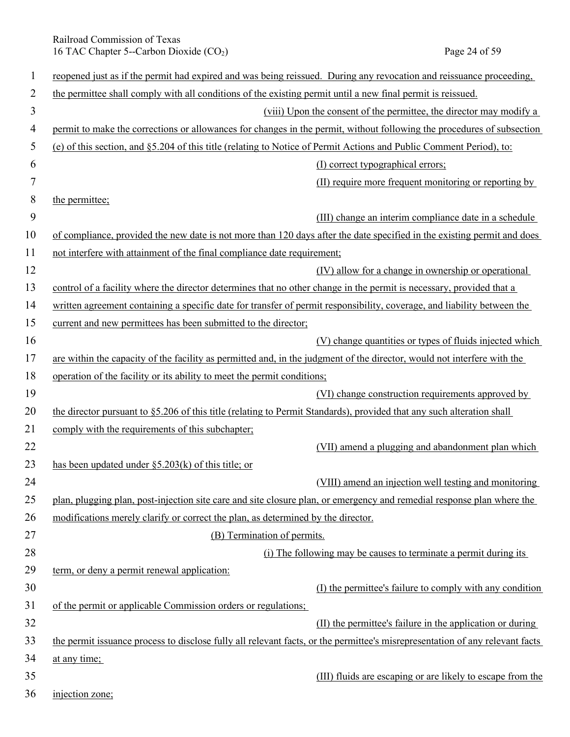reopened just as if the permit had expired and was being reissued. During any revocation and reissuance proceeding, the permittee shall comply with all conditions of the existing permit until a new final permit is reissued.

(viii) Upon the consent of the permittee, the director may modify a permit to make the corrections or allowances for changes in the permit, without following the procedures of subsection (e) of this section, and §5.204 of this title (relating to Notice of Permit Actions and Public Comment Period), to:

(I) correct typographical errors;

(II) require more frequent monitoring or reporting by the permittee;

(III) change an interim compliance date in a schedule of compliance, provided the new date is not more than 120 days after the date specified in the existing permit and does not interfere with attainment of the final compliance date requirement;

(IV) allow for a change in ownership or operational control of a facility where the director determines that no other change in the permit is necessary, provided that a written agreement containing a specific date for transfer of permit responsibility, coverage, and liability between the current and new permittees has been submitted to the director;

(V) change quantities or types of fluids injected which are within the capacity of the facility as permitted and, in the judgment of the director, would not interfere with the operation of the facility or its ability to meet the permit conditions;

(VI) change construction requirements approved by the director pursuant to §5.206 of this title (relating to Permit Standards), provided that any such alteration shall comply with the requirements of this subchapter;

(VII) amend a plugging and abandonment plan which has been updated under §5.203(k) of this title; or

(VIII) amend an injection well testing and monitoring plan, plugging plan, post-injection site care and site closure plan, or emergency and remedial response plan where the modifications merely clarify or correct the plan, as determined by the director.

(B) Termination of permits.

(i) The following may be causes to terminate a permit during its term, or deny a permit renewal application:

(I) the permittee's failure to comply with any condition of the permit or applicable Commission orders or regulations;

(II) the permittee's failure in the application or during the permit issuance process to disclose fully all relevant facts, or the permittee's misrepresentation of any relevant facts at any time;

(III) fluids are escaping or are likely to escape from the injection zone;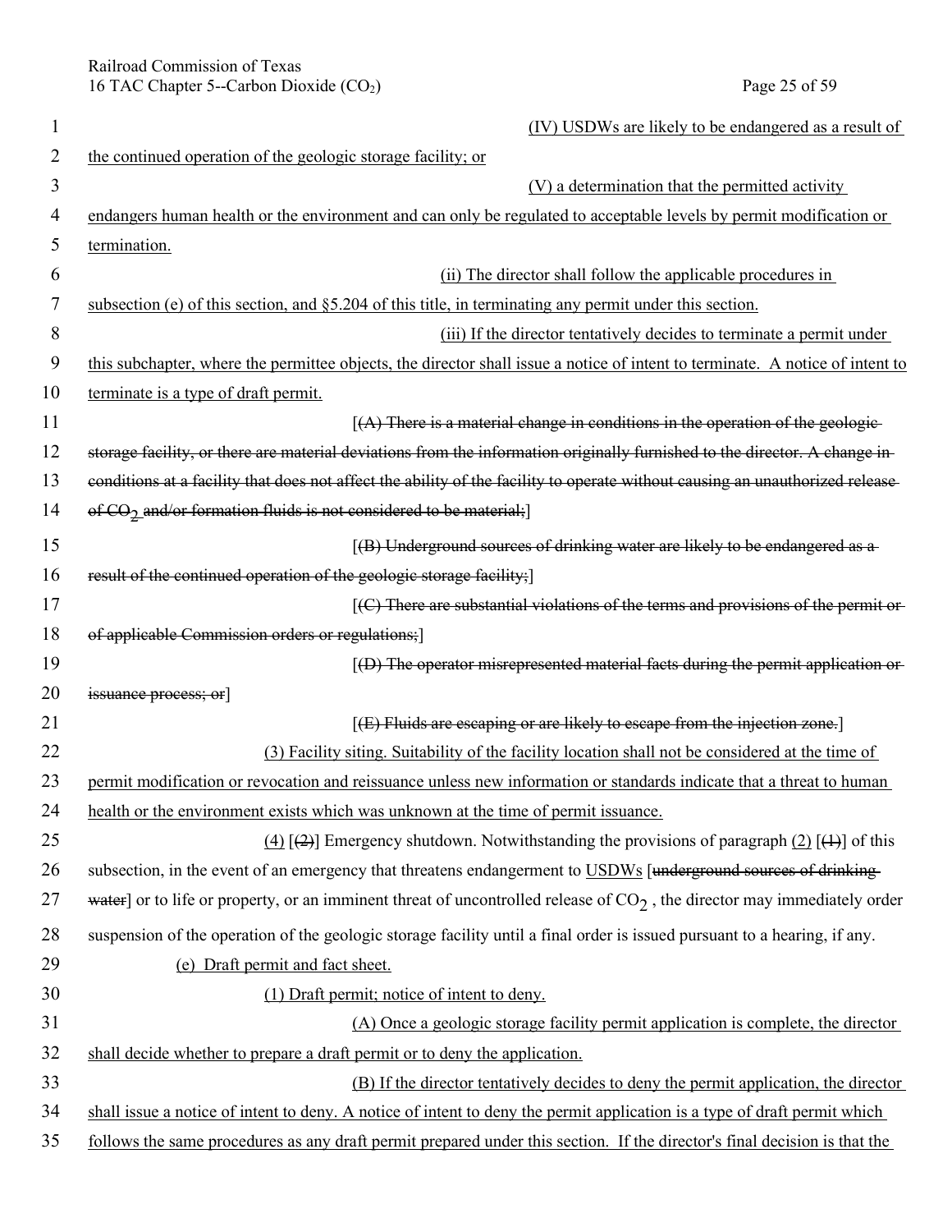(IV) USDWs are likely to be endangered as a result of the continued operation of the geologic storage facility; or

(V) a determination that the permitted activity endangers human health or the environment and can only be regulated to acceptable levels by permit modification or termination.

(ii) The director shall follow the applicable procedures in subsection (e) of this section, and §5.204 of this title, in terminating any permit under this section.

(iii) If the director tentatively decides to terminate a permit under this subchapter, where the permittee objects, the director shall issue a notice of intent to terminate. A notice of intent to terminate is a type of draft permit.

[~~(A) There is a material change in conditions in the operation of the geologic storage facility, or there are material deviations from the information originally furnished to the director. A change in conditions at a facility that does not affect the ability of the facility to operate without causing an unauthorized release of $CO_2$ and/or formation fluids is not considered to be material;~~]

[~~(B) Underground sources of drinking water are likely to be endangered as a result of the continued operation of the geologic storage facility;~~]

[~~(C) There are substantial violations of the terms and provisions of the permit or of applicable Commission orders or regulations;~~]

[~~(D) The operator misrepresented material facts during the permit application or issuance process; or~~]

[~~(E) Fluids are escaping or are likely to escape from the injection zone.~~]

(3) Facility siting. Suitability of the facility location shall not be considered at the time of permit modification or revocation and reissuance unless new information or standards indicate that a threat to human health or the environment exists which was unknown at the time of permit issuance.

(4) [~~(2)~~] Emergency shutdown. Notwithstanding the provisions of paragraph (2) [~~(1)~~] of this subsection, in the event of an emergency that threatens endangerment to USDWs [~~underground sources of drinking water~~] or to life or property, or an imminent threat of uncontrolled release of $CO_2$ , the director may immediately order suspension of the operation of the geologic storage facility until a final order is issued pursuant to a hearing, if any.

(e) Draft permit and fact sheet.

(1) Draft permit; notice of intent to deny.

(A) Once a geologic storage facility permit application is complete, the director shall decide whether to prepare a draft permit or to deny the application.

(B) If the director tentatively decides to deny the permit application, the director shall issue a notice of intent to deny. A notice of intent to deny the permit application is a type of draft permit which follows the same procedures as any draft permit prepared under this section. If the director's final decision is that the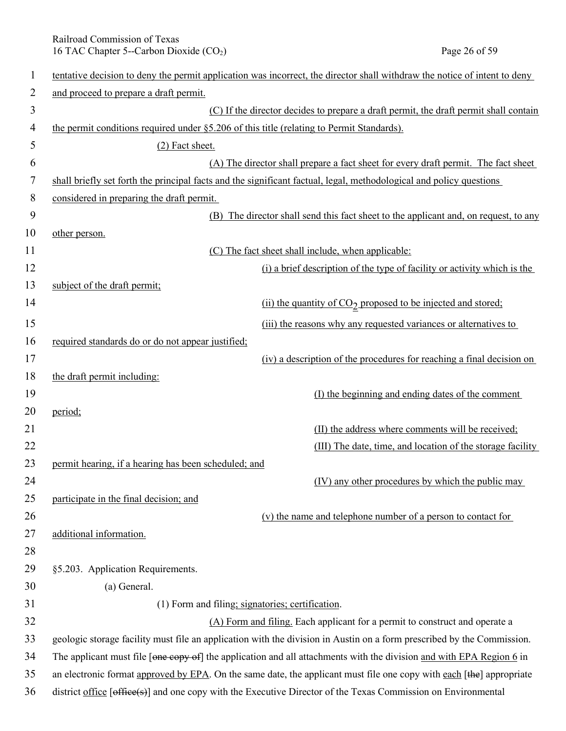tentative decision to deny the permit application was incorrect, the director shall withdraw the notice of intent to deny and proceed to prepare a draft permit.

(C) If the director decides to prepare a draft permit, the draft permit shall contain the permit conditions required under §5.206 of this title (relating to Permit Standards).

(2) Fact sheet.

(A) The director shall prepare a fact sheet for every draft permit. The fact sheet shall briefly set forth the principal facts and the significant factual, legal, methodological and policy questions considered in preparing the draft permit.

(B) The director shall send this fact sheet to the applicant and, on request, to any other person.

(C) The fact sheet shall include, when applicable:

(i) a brief description of the type of facility or activity which is the subject of the draft permit;

(ii) the quantity of $CO_2$ proposed to be injected and stored;

(iii) the reasons why any requested variances or alternatives to required standards do or do not appear justified;

(iv) a description of the procedures for reaching a final decision on the draft permit including:

(I) the beginning and ending dates of the comment period;

(II) the address where comments will be received;

(III) The date, time, and location of the storage facility permit hearing, if a hearing has been scheduled; and

(IV) any other procedures by which the public may participate in the final decision; and

(v) the name and telephone number of a person to contact for additional information.

§5.203. Application Requirements.

(a) General.

(1) Form and filing; signatories; certification.

(A) Form and filing. Each applicant for a permit to construct and operate a geologic storage facility must file an application with the division in Austin on a form prescribed by the Commission. The applicant must file [~~one copy of~~] the application and all attachments with the division and with EPA Region 6 in an electronic format approved by EPA. On the same date, the applicant must file one copy with each [~~the~~] appropriate district office [~~office(s)~~] and one copy with the Executive Director of the Texas Commission on Environmental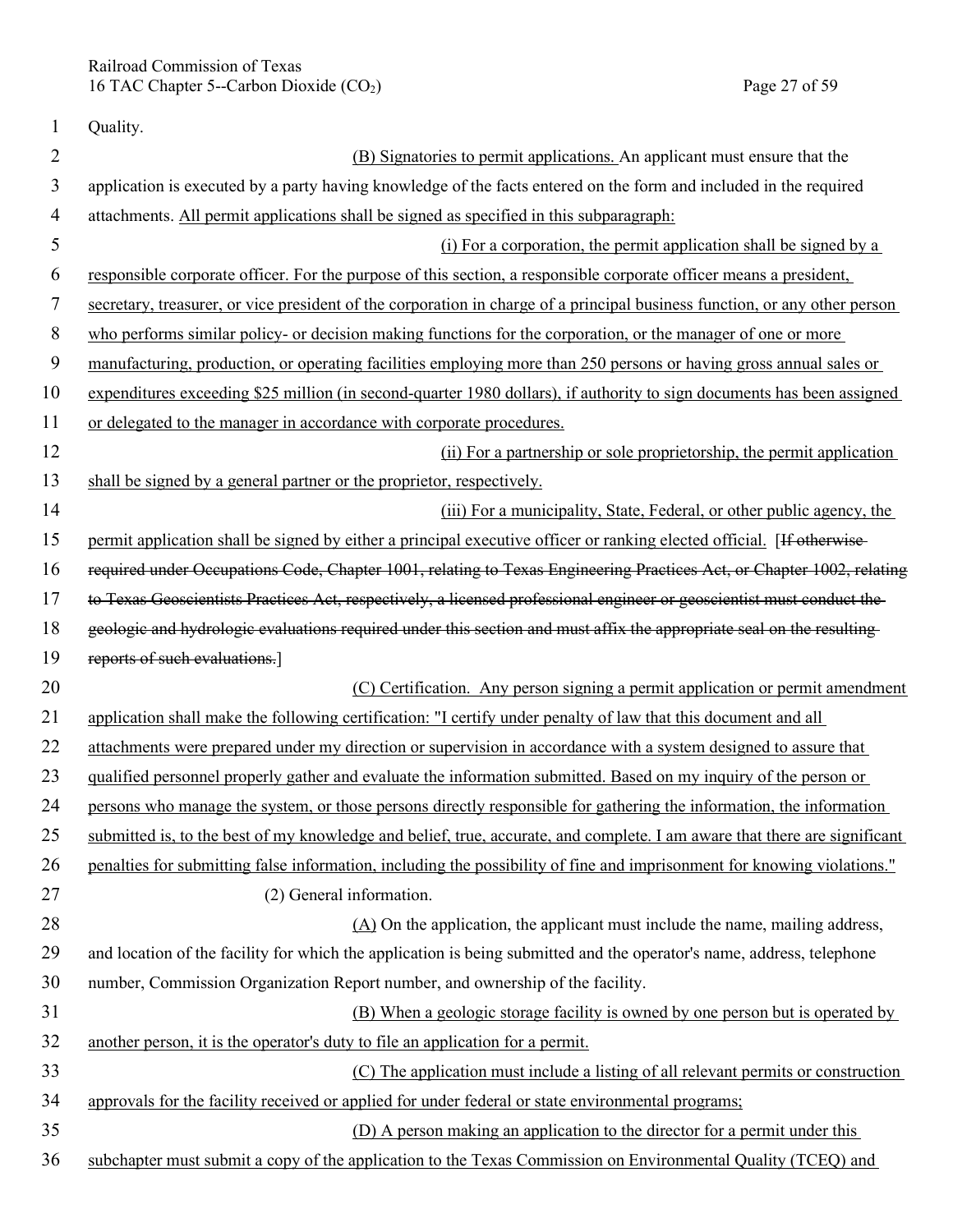Quality.

(B) Signatories to permit applications. An applicant must ensure that the application is executed by a party having knowledge of the facts entered on the form and included in the required attachments. All permit applications shall be signed as specified in this subparagraph:

(i) For a corporation, the permit application shall be signed by a responsible corporate officer. For the purpose of this section, a responsible corporate officer means a president, secretary, treasurer, or vice president of the corporation in charge of a principal business function, or any other person who performs similar policy- or decision making functions for the corporation, or the manager of one or more manufacturing, production, or operating facilities employing more than 250 persons or having gross annual sales or expenditures exceeding $25 million (in second-quarter 1980 dollars), if authority to sign documents has been assigned or delegated to the manager in accordance with corporate procedures.

(ii) For a partnership or sole proprietorship, the permit application shall be signed by a general partner or the proprietor, respectively.

(iii) For a municipality, State, Federal, or other public agency, the permit application shall be signed by either a principal executive officer or ranking elected official. [~~If otherwise required under Occupations Code, Chapter 1001, relating to Texas Engineering Practices Act, or Chapter 1002, relating to Texas Geoscientists Practices Act, respectively, a licensed professional engineer or geoscientist must conduct the geologic and hydrologic evaluations required under this section and must affix the appropriate seal on the resulting reports of such evaluations.~~]

(C) Certification. Any person signing a permit application or permit amendment application shall make the following certification: "I certify under penalty of law that this document and all attachments were prepared under my direction or supervision in accordance with a system designed to assure that qualified personnel properly gather and evaluate the information submitted. Based on my inquiry of the person or persons who manage the system, or those persons directly responsible for gathering the information, the information submitted is, to the best of my knowledge and belief, true, accurate, and complete. I am aware that there are significant penalties for submitting false information, including the possibility of fine and imprisonment for knowing violations."

(2) General information.

(A) On the application, the applicant must include the name, mailing address, and location of the facility for which the application is being submitted and the operator's name, address, telephone number, Commission Organization Report number, and ownership of the facility.

(B) When a geologic storage facility is owned by one person but is operated by another person, it is the operator's duty to file an application for a permit.

(C) The application must include a listing of all relevant permits or construction approvals for the facility received or applied for under federal or state environmental programs;

(D) A person making an application to the director for a permit under this subchapter must submit a copy of the application to the Texas Commission on Environmental Quality (TCEQ) and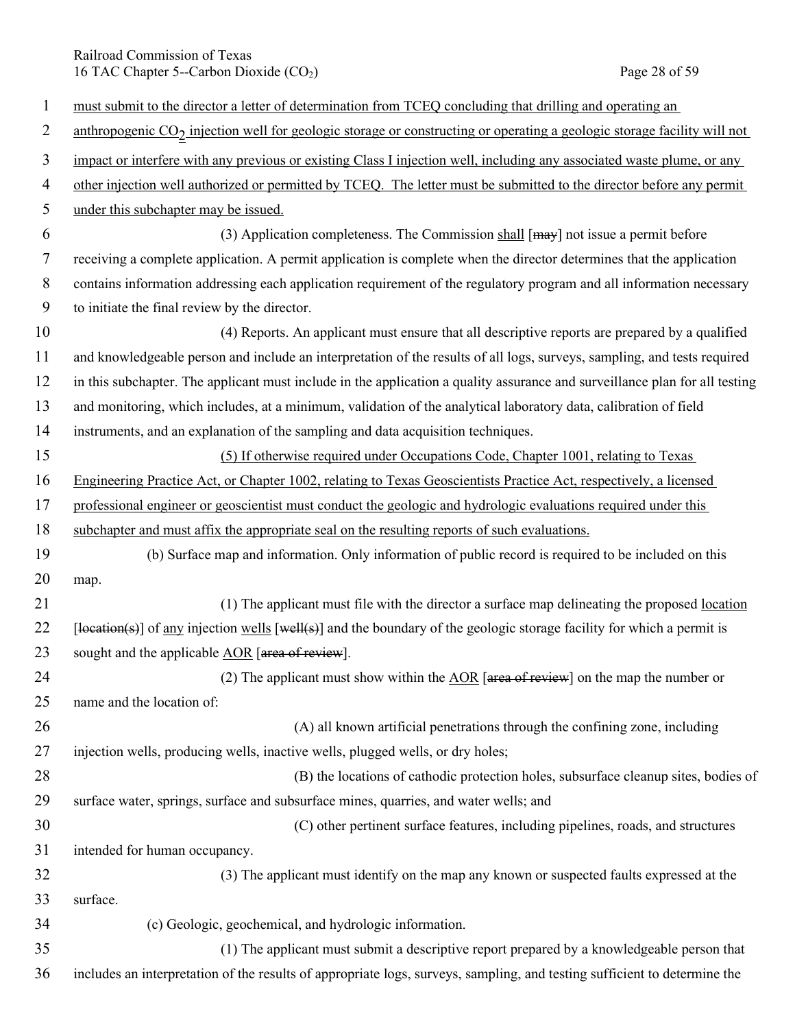must submit to the director a letter of determination from TCEQ concluding that drilling and operating an anthropogenic $CO_2$ injection well for geologic storage or constructing or operating a geologic storage facility will not impact or interfere with any previous or existing Class I injection well, including any associated waste plume, or any other injection well authorized or permitted by TCEQ. The letter must be submitted to the director before any permit under this subchapter may be issued.

(3) Application completeness. The Commission shall [may] not issue a permit before receiving a complete application. A permit application is complete when the director determines that the application contains information addressing each application requirement of the regulatory program and all information necessary to initiate the final review by the director.

(4) Reports. An applicant must ensure that all descriptive reports are prepared by a qualified and knowledgeable person and include an interpretation of the results of all logs, surveys, sampling, and tests required in this subchapter. The applicant must include in the application a quality assurance and surveillance plan for all testing and monitoring, which includes, at a minimum, validation of the analytical laboratory data, calibration of field instruments, and an explanation of the sampling and data acquisition techniques.

(5) If otherwise required under Occupations Code, Chapter 1001, relating to Texas Engineering Practice Act, or Chapter 1002, relating to Texas Geoscientists Practice Act, respectively, a licensed professional engineer or geoscientist must conduct the geologic and hydrologic evaluations required under this subchapter and must affix the appropriate seal on the resulting reports of such evaluations.

(b) Surface map and information. Only information of public record is required to be included on this map.

(1) The applicant must file with the director a surface map delineating the proposed location [location(s)] of any injection wells [well(s)] and the boundary of the geologic storage facility for which a permit is sought and the applicable AOR [area of review].

(2) The applicant must show within the AOR [area of review] on the map the number or name and the location of:

(A) all known artificial penetrations through the confining zone, including injection wells, producing wells, inactive wells, plugged wells, or dry holes;

(B) the locations of cathodic protection holes, subsurface cleanup sites, bodies of surface water, springs, surface and subsurface mines, quarries, and water wells; and

(C) other pertinent surface features, including pipelines, roads, and structures intended for human occupancy.

(3) The applicant must identify on the map any known or suspected faults expressed at the surface.

(c) Geologic, geochemical, and hydrologic information.

(1) The applicant must submit a descriptive report prepared by a knowledgeable person that includes an interpretation of the results of appropriate logs, surveys, sampling, and testing sufficient to determine the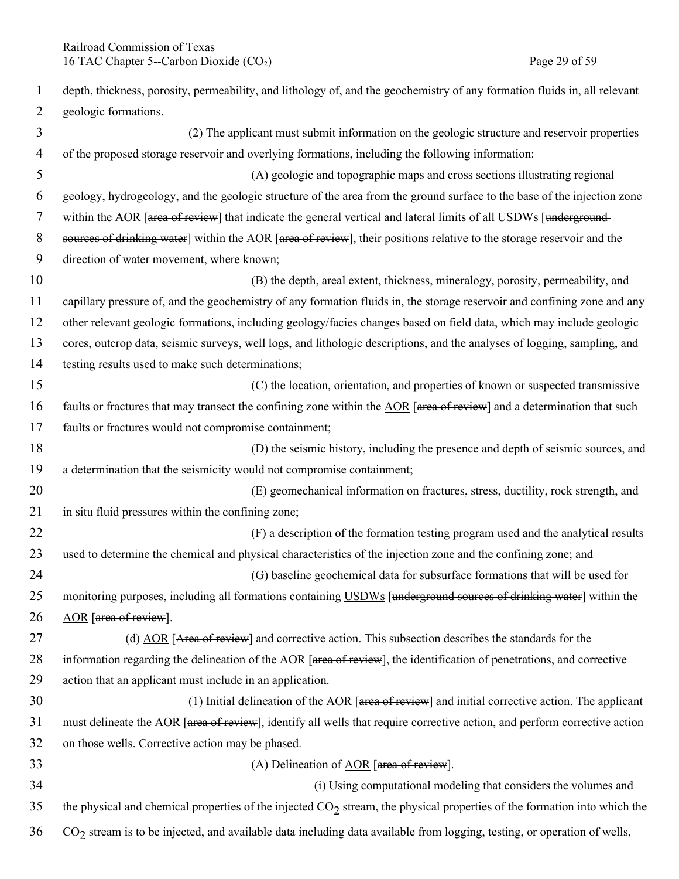depth, thickness, porosity, permeability, and lithology of, and the geochemistry of any formation fluids in, all relevant geologic formations.

(2) The applicant must submit information on the geologic structure and reservoir properties of the proposed storage reservoir and overlying formations, including the following information:

(A) geologic and topographic maps and cross sections illustrating regional geology, hydrogeology, and the geologic structure of the area from the ground surface to the base of the injection zone within the AOR [~~area of review~~] that indicate the general vertical and lateral limits of all USDWs [~~underground sources of drinking water~~] within the AOR [~~area of review~~], their positions relative to the storage reservoir and the direction of water movement, where known;

(B) the depth, areal extent, thickness, mineralogy, porosity, permeability, and capillary pressure of, and the geochemistry of any formation fluids in, the storage reservoir and confining zone and any other relevant geologic formations, including geology/facies changes based on field data, which may include geologic cores, outcrop data, seismic surveys, well logs, and lithologic descriptions, and the analyses of logging, sampling, and testing results used to make such determinations;

(C) the location, orientation, and properties of known or suspected transmissive faults or fractures that may transect the confining zone within the AOR [~~area of review~~] and a determination that such faults or fractures would not compromise containment;

(D) the seismic history, including the presence and depth of seismic sources, and a determination that the seismicity would not compromise containment;

(E) geomechanical information on fractures, stress, ductility, rock strength, and in situ fluid pressures within the confining zone;

(F) a description of the formation testing program used and the analytical results used to determine the chemical and physical characteristics of the injection zone and the confining zone; and

(G) baseline geochemical data for subsurface formations that will be used for monitoring purposes, including all formations containing USDWs [~~underground sources of drinking water~~] within the AOR [~~area of review~~].

(d) AOR [~~Area of review~~] and corrective action. This subsection describes the standards for the information regarding the delineation of the AOR [~~area of review~~], the identification of penetrations, and corrective action that an applicant must include in an application.

(1) Initial delineation of the AOR [~~area of review~~] and initial corrective action. The applicant must delineate the AOR [~~area of review~~], identify all wells that require corrective action, and perform corrective action on those wells. Corrective action may be phased.

(A) Delineation of AOR [~~area of review~~].

(i) Using computational modeling that considers the volumes and the physical and chemical properties of the injected $CO_2$ stream, the physical properties of the formation into which the $CO_2$ stream is to be injected, and available data including data available from logging, testing, or operation of wells,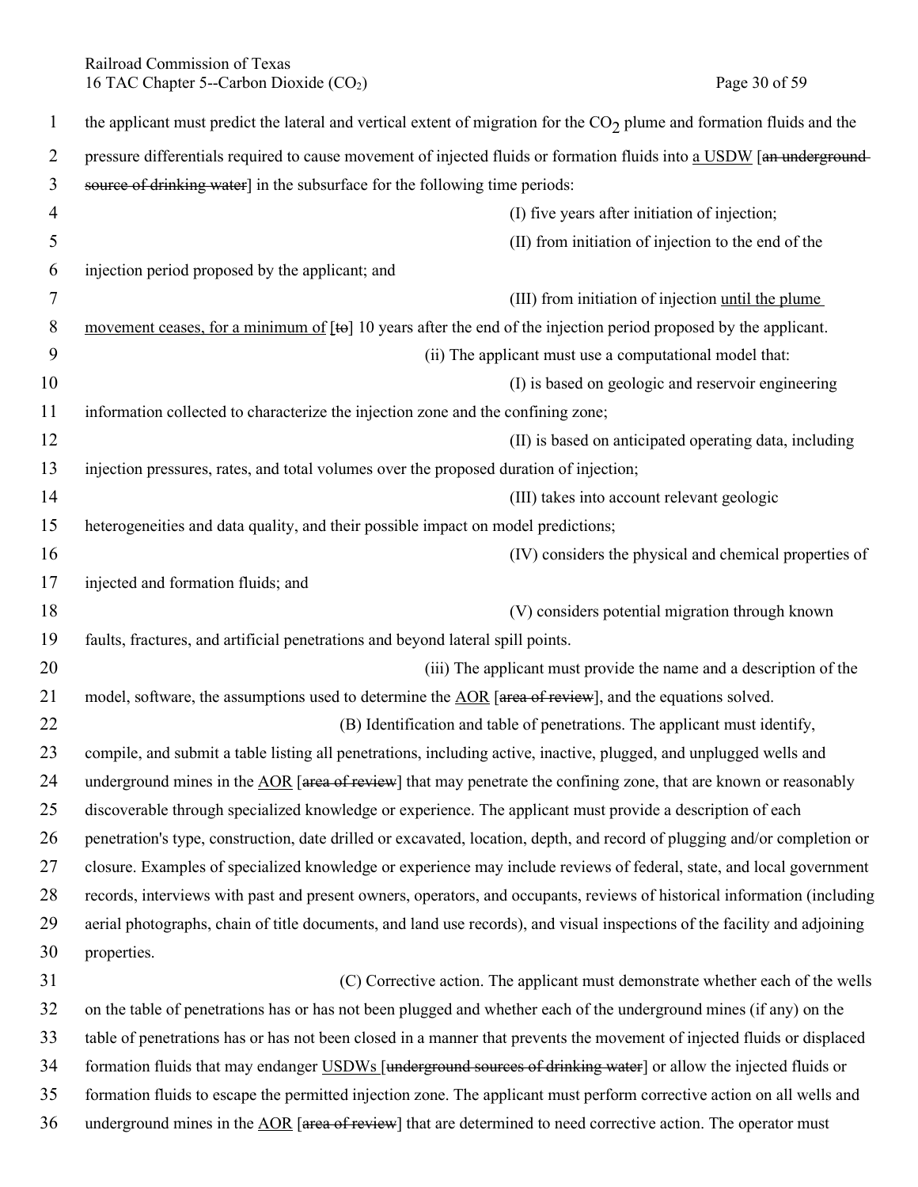the applicant must predict the lateral and vertical extent of migration for the $CO_2$ plume and formation fluids and the pressure differentials required to cause movement of injected fluids or formation fluids into <u>a USDW</u> [~~an underground source of drinking water~~] in the subsurface for the following time periods:

(I) five years after initiation of injection;

(II) from initiation of injection to the end of the injection period proposed by the applicant; and

(III) from initiation of injection <u>until the plume movement ceases, for a minimum of</u> [~~to~~] 10 years after the end of the injection period proposed by the applicant.

(ii) The applicant must use a computational model that:

(I) is based on geologic and reservoir engineering information collected to characterize the injection zone and the confining zone;

(II) is based on anticipated operating data, including injection pressures, rates, and total volumes over the proposed duration of injection;

(III) takes into account relevant geologic heterogeneities and data quality, and their possible impact on model predictions;

(IV) considers the physical and chemical properties of injected and formation fluids; and

(V) considers potential migration through known faults, fractures, and artificial penetrations and beyond lateral spill points.

(iii) The applicant must provide the name and a description of the model, software, the assumptions used to determine the <u>AOR</u> [~~area of review~~], and the equations solved.

(B) Identification and table of penetrations. The applicant must identify, compile, and submit a table listing all penetrations, including active, inactive, plugged, and unplugged wells and underground mines in the <u>AOR</u> [~~area of review~~] that may penetrate the confining zone, that are known or reasonably discoverable through specialized knowledge or experience. The applicant must provide a description of each penetration's type, construction, date drilled or excavated, location, depth, and record of plugging and/or completion or closure. Examples of specialized knowledge or experience may include reviews of federal, state, and local government records, interviews with past and present owners, operators, and occupants, reviews of historical information (including aerial photographs, chain of title documents, and land use records), and visual inspections of the facility and adjoining properties.

(C) Corrective action. The applicant must demonstrate whether each of the wells on the table of penetrations has or has not been plugged and whether each of the underground mines (if any) on the table of penetrations has or has not been closed in a manner that prevents the movement of injected fluids or displaced formation fluids that may endanger <u>USDWs</u> [~~underground sources of drinking water~~] or allow the injected fluids or formation fluids to escape the permitted injection zone. The applicant must perform corrective action on all wells and underground mines in the <u>AOR</u> [~~area of review~~] that are determined to need corrective action. The operator must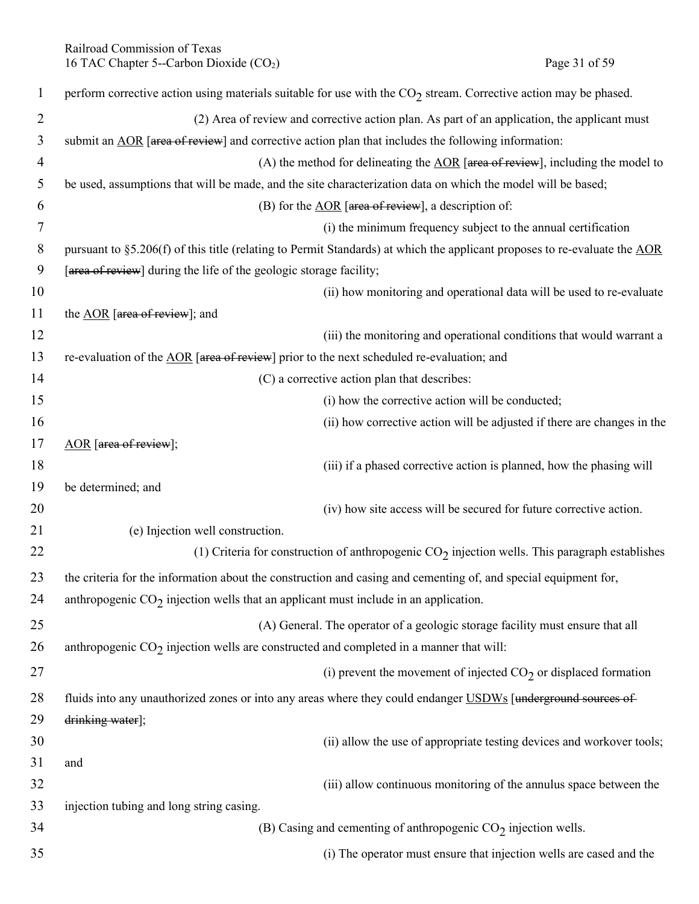perform corrective action using materials suitable for use with the $CO_2$ stream. Corrective action may be phased.

(2) Area of review and corrective action plan. As part of an application, the applicant must submit an AOR [~~area of review~~] and corrective action plan that includes the following information:

(A) the method for delineating the AOR [~~area of review~~], including the model to be used, assumptions that will be made, and the site characterization data on which the model will be based;

(B) for the AOR [~~area of review~~], a description of:

(i) the minimum frequency subject to the annual certification pursuant to §5.206(f) of this title (relating to Permit Standards) at which the applicant proposes to re-evaluate the AOR [~~area of review~~] during the life of the geologic storage facility;

(ii) how monitoring and operational data will be used to re-evaluate the AOR [~~area of review~~]; and

(iii) the monitoring and operational conditions that would warrant a re-evaluation of the AOR [~~area of review~~] prior to the next scheduled re-evaluation; and

(C) a corrective action plan that describes:

(i) how the corrective action will be conducted;

(ii) how corrective action will be adjusted if there are changes in the AOR [~~area of review~~];

(iii) if a phased corrective action is planned, how the phasing will be determined; and

(iv) how site access will be secured for future corrective action.

(e) Injection well construction.

(1) Criteria for construction of anthropogenic $CO_2$ injection wells. This paragraph establishes the criteria for the information about the construction and casing and cementing of, and special equipment for, anthropogenic $CO_2$ injection wells that an applicant must include in an application.

(A) General. The operator of a geologic storage facility must ensure that all anthropogenic $CO_2$ injection wells are constructed and completed in a manner that will:

(i) prevent the movement of injected $CO_2$ or displaced formation fluids into any unauthorized zones or into any areas where they could endanger USDWs [~~underground sources of drinking water~~];

(ii) allow the use of appropriate testing devices and workover tools; and

(iii) allow continuous monitoring of the annulus space between the injection tubing and long string casing.

(B) Casing and cementing of anthropogenic $CO_2$ injection wells.

(i) The operator must ensure that injection wells are cased and the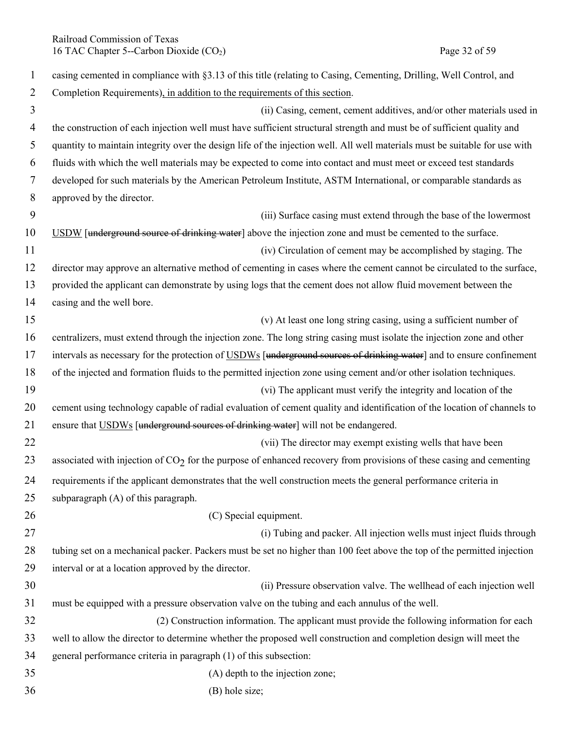casing cemented in compliance with §3.13 of this title (relating to Casing, Cementing, Drilling, Well Control, and Completion Requirements), in addition to the requirements of this section.

(ii) Casing, cement, cement additives, and/or other materials used in the construction of each injection well must have sufficient structural strength and must be of sufficient quality and quantity to maintain integrity over the design life of the injection well. All well materials must be suitable for use with fluids with which the well materials may be expected to come into contact and must meet or exceed test standards developed for such materials by the American Petroleum Institute, ASTM International, or comparable standards as approved by the director.

(iii) Surface casing must extend through the base of the lowermost USDW [~~underground source of drinking water~~] above the injection zone and must be cemented to the surface.

(iv) Circulation of cement may be accomplished by staging. The director may approve an alternative method of cementing in cases where the cement cannot be circulated to the surface, provided the applicant can demonstrate by using logs that the cement does not allow fluid movement between the casing and the well bore.

(v) At least one long string casing, using a sufficient number of centralizers, must extend through the injection zone. The long string casing must isolate the injection zone and other intervals as necessary for the protection of USDWs [~~underground sources of drinking water~~] and to ensure confinement of the injected and formation fluids to the permitted injection zone using cement and/or other isolation techniques.

(vi) The applicant must verify the integrity and location of the cement using technology capable of radial evaluation of cement quality and identification of the location of channels to ensure that USDWs [~~underground sources of drinking water~~] will not be endangered.

(vii) The director may exempt existing wells that have been associated with injection of $CO_2$ for the purpose of enhanced recovery from provisions of these casing and cementing requirements if the applicant demonstrates that the well construction meets the general performance criteria in subparagraph (A) of this paragraph.

(C) Special equipment.

(i) Tubing and packer. All injection wells must inject fluids through tubing set on a mechanical packer. Packers must be set no higher than 100 feet above the top of the permitted injection interval or at a location approved by the director.

(ii) Pressure observation valve. The wellhead of each injection well must be equipped with a pressure observation valve on the tubing and each annulus of the well.

(2) Construction information. The applicant must provide the following information for each well to allow the director to determine whether the proposed well construction and completion design will meet the general performance criteria in paragraph (1) of this subsection:

(A) depth to the injection zone;

(B) hole size;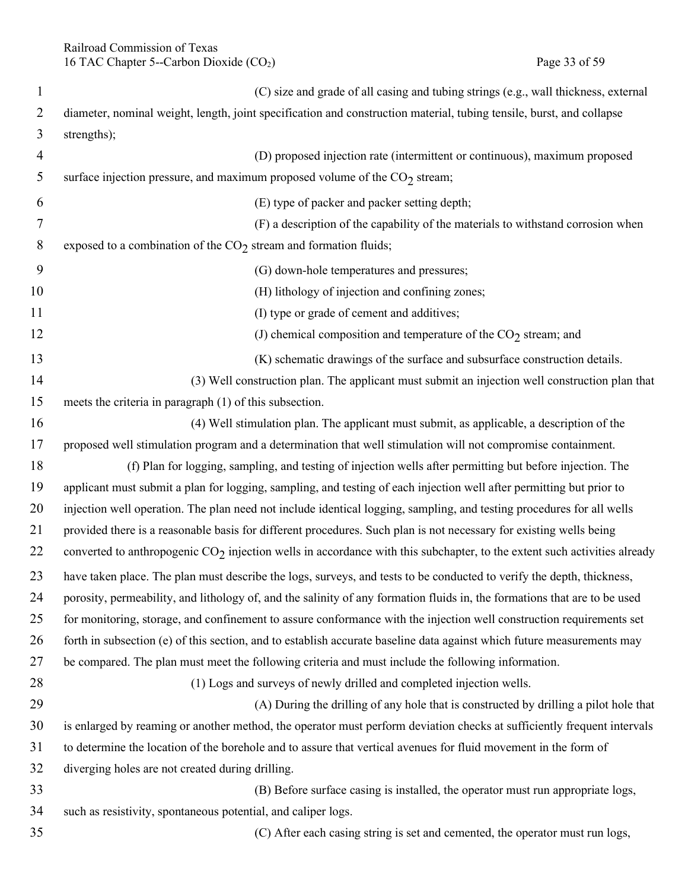(C) size and grade of all casing and tubing strings (e.g., wall thickness, external diameter, nominal weight, length, joint specification and construction material, tubing tensile, burst, and collapse strengths);

(D) proposed injection rate (intermittent or continuous), maximum proposed surface injection pressure, and maximum proposed volume of the $CO_2$ stream;

(E) type of packer and packer setting depth;

(F) a description of the capability of the materials to withstand corrosion when exposed to a combination of the $CO_2$ stream and formation fluids;

(G) down-hole temperatures and pressures;

(H) lithology of injection and confining zones;

(I) type or grade of cement and additives;

(J) chemical composition and temperature of the $CO_2$ stream; and

(K) schematic drawings of the surface and subsurface construction details.

(3) Well construction plan. The applicant must submit an injection well construction plan that meets the criteria in paragraph (1) of this subsection.

(4) Well stimulation plan. The applicant must submit, as applicable, a description of the proposed well stimulation program and a determination that well stimulation will not compromise containment.

(f) Plan for logging, sampling, and testing of injection wells after permitting but before injection. The applicant must submit a plan for logging, sampling, and testing of each injection well after permitting but prior to injection well operation. The plan need not include identical logging, sampling, and testing procedures for all wells provided there is a reasonable basis for different procedures. Such plan is not necessary for existing wells being converted to anthropogenic $CO_2$ injection wells in accordance with this subchapter, to the extent such activities already have taken place. The plan must describe the logs, surveys, and tests to be conducted to verify the depth, thickness, porosity, permeability, and lithology of, and the salinity of any formation fluids in, the formations that are to be used for monitoring, storage, and confinement to assure conformance with the injection well construction requirements set forth in subsection (e) of this section, and to establish accurate baseline data against which future measurements may be compared. The plan must meet the following criteria and must include the following information.

(1) Logs and surveys of newly drilled and completed injection wells.

(A) During the drilling of any hole that is constructed by drilling a pilot hole that is enlarged by reaming or another method, the operator must perform deviation checks at sufficiently frequent intervals to determine the location of the borehole and to assure that vertical avenues for fluid movement in the form of diverging holes are not created during drilling.

(B) Before surface casing is installed, the operator must run appropriate logs, such as resistivity, spontaneous potential, and caliper logs.

(C) After each casing string is set and cemented, the operator must run logs,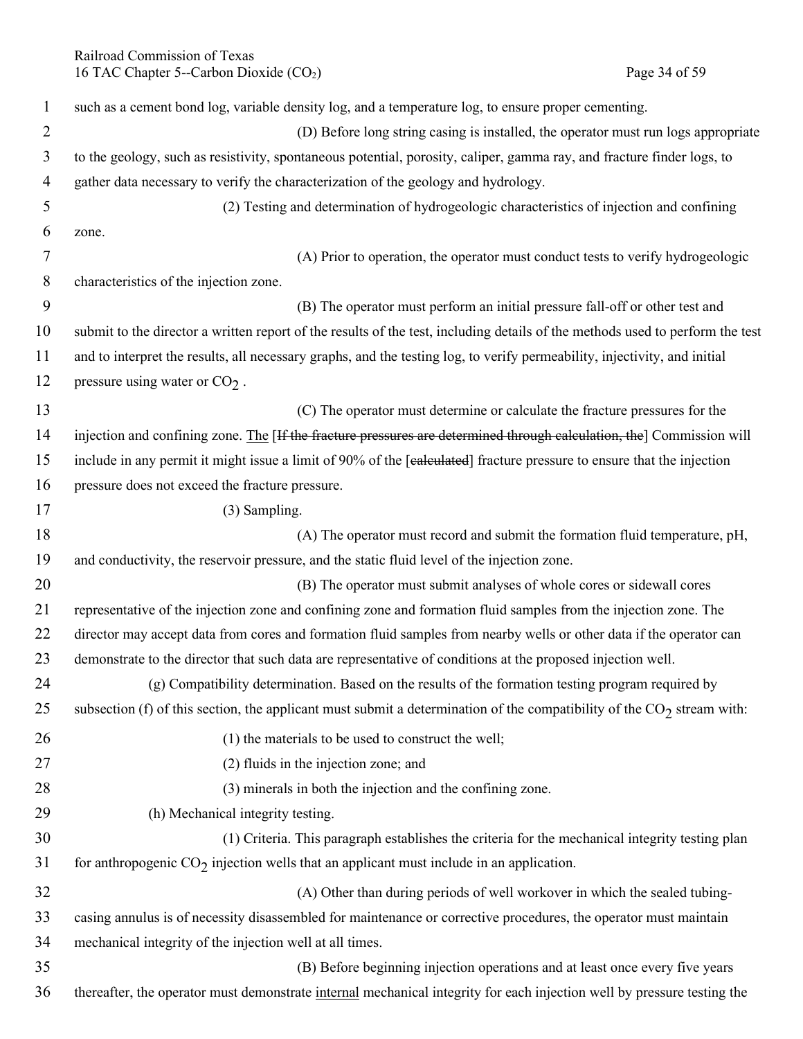such as a cement bond log, variable density log, and a temperature log, to ensure proper cementing.

(D) Before long string casing is installed, the operator must run logs appropriate to the geology, such as resistivity, spontaneous potential, porosity, caliper, gamma ray, and fracture finder logs, to gather data necessary to verify the characterization of the geology and hydrology.

(2) Testing and determination of hydrogeologic characteristics of injection and confining zone.

(A) Prior to operation, the operator must conduct tests to verify hydrogeologic characteristics of the injection zone.

(B) The operator must perform an initial pressure fall-off or other test and submit to the director a written report of the results of the test, including details of the methods used to perform the test and to interpret the results, all necessary graphs, and the testing log, to verify permeability, injectivity, and initial pressure using water or $CO_2$ .

(C) The operator must determine or calculate the fracture pressures for the injection and confining zone. <u>The</u> [~~If the fracture pressures are determined through calculation, the~~] Commission will include in any permit it might issue a limit of 90% of the [~~calculated~~] fracture pressure to ensure that the injection pressure does not exceed the fracture pressure.

(3) Sampling.

(A) The operator must record and submit the formation fluid temperature, pH, and conductivity, the reservoir pressure, and the static fluid level of the injection zone.

(B) The operator must submit analyses of whole cores or sidewall cores representative of the injection zone and confining zone and formation fluid samples from the injection zone. The director may accept data from cores and formation fluid samples from nearby wells or other data if the operator can demonstrate to the director that such data are representative of conditions at the proposed injection well.

(g) Compatibility determination. Based on the results of the formation testing program required by subsection (f) of this section, the applicant must submit a determination of the compatibility of the $CO_2$ stream with:

(1) the materials to be used to construct the well;

(2) fluids in the injection zone; and

(3) minerals in both the injection and the confining zone.

(h) Mechanical integrity testing.

(1) Criteria. This paragraph establishes the criteria for the mechanical integrity testing plan for anthropogenic $CO_2$ injection wells that an applicant must include in an application.

(A) Other than during periods of well workover in which the sealed tubing-casing annulus is of necessity disassembled for maintenance or corrective procedures, the operator must maintain mechanical integrity of the injection well at all times.

(B) Before beginning injection operations and at least once every five years thereafter, the operator must demonstrate <u>internal</u> mechanical integrity for each injection well by pressure testing the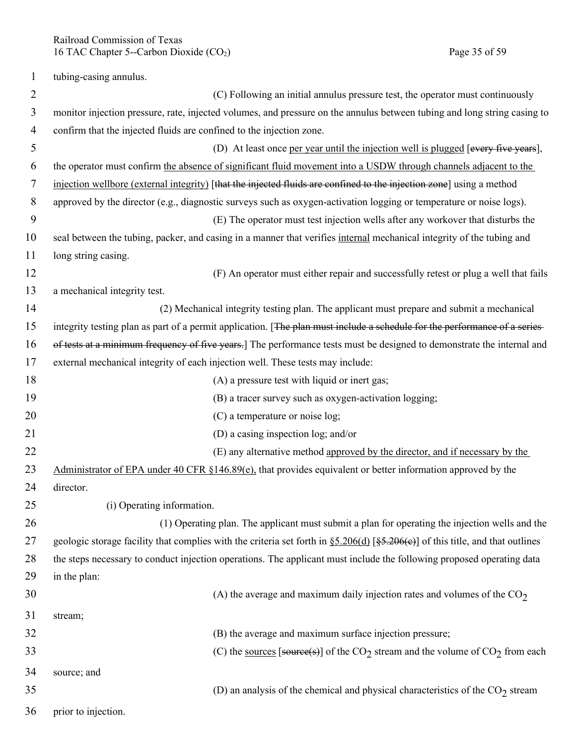tubing-casing annulus.

(C) Following an initial annulus pressure test, the operator must continuously monitor injection pressure, rate, injected volumes, and pressure on the annulus between tubing and long string casing to confirm that the injected fluids are confined to the injection zone.

(D) At least once <u>per year until the injection well is plugged</u> [~~every five years~~], the operator must confirm <u>the absence of significant fluid movement into a USDW through channels adjacent to the injection wellbore (external integrity)</u> [~~that the injected fluids are confined to the injection zone~~] using a method approved by the director (e.g., diagnostic surveys such as oxygen-activation logging or temperature or noise logs).

(E) The operator must test injection wells after any workover that disturbs the seal between the tubing, packer, and casing in a manner that verifies <u>internal</u> mechanical integrity of the tubing and long string casing.

(F) An operator must either repair and successfully retest or plug a well that fails a mechanical integrity test.

(2) Mechanical integrity testing plan. The applicant must prepare and submit a mechanical integrity testing plan as part of a permit application. [~~The plan must include a schedule for the performance of a series of tests at a minimum frequency of five years.~~] The performance tests must be designed to demonstrate the internal and external mechanical integrity of each injection well. These tests may include:

(A) a pressure test with liquid or inert gas;

(B) a tracer survey such as oxygen-activation logging;

(C) a temperature or noise log;

(D) a casing inspection log; and/or

(E) any alternative method <u>approved by the director, and if necessary by the Administrator of EPA under 40 CFR §146.89(e),</u> that provides equivalent or better information approved by the director.

(i) Operating information.

(1) Operating plan. The applicant must submit a plan for operating the injection wells and the geologic storage facility that complies with the criteria set forth in <u>§5.206(d)</u> [~~§5.206(c)~~] of this title, and that outlines the steps necessary to conduct injection operations. The applicant must include the following proposed operating data in the plan:

(A) the average and maximum daily injection rates and volumes of the $CO_2$ stream;

(B) the average and maximum surface injection pressure;

(C) the <u>sources</u> [~~source(s)~~] of the $CO_2$ stream and the volume of $CO_2$ from each source; and

(D) an analysis of the chemical and physical characteristics of the $CO_2$ stream prior to injection.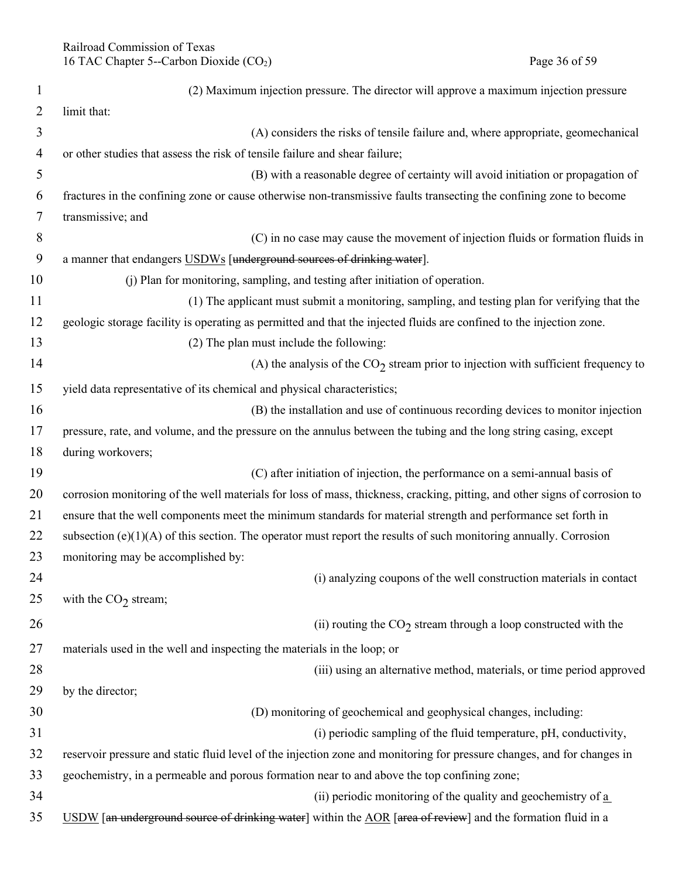(2) Maximum injection pressure. The director will approve a maximum injection pressure limit that:

(A) considers the risks of tensile failure and, where appropriate, geomechanical or other studies that assess the risk of tensile failure and shear failure;

(B) with a reasonable degree of certainty will avoid initiation or propagation of fractures in the confining zone or cause otherwise non-transmissive faults transecting the confining zone to become transmissive; and

(C) in no case may cause the movement of injection fluids or formation fluids in a manner that endangers USDWs [~~underground sources of drinking water~~].

(j) Plan for monitoring, sampling, and testing after initiation of operation.

(1) The applicant must submit a monitoring, sampling, and testing plan for verifying that the geologic storage facility is operating as permitted and that the injected fluids are confined to the injection zone.

(2) The plan must include the following:

(A) the analysis of the $CO_2$ stream prior to injection with sufficient frequency to yield data representative of its chemical and physical characteristics;

(B) the installation and use of continuous recording devices to monitor injection pressure, rate, and volume, and the pressure on the annulus between the tubing and the long string casing, except during workovers;

(C) after initiation of injection, the performance on a semi-annual basis of corrosion monitoring of the well materials for loss of mass, thickness, cracking, pitting, and other signs of corrosion to ensure that the well components meet the minimum standards for material strength and performance set forth in subsection (e)(1)(A) of this section. The operator must report the results of such monitoring annually. Corrosion monitoring may be accomplished by:

(i) analyzing coupons of the well construction materials in contact with the $CO_2$ stream;

(ii) routing the $CO_2$ stream through a loop constructed with the materials used in the well and inspecting the materials in the loop; or

(iii) using an alternative method, materials, or time period approved by the director;

(D) monitoring of geochemical and geophysical changes, including:

(i) periodic sampling of the fluid temperature, pH, conductivity, reservoir pressure and static fluid level of the injection zone and monitoring for pressure changes, and for changes in geochemistry, in a permeable and porous formation near to and above the top confining zone;

(ii) periodic monitoring of the quality and geochemistry of a USDW [~~an underground source of drinking water~~] within the AOR [~~area of review~~] and the formation fluid in a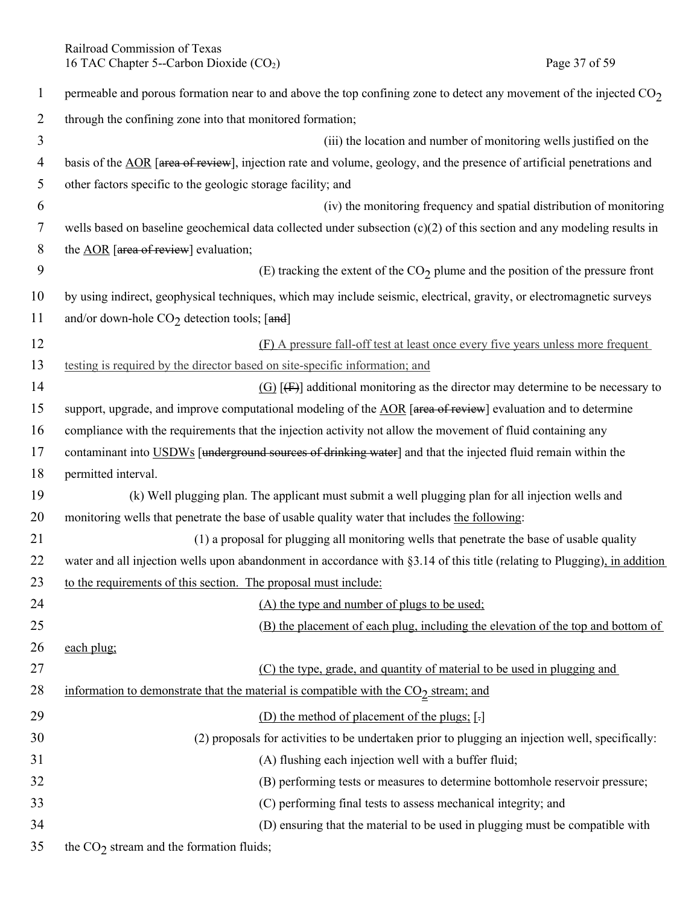permeable and porous formation near to and above the top confining zone to detect any movement of the injected $CO_2$ through the confining zone into that monitored formation;

(iii) the location and number of monitoring wells justified on the basis of the AOR [area of review], injection rate and volume, geology, and the presence of artificial penetrations and other factors specific to the geologic storage facility; and

(iv) the monitoring frequency and spatial distribution of monitoring wells based on baseline geochemical data collected under subsection (c)(2) of this section and any modeling results in the AOR [area of review] evaluation;

(E) tracking the extent of the $CO_2$ plume and the position of the pressure front by using indirect, geophysical techniques, which may include seismic, electrical, gravity, or electromagnetic surveys and/or down-hole $CO_2$ detection tools; [and]

(F) A pressure fall-off test at least once every five years unless more frequent testing is required by the director based on site-specific information; and

(G) [(F)] additional monitoring as the director may determine to be necessary to support, upgrade, and improve computational modeling of the AOR [area of review] evaluation and to determine compliance with the requirements that the injection activity not allow the movement of fluid containing any contaminant into USDWs [underground sources of drinking water] and that the injected fluid remain within the permitted interval.

(k) Well plugging plan. The applicant must submit a well plugging plan for all injection wells and monitoring wells that penetrate the base of usable quality water that includes the following:

(1) a proposal for plugging all monitoring wells that penetrate the base of usable quality water and all injection wells upon abandonment in accordance with §3.14 of this title (relating to Plugging), in addition to the requirements of this section. The proposal must include:

(A) the type and number of plugs to be used;

(B) the placement of each plug, including the elevation of the top and bottom of each plug;

(C) the type, grade, and quantity of material to be used in plugging and information to demonstrate that the material is compatible with the $CO_2$ stream; and

(D) the method of placement of the plugs; [.]

(2) proposals for activities to be undertaken prior to plugging an injection well, specifically:

(A) flushing each injection well with a buffer fluid;

(B) performing tests or measures to determine bottomhole reservoir pressure;

(C) performing final tests to assess mechanical integrity; and

(D) ensuring that the material to be used in plugging must be compatible with the $CO_2$ stream and the formation fluids;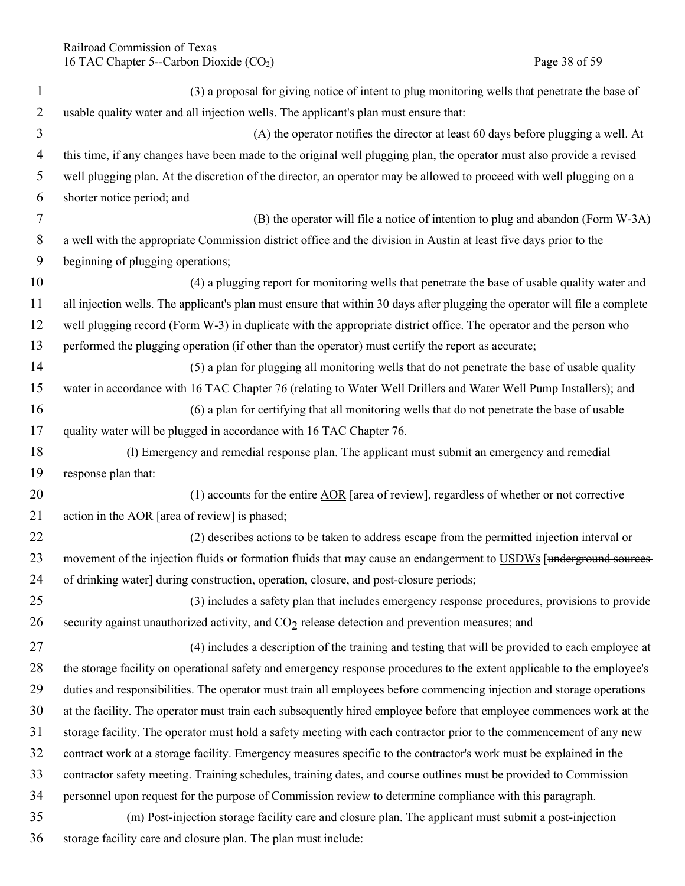(3) a proposal for giving notice of intent to plug monitoring wells that penetrate the base of usable quality water and all injection wells. The applicant's plan must ensure that:

(A) the operator notifies the director at least 60 days before plugging a well. At this time, if any changes have been made to the original well plugging plan, the operator must also provide a revised well plugging plan. At the discretion of the director, an operator may be allowed to proceed with well plugging on a shorter notice period; and

(B) the operator will file a notice of intention to plug and abandon (Form W-3A) a well with the appropriate Commission district office and the division in Austin at least five days prior to the beginning of plugging operations;

(4) a plugging report for monitoring wells that penetrate the base of usable quality water and all injection wells. The applicant's plan must ensure that within 30 days after plugging the operator will file a complete well plugging record (Form W-3) in duplicate with the appropriate district office. The operator and the person who performed the plugging operation (if other than the operator) must certify the report as accurate;

(5) a plan for plugging all monitoring wells that do not penetrate the base of usable quality water in accordance with 16 TAC Chapter 76 (relating to Water Well Drillers and Water Well Pump Installers); and

(6) a plan for certifying that all monitoring wells that do not penetrate the base of usable quality water will be plugged in accordance with 16 TAC Chapter 76.

(l) Emergency and remedial response plan. The applicant must submit an emergency and remedial response plan that:

(1) accounts for the entire AOR [~~area of review~~], regardless of whether or not corrective action in the AOR [~~area of review~~] is phased;

(2) describes actions to be taken to address escape from the permitted injection interval or movement of the injection fluids or formation fluids that may cause an endangerment to USDWs [~~underground sources of drinking water~~] during construction, operation, closure, and post-closure periods;

(3) includes a safety plan that includes emergency response procedures, provisions to provide security against unauthorized activity, and $CO_2$ release detection and prevention measures; and

(4) includes a description of the training and testing that will be provided to each employee at the storage facility on operational safety and emergency response procedures to the extent applicable to the employee's duties and responsibilities. The operator must train all employees before commencing injection and storage operations at the facility. The operator must train each subsequently hired employee before that employee commences work at the storage facility. The operator must hold a safety meeting with each contractor prior to the commencement of any new contract work at a storage facility. Emergency measures specific to the contractor's work must be explained in the contractor safety meeting. Training schedules, training dates, and course outlines must be provided to Commission personnel upon request for the purpose of Commission review to determine compliance with this paragraph.

(m) Post-injection storage facility care and closure plan. The applicant must submit a post-injection storage facility care and closure plan. The plan must include: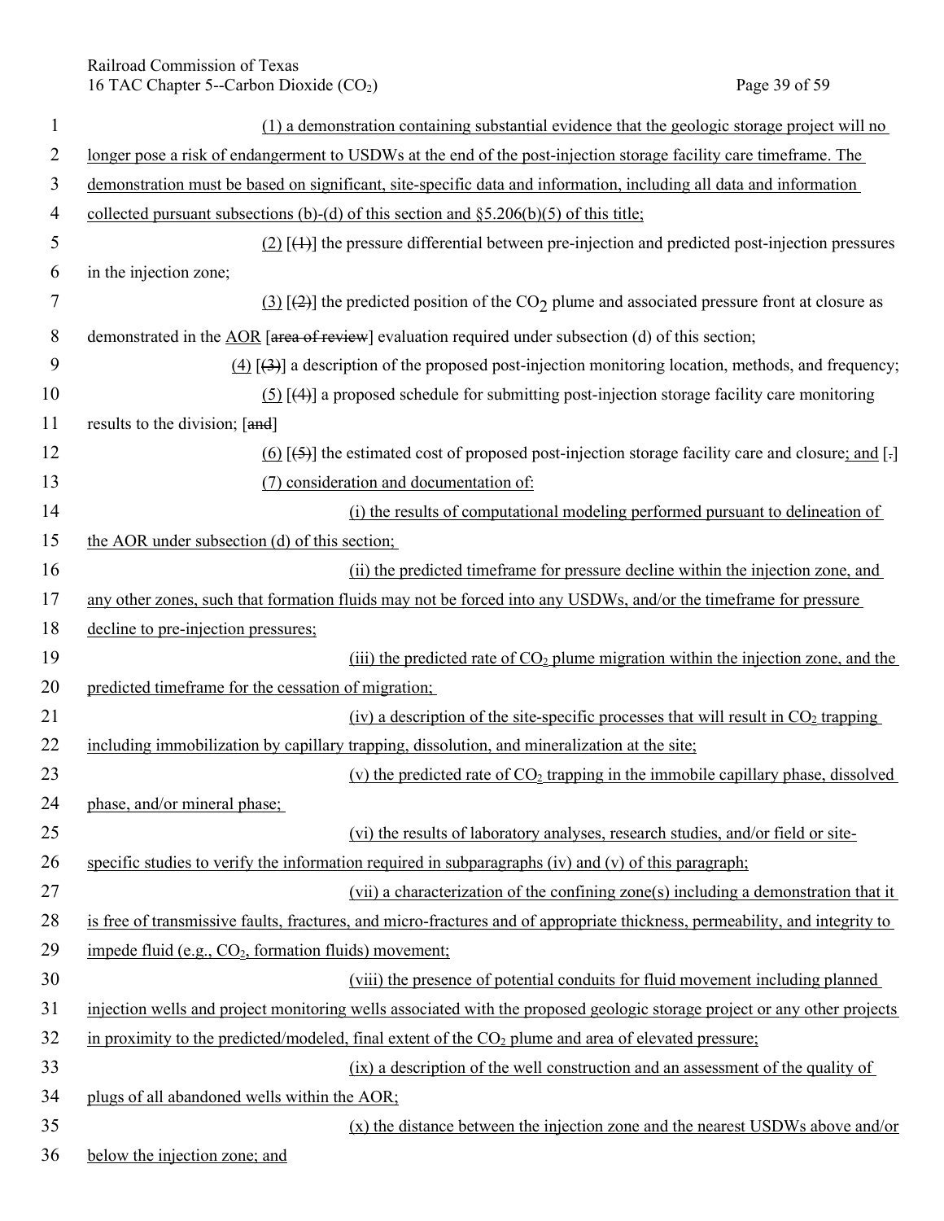(1) a demonstration containing substantial evidence that the geologic storage project will no longer pose a risk of endangerment to USDWs at the end of the post-injection storage facility care timeframe. The demonstration must be based on significant, site-specific data and information, including all data and information collected pursuant subsections (b)-(d) of this section and §5.206(b)(5) of this title;

(2) [(1)] the pressure differential between pre-injection and predicted post-injection pressures in the injection zone;

(3) [(2)] the predicted position of the $CO_2$ plume and associated pressure front at closure as demonstrated in the AOR [area of review] evaluation required under subsection (d) of this section;

(4) [(3)] a description of the proposed post-injection monitoring location, methods, and frequency;

(5) [(4)] a proposed schedule for submitting post-injection storage facility care monitoring results to the division; [and]

(6) [(5)] the estimated cost of proposed post-injection storage facility care and closure; and [.]

(7) consideration and documentation of:

(i) the results of computational modeling performed pursuant to delineation of the AOR under subsection (d) of this section;

(ii) the predicted timeframe for pressure decline within the injection zone, and any other zones, such that formation fluids may not be forced into any USDWs, and/or the timeframe for pressure decline to pre-injection pressures;

(iii) the predicted rate of $CO_2$ plume migration within the injection zone, and the predicted timeframe for the cessation of migration;

(iv) a description of the site-specific processes that will result in $CO_2$ trapping including immobilization by capillary trapping, dissolution, and mineralization at the site;

(v) the predicted rate of $CO_2$ trapping in the immobile capillary phase, dissolved phase, and/or mineral phase;

(vi) the results of laboratory analyses, research studies, and/or field or site-specific studies to verify the information required in subparagraphs (iv) and (v) of this paragraph;

(vii) a characterization of the confining zone(s) including a demonstration that it is free of transmissive faults, fractures, and micro-fractures and of appropriate thickness, permeability, and integrity to impede fluid (e.g., $CO_2$, formation fluids) movement;

(viii) the presence of potential conduits for fluid movement including planned injection wells and project monitoring wells associated with the proposed geologic storage project or any other projects in proximity to the predicted/modeled, final extent of the $CO_2$ plume and area of elevated pressure;

(ix) a description of the well construction and an assessment of the quality of plugs of all abandoned wells within the AOR;

(x) the distance between the injection zone and the nearest USDWs above and/or below the injection zone; and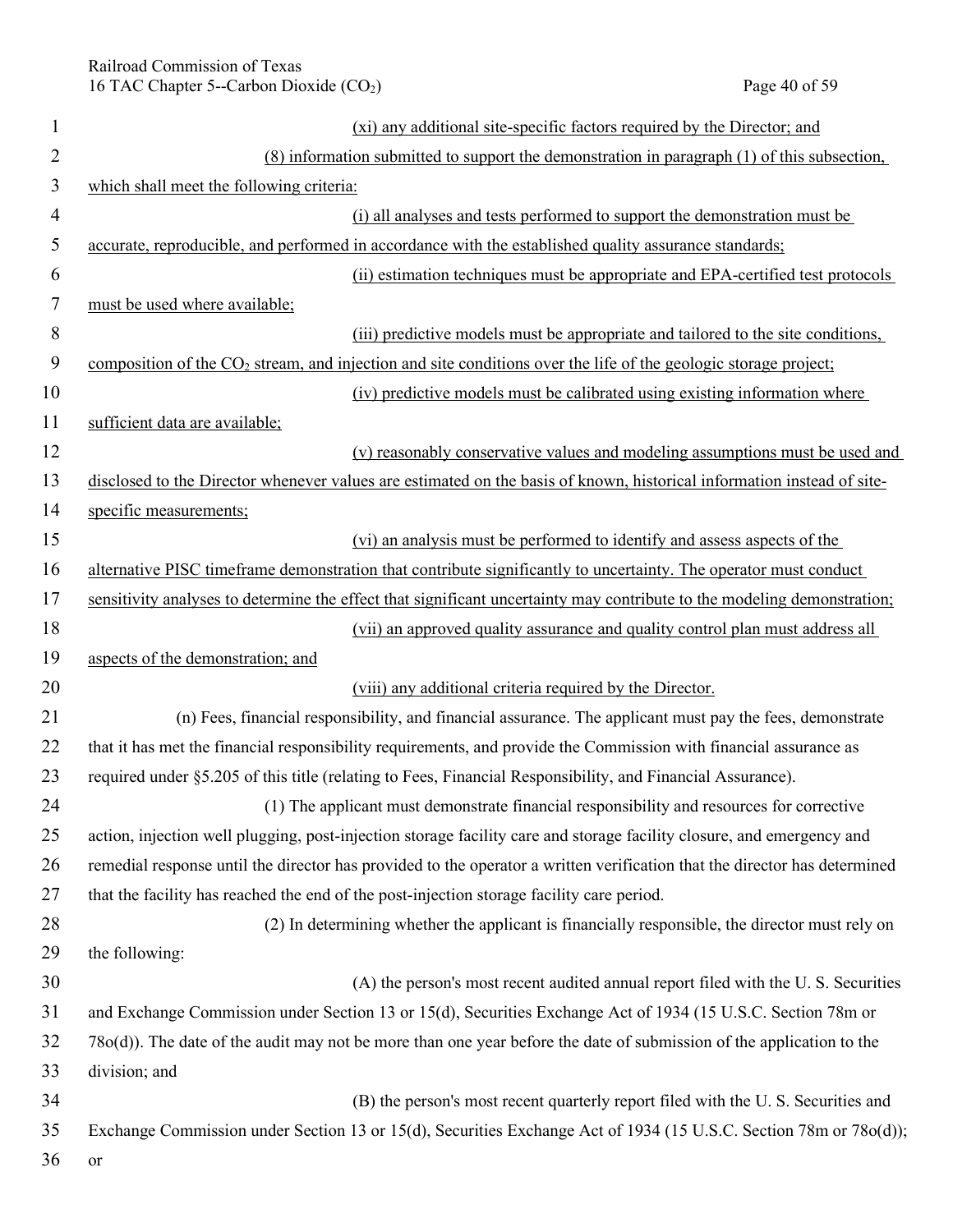(xi) any additional site-specific factors required by the Director; and

(8) information submitted to support the demonstration in paragraph (1) of this subsection, which shall meet the following criteria:

(i) all analyses and tests performed to support the demonstration must be accurate, reproducible, and performed in accordance with the established quality assurance standards;

(ii) estimation techniques must be appropriate and EPA-certified test protocols must be used where available;

(iii) predictive models must be appropriate and tailored to the site conditions, composition of the $CO_2$ stream, and injection and site conditions over the life of the geologic storage project;

(iv) predictive models must be calibrated using existing information where sufficient data are available;

(v) reasonably conservative values and modeling assumptions must be used and disclosed to the Director whenever values are estimated on the basis of known, historical information instead of site-specific measurements;

(vi) an analysis must be performed to identify and assess aspects of the alternative PISC timeframe demonstration that contribute significantly to uncertainty. The operator must conduct sensitivity analyses to determine the effect that significant uncertainty may contribute to the modeling demonstration;

(vii) an approved quality assurance and quality control plan must address all aspects of the demonstration; and

(viii) any additional criteria required by the Director.

(n) Fees, financial responsibility, and financial assurance. The applicant must pay the fees, demonstrate that it has met the financial responsibility requirements, and provide the Commission with financial assurance as required under §5.205 of this title (relating to Fees, Financial Responsibility, and Financial Assurance).

(1) The applicant must demonstrate financial responsibility and resources for corrective action, injection well plugging, post-injection storage facility care and storage facility closure, and emergency and remedial response until the director has provided to the operator a written verification that the director has determined that the facility has reached the end of the post-injection storage facility care period.

(2) In determining whether the applicant is financially responsible, the director must rely on the following:

(A) the person's most recent audited annual report filed with the U. S. Securities and Exchange Commission under Section 13 or 15(d), Securities Exchange Act of 1934 (15 U.S.C. Section 78m or 78o(d)). The date of the audit may not be more than one year before the date of submission of the application to the division; and

(B) the person's most recent quarterly report filed with the U. S. Securities and Exchange Commission under Section 13 or 15(d), Securities Exchange Act of 1934 (15 U.S.C. Section 78m or 78o(d)); or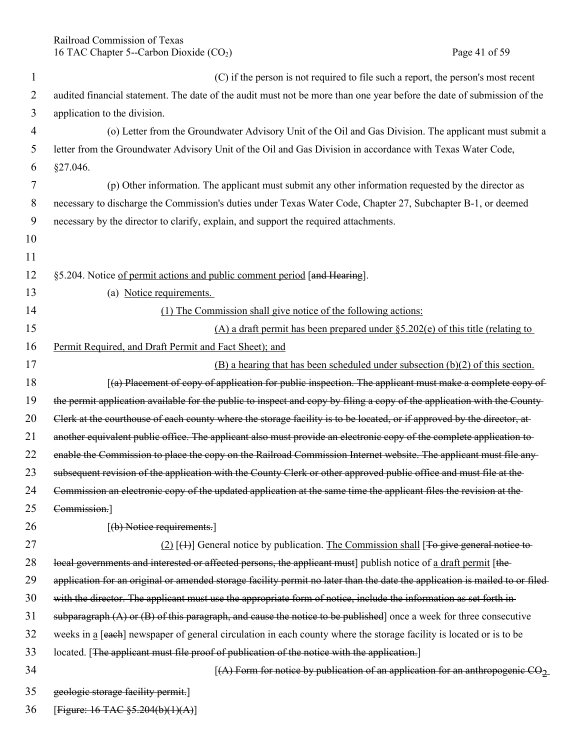(C) if the person is not required to file such a report, the person's most recent audited financial statement. The date of the audit must not be more than one year before the date of submission of the application to the division.

(o) Letter from the Groundwater Advisory Unit of the Oil and Gas Division. The applicant must submit a letter from the Groundwater Advisory Unit of the Oil and Gas Division in accordance with Texas Water Code, §27.046.

(p) Other information. The applicant must submit any other information requested by the director as necessary to discharge the Commission's duties under Texas Water Code, Chapter 27, Subchapter B-1, or deemed necessary by the director to clarify, explain, and support the required attachments.

§5.204. Notice of permit actions and public comment period [~~and Hearing~~].

(a) Notice requirements.

(1) The Commission shall give notice of the following actions:

(A) a draft permit has been prepared under §5.202(e) of this title (relating to Permit Required, and Draft Permit and Fact Sheet); and

(B) a hearing that has been scheduled under subsection (b)(2) of this section.

[~~(a) Placement of copy of application for public inspection. The applicant must make a complete copy of the permit application available for the public to inspect and copy by filing a copy of the application with the County Clerk at the courthouse of each county where the storage facility is to be located, or if approved by the director, at another equivalent public office. The applicant also must provide an electronic copy of the complete application to enable the Commission to place the copy on the Railroad Commission Internet website. The applicant must file any subsequent revision of the application with the County Clerk or other approved public office and must file at the Commission an electronic copy of the updated application at the same time the applicant files the revision at the Commission.~~]

[~~(b) Notice requirements.~~]

(2) [~~(1)~~] General notice by publication. The Commission shall [~~To give general notice to local governments and interested or affected persons, the applicant must~~] publish notice of a draft permit [~~the application for an original or amended storage facility permit no later than the date the application is mailed to or filed with the director. The applicant must use the appropriate form of notice, include the information as set forth in subparagraph (A) or (B) of this paragraph, and cause the notice to be published~~] once a week for three consecutive weeks in a [~~each~~] newspaper of general circulation in each county where the storage facility is located or is to be located. [~~The applicant must file proof of publication of the notice with the application.~~]

[~~(A) Form for notice by publication of an application for an anthropogenic $CO_2$ geologic storage facility permit.~~]

[~~Figure: 16 TAC §5.204(b)(1)(A)~~]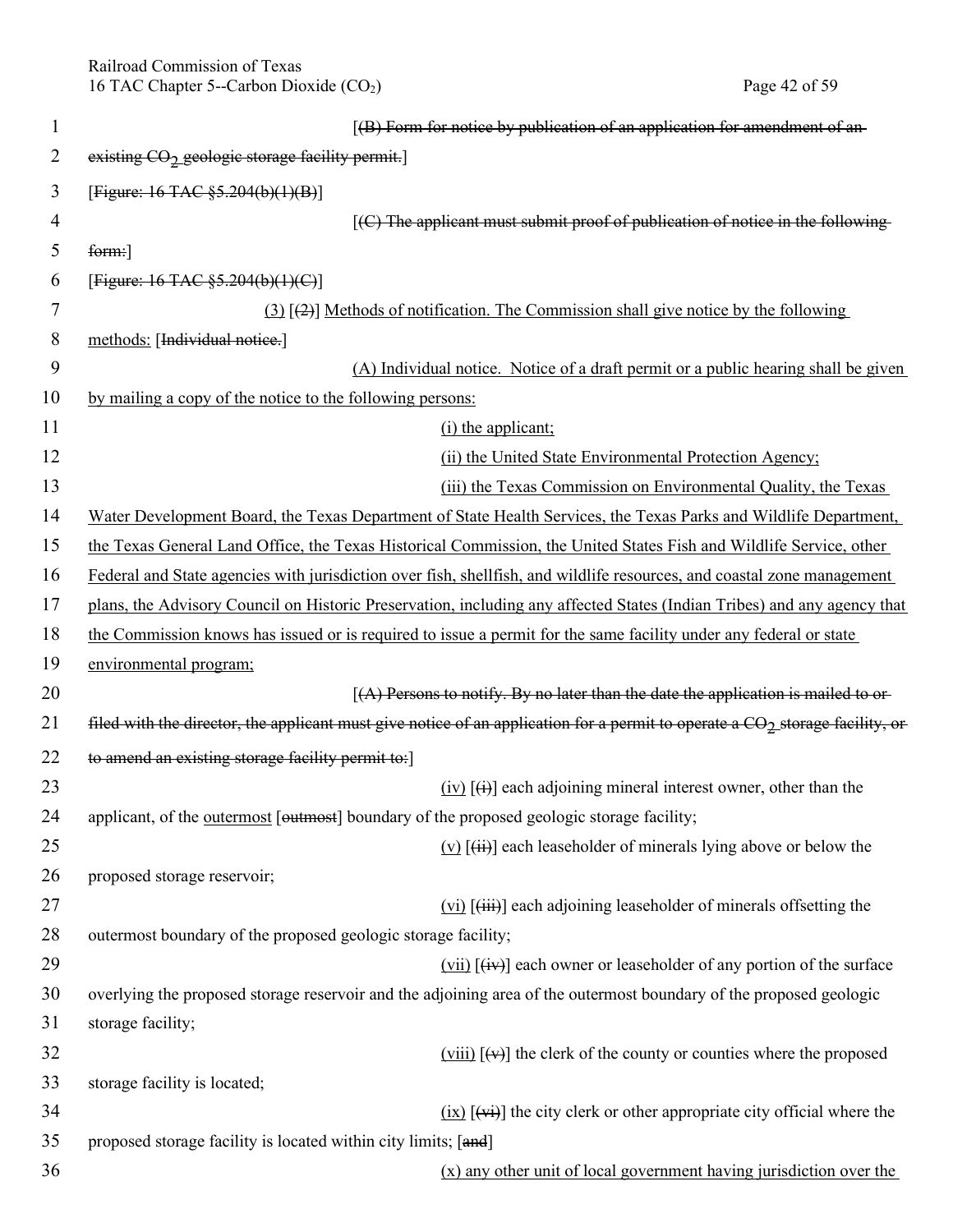[(B) Form for notice by publication of an application for amendment of an existing $CO_2$ geologic storage facility permit.]

[Figure: 16 TAC §5.204(b)(1)(B)]

[(C) The applicant must submit proof of publication of notice in the following form:]

[Figure: 16 TAC §5.204(b)(1)(C)]

(3) [(2)] Methods of notification. The Commission shall give notice by the following methods: [Individual notice.]

(A) Individual notice. Notice of a draft permit or a public hearing shall be given by mailing a copy of the notice to the following persons:

(i) the applicant;

(ii) the United State Environmental Protection Agency;

(iii) the Texas Commission on Environmental Quality, the Texas Water Development Board, the Texas Department of State Health Services, the Texas Parks and Wildlife Department, the Texas General Land Office, the Texas Historical Commission, the United States Fish and Wildlife Service, other Federal and State agencies with jurisdiction over fish, shellfish, and wildlife resources, and coastal zone management plans, the Advisory Council on Historic Preservation, including any affected States (Indian Tribes) and any agency that the Commission knows has issued or is required to issue a permit for the same facility under any federal or state environmental program;

[(A) Persons to notify. By no later than the date the application is mailed to or filed with the director, the applicant must give notice of an application for a permit to operate a $CO_2$ storage facility, or to amend an existing storage facility permit to:]

(iv) [(i)] each adjoining mineral interest owner, other than the applicant, of the outermost [outmost] boundary of the proposed geologic storage facility;

(v) [(ii)] each leaseholder of minerals lying above or below the proposed storage reservoir;

(vi) [(iii)] each adjoining leaseholder of minerals offsetting the outermost boundary of the proposed geologic storage facility;

(vii) [(iv)] each owner or leaseholder of any portion of the surface overlying the proposed storage reservoir and the adjoining area of the outermost boundary of the proposed geologic storage facility;

(viii) [(v)] the clerk of the county or counties where the proposed storage facility is located;

(ix) [(vi)] the city clerk or other appropriate city official where the proposed storage facility is located within city limits; [and]

(x) any other unit of local government having jurisdiction over the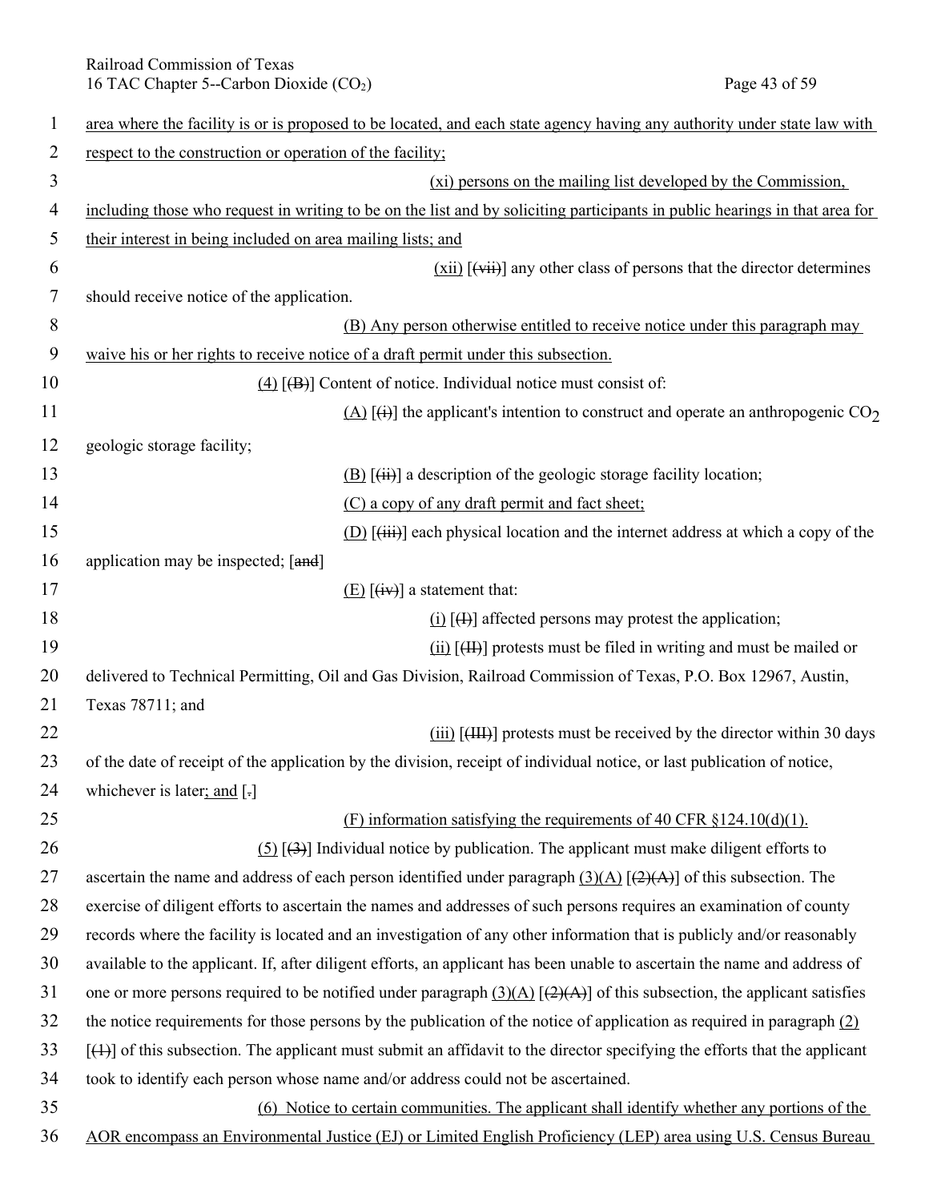area where the facility is or is proposed to be located, and each state agency having any authority under state law with respect to the construction or operation of the facility;

(xi) persons on the mailing list developed by the Commission, including those who request in writing to be on the list and by soliciting participants in public hearings in that area for their interest in being included on area mailing lists; and

(xii) [(vii)] any other class of persons that the director determines should receive notice of the application.

(B) Any person otherwise entitled to receive notice under this paragraph may waive his or her rights to receive notice of a draft permit under this subsection.

(4) [(B)] Content of notice. Individual notice must consist of:

(A) [(i)] the applicant's intention to construct and operate an anthropogenic $CO_2$ geologic storage facility;

(B) [(ii)] a description of the geologic storage facility location;

(C) a copy of any draft permit and fact sheet;

(D) [(iii)] each physical location and the internet address at which a copy of the application may be inspected; [and]

(E) [(iv)] a statement that:

(i) [(I)] affected persons may protest the application;

(ii) [(II)] protests must be filed in writing and must be mailed or delivered to Technical Permitting, Oil and Gas Division, Railroad Commission of Texas, P.O. Box 12967, Austin, Texas 78711; and

(iii) [(III)] protests must be received by the director within 30 days of the date of receipt of the application by the division, receipt of individual notice, or last publication of notice, whichever is later; and [.]

(F) information satisfying the requirements of 40 CFR §124.10(d)(1).

(5) [(3)] Individual notice by publication. The applicant must make diligent efforts to ascertain the name and address of each person identified under paragraph (3)(A) [(2)(A)] of this subsection. The exercise of diligent efforts to ascertain the names and addresses of such persons requires an examination of county records where the facility is located and an investigation of any other information that is publicly and/or reasonably available to the applicant. If, after diligent efforts, an applicant has been unable to ascertain the name and address of one or more persons required to be notified under paragraph (3)(A) [(2)(A)] of this subsection, the applicant satisfies the notice requirements for those persons by the publication of the notice of application as required in paragraph (2) [(1)] of this subsection. The applicant must submit an affidavit to the director specifying the efforts that the applicant took to identify each person whose name and/or address could not be ascertained.

(6) Notice to certain communities. The applicant shall identify whether any portions of the AOR encompass an Environmental Justice (EJ) or Limited English Proficiency (LEP) area using U.S. Census Bureau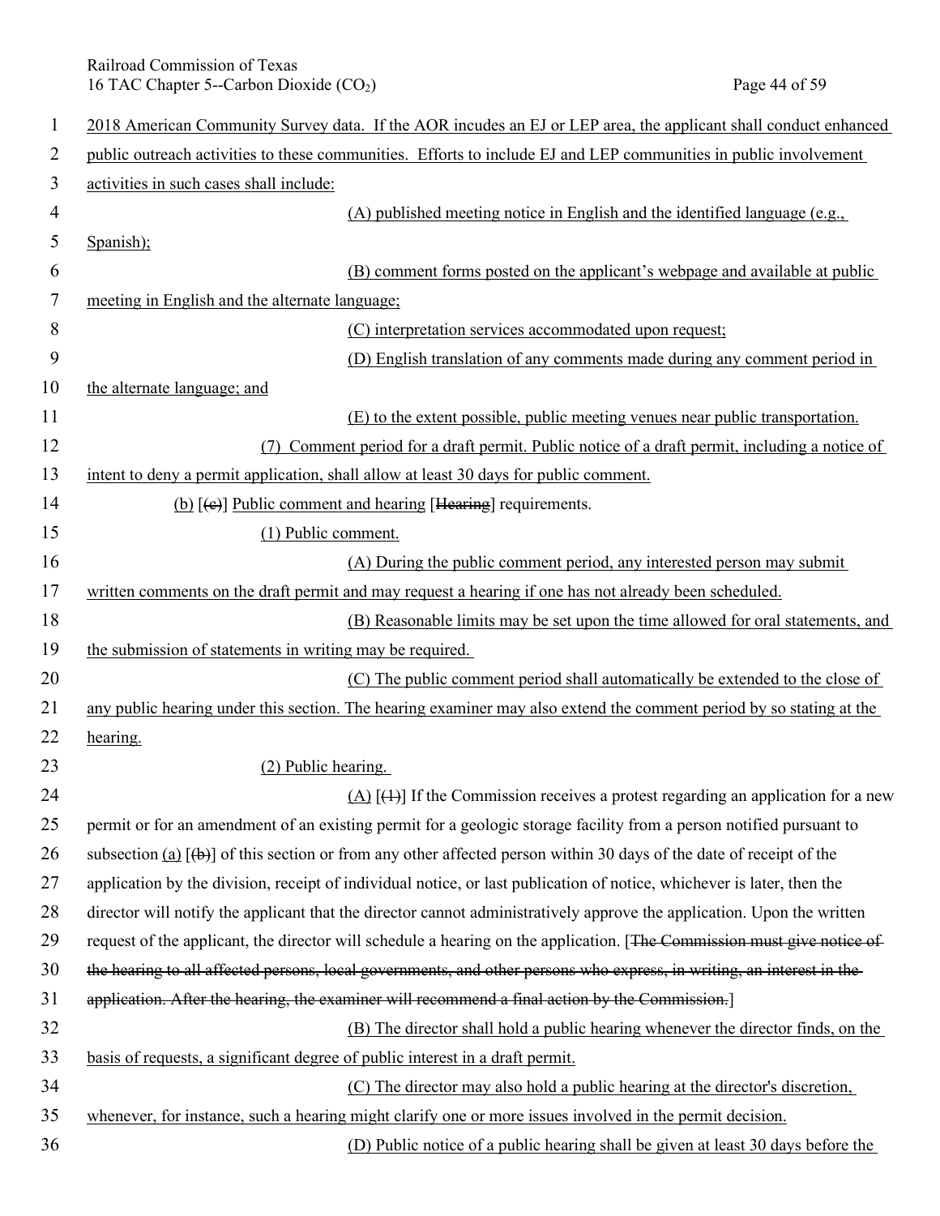2018 American Community Survey data. If the AOR incudes an EJ or LEP area, the applicant shall conduct enhanced public outreach activities to these communities. Efforts to include EJ and LEP communities in public involvement activities in such cases shall include:

(A) published meeting notice in English and the identified language (e.g., Spanish);

(B) comment forms posted on the applicant's webpage and available at public meeting in English and the alternate language;

(C) interpretation services accommodated upon request;

(D) English translation of any comments made during any comment period in the alternate language; and

(E) to the extent possible, public meeting venues near public transportation.

(7) Comment period for a draft permit. Public notice of a draft permit, including a notice of intent to deny a permit application, shall allow at least 30 days for public comment.

(b) [~~(c)~~] Public comment and hearing [~~Hearing~~] requirements.

(1) Public comment.

(A) During the public comment period, any interested person may submit written comments on the draft permit and may request a hearing if one has not already been scheduled.

(B) Reasonable limits may be set upon the time allowed for oral statements, and the submission of statements in writing may be required.

(C) The public comment period shall automatically be extended to the close of any public hearing under this section. The hearing examiner may also extend the comment period by so stating at the hearing.

(2) Public hearing.

(A) [~~(1)~~] If the Commission receives a protest regarding an application for a new permit or for an amendment of an existing permit for a geologic storage facility from a person notified pursuant to subsection (a) [~~(b)~~] of this section or from any other affected person within 30 days of the date of receipt of the application by the division, receipt of individual notice, or last publication of notice, whichever is later, then the director will notify the applicant that the director cannot administratively approve the application. Upon the written request of the applicant, the director will schedule a hearing on the application. [~~The Commission must give notice of the hearing to all affected persons, local governments, and other persons who express, in writing, an interest in the application. After the hearing, the examiner will recommend a final action by the Commission.~~]

(B) The director shall hold a public hearing whenever the director finds, on the basis of requests, a significant degree of public interest in a draft permit.

(C) The director may also hold a public hearing at the director's discretion, whenever, for instance, such a hearing might clarify one or more issues involved in the permit decision.

(D) Public notice of a public hearing shall be given at least 30 days before the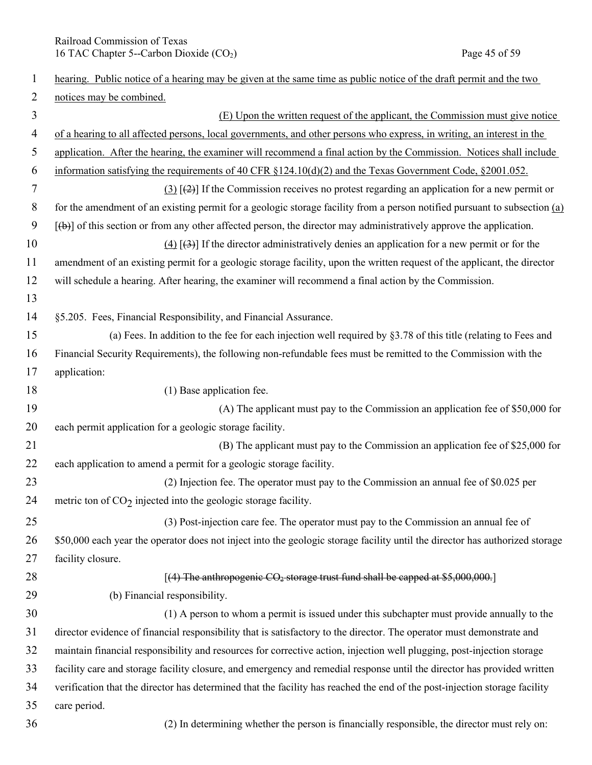hearing. Public notice of a hearing may be given at the same time as public notice of the draft permit and the two notices may be combined.

(E) Upon the written request of the applicant, the Commission must give notice of a hearing to all affected persons, local governments, and other persons who express, in writing, an interest in the application. After the hearing, the examiner will recommend a final action by the Commission. Notices shall include information satisfying the requirements of 40 CFR §124.10(d)(2) and the Texas Government Code, §2001.052.

(3) [(2)] If the Commission receives no protest regarding an application for a new permit or for the amendment of an existing permit for a geologic storage facility from a person notified pursuant to subsection (a) [(b)] of this section or from any other affected person, the director may administratively approve the application.

(4) [(3)] If the director administratively denies an application for a new permit or for the amendment of an existing permit for a geologic storage facility, upon the written request of the applicant, the director will schedule a hearing. After hearing, the examiner will recommend a final action by the Commission.

§5.205. Fees, Financial Responsibility, and Financial Assurance.

(a) Fees. In addition to the fee for each injection well required by §3.78 of this title (relating to Fees and Financial Security Requirements), the following non-refundable fees must be remitted to the Commission with the application:

(1) Base application fee.

(A) The applicant must pay to the Commission an application fee of $50,000 for each permit application for a geologic storage facility.

(B) The applicant must pay to the Commission an application fee of $25,000 for each application to amend a permit for a geologic storage facility.

(2) Injection fee. The operator must pay to the Commission an annual fee of $0.025 per metric ton of $CO_2$ injected into the geologic storage facility.

(3) Post-injection care fee. The operator must pay to the Commission an annual fee of $50,000 each year the operator does not inject into the geologic storage facility until the director has authorized storage facility closure.

[~~(4) The anthropogenic $CO_2$ storage trust fund shall be capped at $5,000,000.~~]

(b) Financial responsibility.

(1) A person to whom a permit is issued under this subchapter must provide annually to the director evidence of financial responsibility that is satisfactory to the director. The operator must demonstrate and maintain financial responsibility and resources for corrective action, injection well plugging, post-injection storage facility care and storage facility closure, and emergency and remedial response until the director has provided written verification that the director has determined that the facility has reached the end of the post-injection storage facility care period.

(2) In determining whether the person is financially responsible, the director must rely on: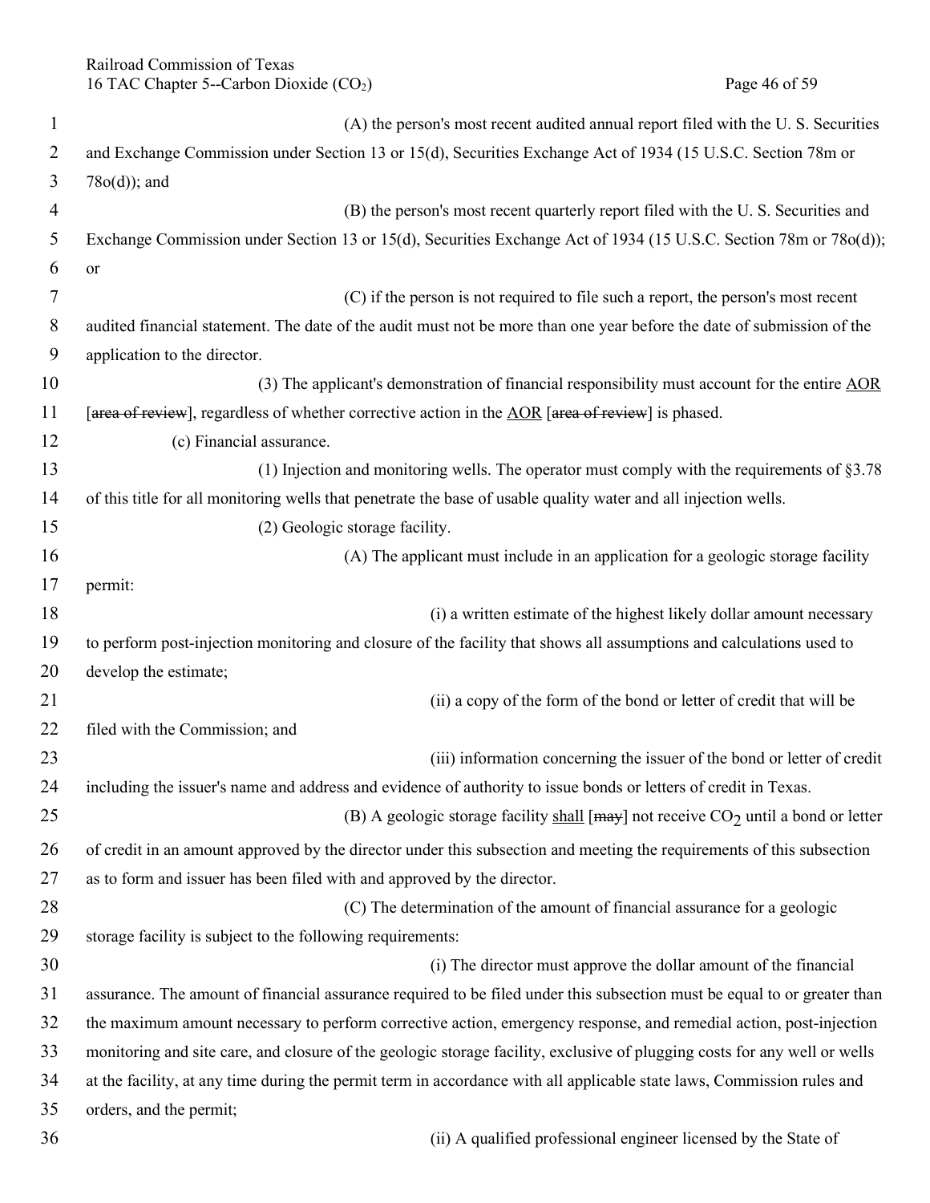(A) the person's most recent audited annual report filed with the U. S. Securities and Exchange Commission under Section 13 or 15(d), Securities Exchange Act of 1934 (15 U.S.C. Section 78m or 78o(d)); and

(B) the person's most recent quarterly report filed with the U. S. Securities and Exchange Commission under Section 13 or 15(d), Securities Exchange Act of 1934 (15 U.S.C. Section 78m or 78o(d)); or

(C) if the person is not required to file such a report, the person's most recent audited financial statement. The date of the audit must not be more than one year before the date of submission of the application to the director.

(3) The applicant's demonstration of financial responsibility must account for the entire AOR [~~area of review~~], regardless of whether corrective action in the AOR [~~area of review~~] is phased.

(c) Financial assurance.

(1) Injection and monitoring wells. The operator must comply with the requirements of §3.78 of this title for all monitoring wells that penetrate the base of usable quality water and all injection wells.

(2) Geologic storage facility.

(A) The applicant must include in an application for a geologic storage facility permit:

(i) a written estimate of the highest likely dollar amount necessary to perform post-injection monitoring and closure of the facility that shows all assumptions and calculations used to develop the estimate;

(ii) a copy of the form of the bond or letter of credit that will be filed with the Commission; and

(iii) information concerning the issuer of the bond or letter of credit including the issuer's name and address and evidence of authority to issue bonds or letters of credit in Texas.

(B) A geologic storage facility shall [~~may~~] not receive $CO_2$ until a bond or letter of credit in an amount approved by the director under this subsection and meeting the requirements of this subsection as to form and issuer has been filed with and approved by the director.

(C) The determination of the amount of financial assurance for a geologic storage facility is subject to the following requirements:

(i) The director must approve the dollar amount of the financial assurance. The amount of financial assurance required to be filed under this subsection must be equal to or greater than the maximum amount necessary to perform corrective action, emergency response, and remedial action, post-injection monitoring and site care, and closure of the geologic storage facility, exclusive of plugging costs for any well or wells at the facility, at any time during the permit term in accordance with all applicable state laws, Commission rules and orders, and the permit;

(ii) A qualified professional engineer licensed by the State of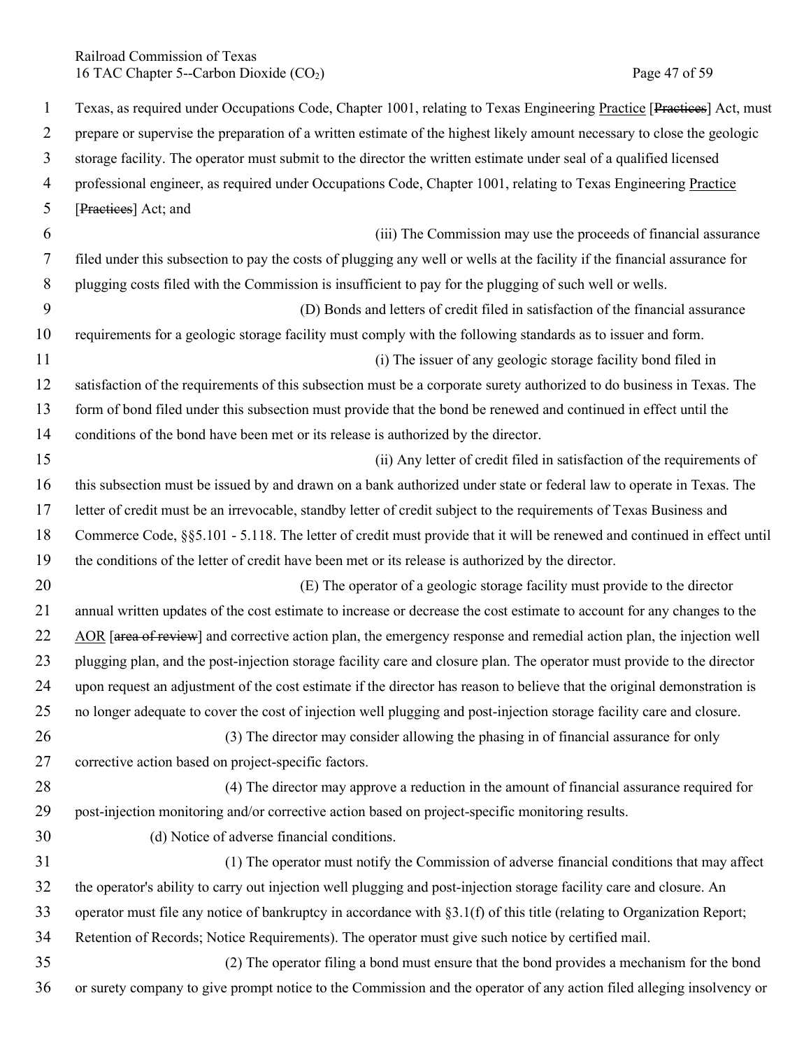Texas, as required under Occupations Code, Chapter 1001, relating to Texas Engineering Practice [~~Practices~~] Act, must prepare or supervise the preparation of a written estimate of the highest likely amount necessary to close the geologic storage facility. The operator must submit to the director the written estimate under seal of a qualified licensed professional engineer, as required under Occupations Code, Chapter 1001, relating to Texas Engineering Practice [~~Practices~~] Act; and

(iii) The Commission may use the proceeds of financial assurance filed under this subsection to pay the costs of plugging any well or wells at the facility if the financial assurance for plugging costs filed with the Commission is insufficient to pay for the plugging of such well or wells.

(D) Bonds and letters of credit filed in satisfaction of the financial assurance requirements for a geologic storage facility must comply with the following standards as to issuer and form.

(i) The issuer of any geologic storage facility bond filed in satisfaction of the requirements of this subsection must be a corporate surety authorized to do business in Texas. The form of bond filed under this subsection must provide that the bond be renewed and continued in effect until the conditions of the bond have been met or its release is authorized by the director.

(ii) Any letter of credit filed in satisfaction of the requirements of this subsection must be issued by and drawn on a bank authorized under state or federal law to operate in Texas. The letter of credit must be an irrevocable, standby letter of credit subject to the requirements of Texas Business and Commerce Code, §§5.101 - 5.118. The letter of credit must provide that it will be renewed and continued in effect until the conditions of the letter of credit have been met or its release is authorized by the director.

(E) The operator of a geologic storage facility must provide to the director annual written updates of the cost estimate to increase or decrease the cost estimate to account for any changes to the AOR [~~area of review~~] and corrective action plan, the emergency response and remedial action plan, the injection well plugging plan, and the post-injection storage facility care and closure plan. The operator must provide to the director upon request an adjustment of the cost estimate if the director has reason to believe that the original demonstration is no longer adequate to cover the cost of injection well plugging and post-injection storage facility care and closure.

(3) The director may consider allowing the phasing in of financial assurance for only corrective action based on project-specific factors.

(4) The director may approve a reduction in the amount of financial assurance required for post-injection monitoring and/or corrective action based on project-specific monitoring results.

(d) Notice of adverse financial conditions.

(1) The operator must notify the Commission of adverse financial conditions that may affect the operator's ability to carry out injection well plugging and post-injection storage facility care and closure. An operator must file any notice of bankruptcy in accordance with §3.1(f) of this title (relating to Organization Report; Retention of Records; Notice Requirements). The operator must give such notice by certified mail.

(2) The operator filing a bond must ensure that the bond provides a mechanism for the bond or surety company to give prompt notice to the Commission and the operator of any action filed alleging insolvency or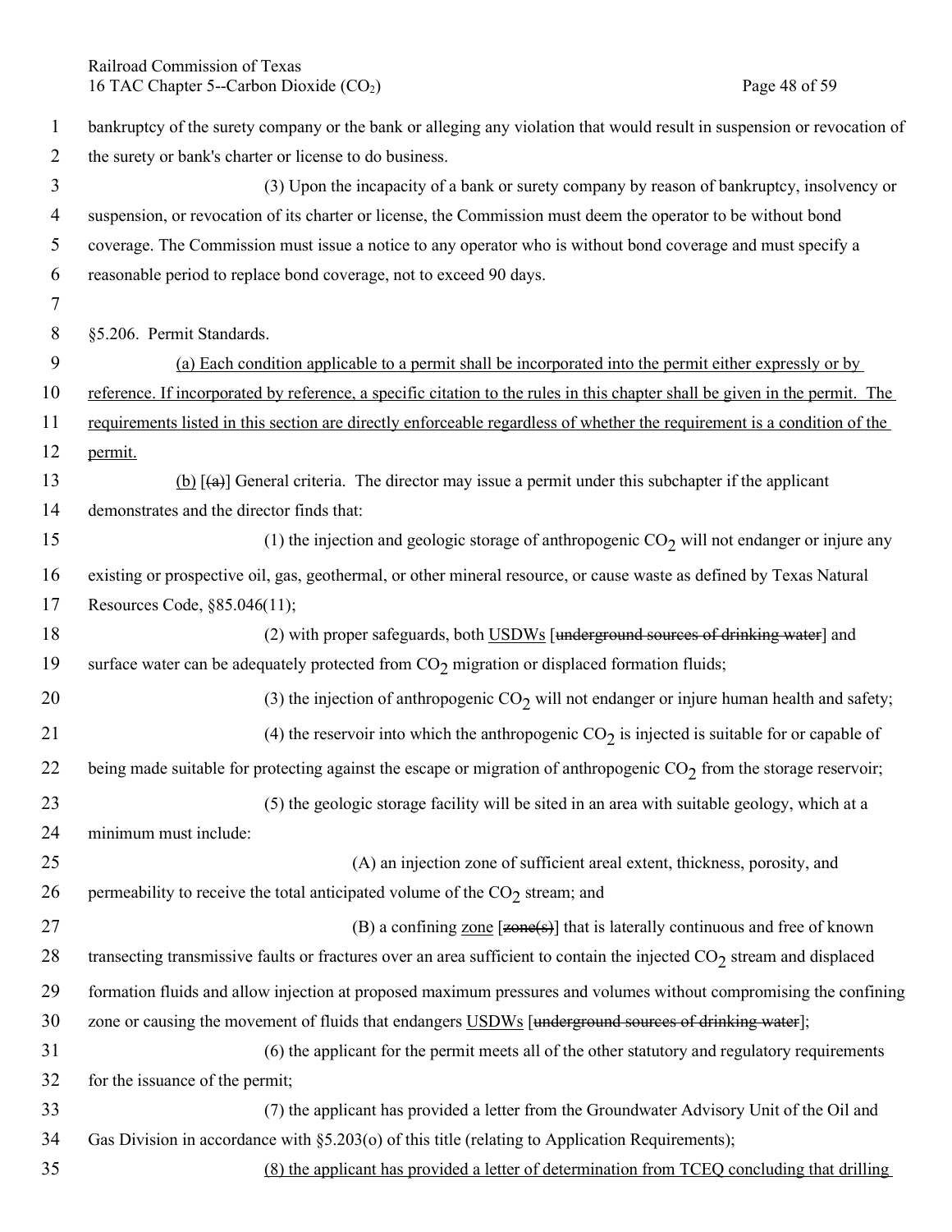bankruptcy of the surety company or the bank or alleging any violation that would result in suspension or revocation of the surety or bank's charter or license to do business.

(3) Upon the incapacity of a bank or surety company by reason of bankruptcy, insolvency or suspension, or revocation of its charter or license, the Commission must deem the operator to be without bond coverage. The Commission must issue a notice to any operator who is without bond coverage and must specify a reasonable period to replace bond coverage, not to exceed 90 days.

§5.206. Permit Standards.

<u>(a) Each condition applicable to a permit shall be incorporated into the permit either expressly or by reference. If incorporated by reference, a specific citation to the rules in this chapter shall be given in the permit. The requirements listed in this section are directly enforceable regardless of whether the requirement is a condition of the permit.</u>

<u>(b)</u> [~~(a)~~] General criteria. The director may issue a permit under this subchapter if the applicant demonstrates and the director finds that:

(1) the injection and geologic storage of anthropogenic $CO_2$ will not endanger or injure any existing or prospective oil, gas, geothermal, or other mineral resource, or cause waste as defined by Texas Natural Resources Code, §85.046(11);

(2) with proper safeguards, both <u>USDWs</u> [~~underground sources of drinking water~~] and surface water can be adequately protected from $CO_2$ migration or displaced formation fluids;

(3) the injection of anthropogenic $CO_2$ will not endanger or injure human health and safety;

(4) the reservoir into which the anthropogenic $CO_2$ is injected is suitable for or capable of being made suitable for protecting against the escape or migration of anthropogenic $CO_2$ from the storage reservoir;

(5) the geologic storage facility will be sited in an area with suitable geology, which at a minimum must include:

(A) an injection zone of sufficient areal extent, thickness, porosity, and permeability to receive the total anticipated volume of the $CO_2$ stream; and

(B) a confining <u>zone</u> [~~zone(s)~~] that is laterally continuous and free of known transecting transmissive faults or fractures over an area sufficient to contain the injected $CO_2$ stream and displaced formation fluids and allow injection at proposed maximum pressures and volumes without compromising the confining zone or causing the movement of fluids that endangers <u>USDWs</u> [~~underground sources of drinking water~~];

(6) the applicant for the permit meets all of the other statutory and regulatory requirements for the issuance of the permit;

(7) the applicant has provided a letter from the Groundwater Advisory Unit of the Oil and Gas Division in accordance with §5.203(o) of this title (relating to Application Requirements);

<u>(8) the applicant has provided a letter of determination from TCEQ concluding that drilling</u>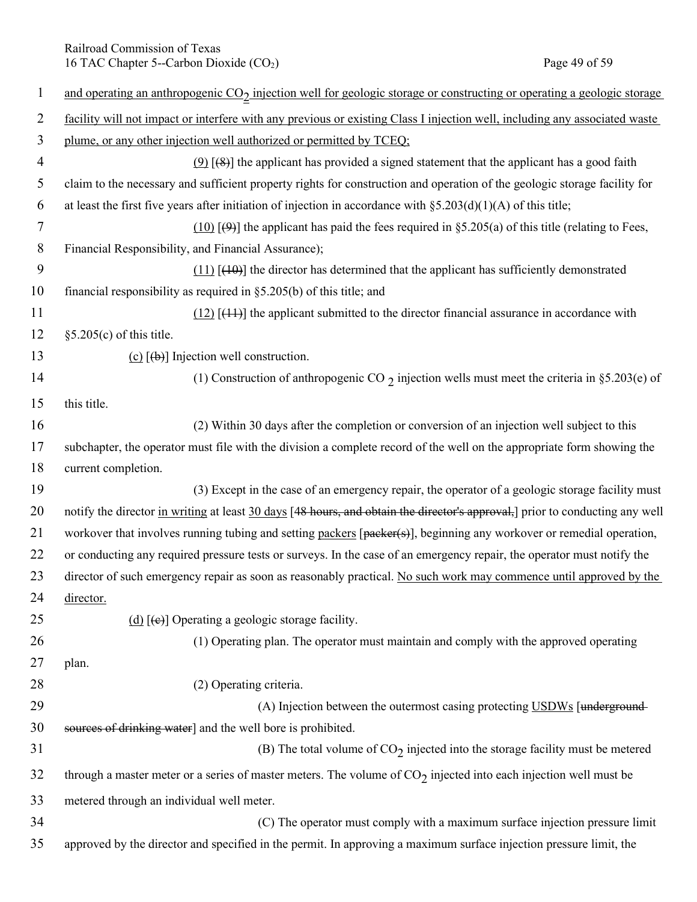and operating an anthropogenic $CO_2$ injection well for geologic storage or constructing or operating a geologic storage facility will not impact or interfere with any previous or existing Class I injection well, including any associated waste plume, or any other injection well authorized or permitted by TCEQ;

(9) [(8)] the applicant has provided a signed statement that the applicant has a good faith claim to the necessary and sufficient property rights for construction and operation of the geologic storage facility for at least the first five years after initiation of injection in accordance with §5.203(d)(1)(A) of this title;

(10) [(9)] the applicant has paid the fees required in §5.205(a) of this title (relating to Fees, Financial Responsibility, and Financial Assurance);

(11) [(10)] the director has determined that the applicant has sufficiently demonstrated financial responsibility as required in §5.205(b) of this title; and

(12) [(11)] the applicant submitted to the director financial assurance in accordance with §5.205(c) of this title.

(c) [(b)] Injection well construction.

(1) Construction of anthropogenic $CO_2$ injection wells must meet the criteria in §5.203(e) of this title.

(2) Within 30 days after the completion or conversion of an injection well subject to this subchapter, the operator must file with the division a complete record of the well on the appropriate form showing the current completion.

(3) Except in the case of an emergency repair, the operator of a geologic storage facility must notify the director in writing at least 30 days [48 hours, and obtain the director's approval,] prior to conducting any well workover that involves running tubing and setting packers [packer(s)], beginning any workover or remedial operation, or conducting any required pressure tests or surveys. In the case of an emergency repair, the operator must notify the director of such emergency repair as soon as reasonably practical. No such work may commence until approved by the director.

(d) [(c)] Operating a geologic storage facility.

(1) Operating plan. The operator must maintain and comply with the approved operating plan.

(2) Operating criteria.

(A) Injection between the outermost casing protecting USDWs [underground sources of drinking water] and the well bore is prohibited.

(B) The total volume of $CO_2$ injected into the storage facility must be metered through a master meter or a series of master meters. The volume of $CO_2$ injected into each injection well must be metered through an individual well meter.

(C) The operator must comply with a maximum surface injection pressure limit approved by the director and specified in the permit. In approving a maximum surface injection pressure limit, the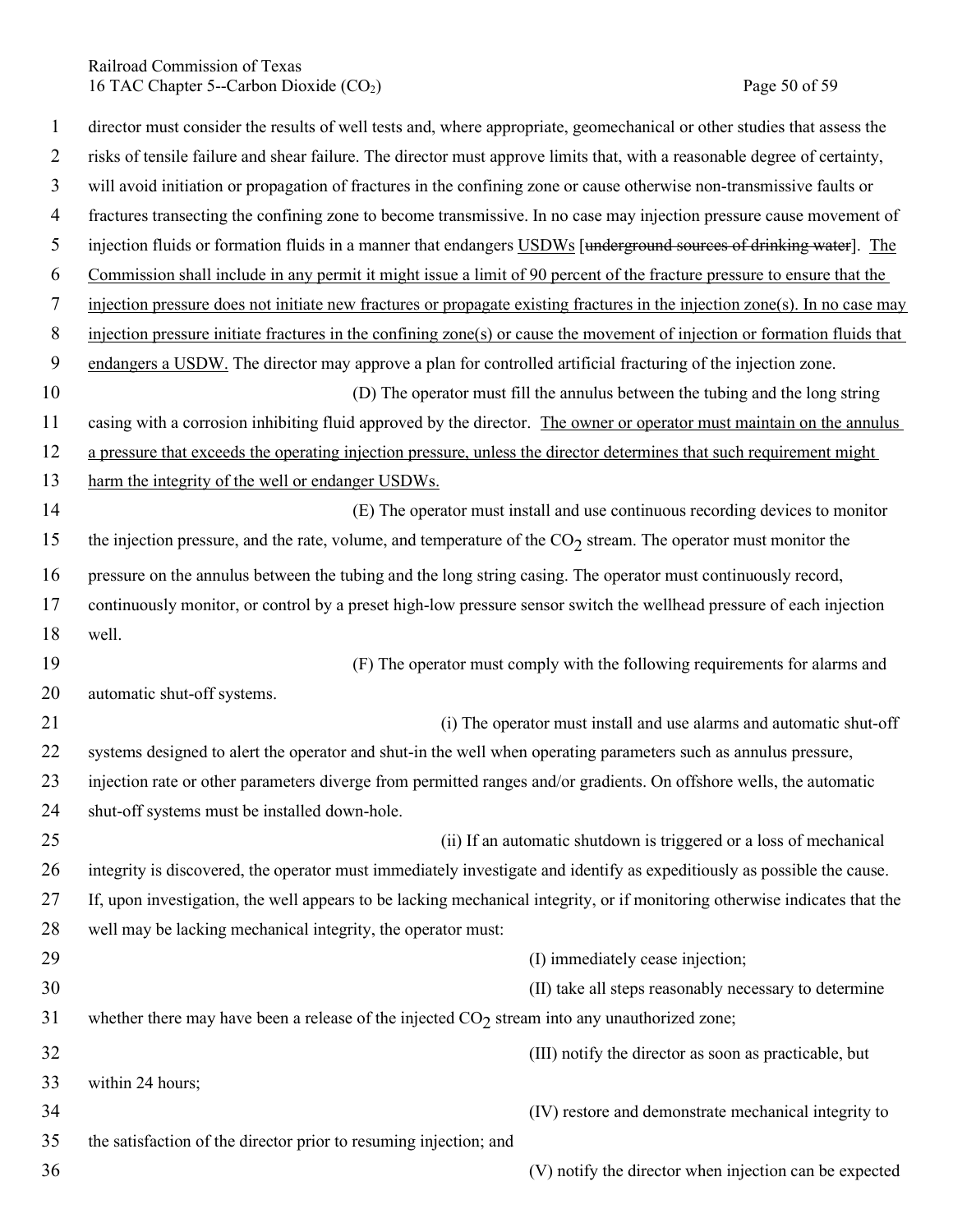director must consider the results of well tests and, where appropriate, geomechanical or other studies that assess the risks of tensile failure and shear failure. The director must approve limits that, with a reasonable degree of certainty, will avoid initiation or propagation of fractures in the confining zone or cause otherwise non-transmissive faults or fractures transecting the confining zone to become transmissive. In no case may injection pressure cause movement of injection fluids or formation fluids in a manner that endangers <u>USDWs</u> [~~underground sources of drinking water~~]. <u>The Commission shall include in any permit it might issue a limit of 90 percent of the fracture pressure to ensure that the injection pressure does not initiate new fractures or propagate existing fractures in the injection zone(s). In no case may injection pressure initiate fractures in the confining zone(s) or cause the movement of injection or formation fluids that endangers a USDW.</u> The director may approve a plan for controlled artificial fracturing of the injection zone.

(D) The operator must fill the annulus between the tubing and the long string casing with a corrosion inhibiting fluid approved by the director. <u>The owner or operator must maintain on the annulus a pressure that exceeds the operating injection pressure, unless the director determines that such requirement might harm the integrity of the well or endanger USDWs.</u>

(E) The operator must install and use continuous recording devices to monitor the injection pressure, and the rate, volume, and temperature of the $CO_2$ stream. The operator must monitor the pressure on the annulus between the tubing and the long string casing. The operator must continuously record, continuously monitor, or control by a preset high-low pressure sensor switch the wellhead pressure of each injection well.

(F) The operator must comply with the following requirements for alarms and automatic shut-off systems.

(i) The operator must install and use alarms and automatic shut-off systems designed to alert the operator and shut-in the well when operating parameters such as annulus pressure, injection rate or other parameters diverge from permitted ranges and/or gradients. On offshore wells, the automatic shut-off systems must be installed down-hole.

(ii) If an automatic shutdown is triggered or a loss of mechanical integrity is discovered, the operator must immediately investigate and identify as expeditiously as possible the cause. If, upon investigation, the well appears to be lacking mechanical integrity, or if monitoring otherwise indicates that the well may be lacking mechanical integrity, the operator must:

(I) immediately cease injection;

(II) take all steps reasonably necessary to determine whether there may have been a release of the injected $CO_2$ stream into any unauthorized zone;

(III) notify the director as soon as practicable, but within 24 hours;

(IV) restore and demonstrate mechanical integrity to the satisfaction of the director prior to resuming injection; and

(V) notify the director when injection can be expected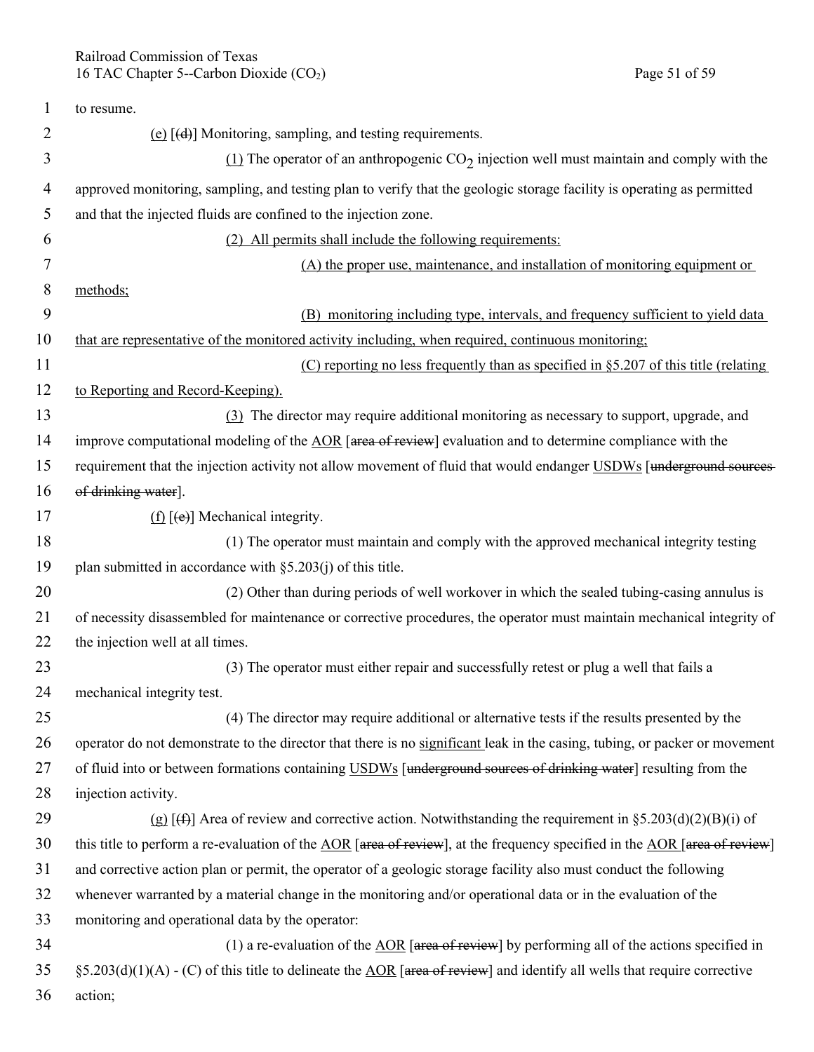to resume.

(e) [(d)] Monitoring, sampling, and testing requirements.

(1) The operator of an anthropogenic $CO_2$ injection well must maintain and comply with the approved monitoring, sampling, and testing plan to verify that the geologic storage facility is operating as permitted and that the injected fluids are confined to the injection zone.

(2) All permits shall include the following requirements:

(A) the proper use, maintenance, and installation of monitoring equipment or methods;

(B) monitoring including type, intervals, and frequency sufficient to yield data that are representative of the monitored activity including, when required, continuous monitoring;

(C) reporting no less frequently than as specified in §5.207 of this title (relating to Reporting and Record-Keeping).

(3) The director may require additional monitoring as necessary to support, upgrade, and improve computational modeling of the AOR [area of review] evaluation and to determine compliance with the requirement that the injection activity not allow movement of fluid that would endanger USDWs [underground sources of drinking water].

(f) [(e)] Mechanical integrity.

(1) The operator must maintain and comply with the approved mechanical integrity testing plan submitted in accordance with §5.203(j) of this title.

(2) Other than during periods of well workover in which the sealed tubing-casing annulus is of necessity disassembled for maintenance or corrective procedures, the operator must maintain mechanical integrity of the injection well at all times.

(3) The operator must either repair and successfully retest or plug a well that fails a mechanical integrity test.

(4) The director may require additional or alternative tests if the results presented by the operator do not demonstrate to the director that there is no significant leak in the casing, tubing, or packer or movement of fluid into or between formations containing USDWs [underground sources of drinking water] resulting from the injection activity.

(g) [(f)] Area of review and corrective action. Notwithstanding the requirement in §5.203(d)(2)(B)(i) of this title to perform a re-evaluation of the AOR [area of review], at the frequency specified in the AOR [area of review] and corrective action plan or permit, the operator of a geologic storage facility also must conduct the following whenever warranted by a material change in the monitoring and/or operational data or in the evaluation of the monitoring and operational data by the operator:

(1) a re-evaluation of the AOR [area of review] by performing all of the actions specified in §5.203(d)(1)(A) - (C) of this title to delineate the AOR [area of review] and identify all wells that require corrective action;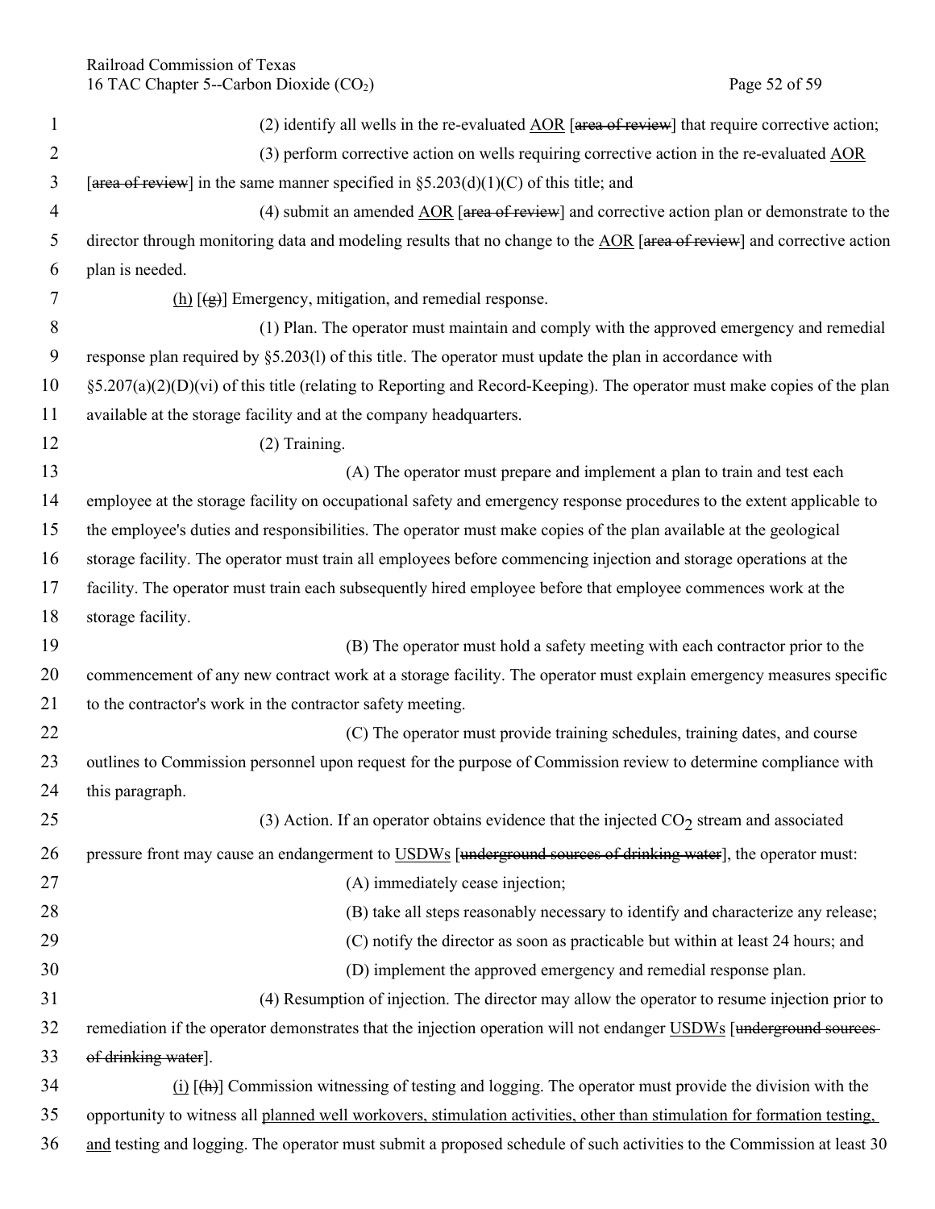(2) identify all wells in the re-evaluated <u>AOR</u> [~~area of review~~] that require corrective action;

(3) perform corrective action on wells requiring corrective action in the re-evaluated <u>AOR</u> [~~area of review~~] in the same manner specified in §5.203(d)(1)(C) of this title; and

(4) submit an amended <u>AOR</u> [~~area of review~~] and corrective action plan or demonstrate to the director through monitoring data and modeling results that no change to the <u>AOR</u> [~~area of review~~] and corrective action plan is needed.

<u>(h)</u> [~~(g)~~] Emergency, mitigation, and remedial response.

(1) Plan. The operator must maintain and comply with the approved emergency and remedial response plan required by §5.203(l) of this title. The operator must update the plan in accordance with §5.207(a)(2)(D)(vi) of this title (relating to Reporting and Record-Keeping). The operator must make copies of the plan available at the storage facility and at the company headquarters.

(2) Training.

(A) The operator must prepare and implement a plan to train and test each employee at the storage facility on occupational safety and emergency response procedures to the extent applicable to the employee's duties and responsibilities. The operator must make copies of the plan available at the geological storage facility. The operator must train all employees before commencing injection and storage operations at the facility. The operator must train each subsequently hired employee before that employee commences work at the storage facility.

(B) The operator must hold a safety meeting with each contractor prior to the commencement of any new contract work at a storage facility. The operator must explain emergency measures specific to the contractor's work in the contractor safety meeting.

(C) The operator must provide training schedules, training dates, and course outlines to Commission personnel upon request for the purpose of Commission review to determine compliance with this paragraph.

(3) Action. If an operator obtains evidence that the injected $CO_2$ stream and associated pressure front may cause an endangerment to <u>USDWs</u> [~~underground sources of drinking water~~], the operator must:

(A) immediately cease injection;

(B) take all steps reasonably necessary to identify and characterize any release;

(C) notify the director as soon as practicable but within at least 24 hours; and

(D) implement the approved emergency and remedial response plan.

(4) Resumption of injection. The director may allow the operator to resume injection prior to remediation if the operator demonstrates that the injection operation will not endanger <u>USDWs</u> [~~underground sources of drinking water~~].

<u>(i)</u> [~~(h)~~] Commission witnessing of testing and logging. The operator must provide the division with the opportunity to witness all <u>planned well workovers, stimulation activities, other than stimulation for formation testing, and</u> testing and logging. The operator must submit a proposed schedule of such activities to the Commission at least 30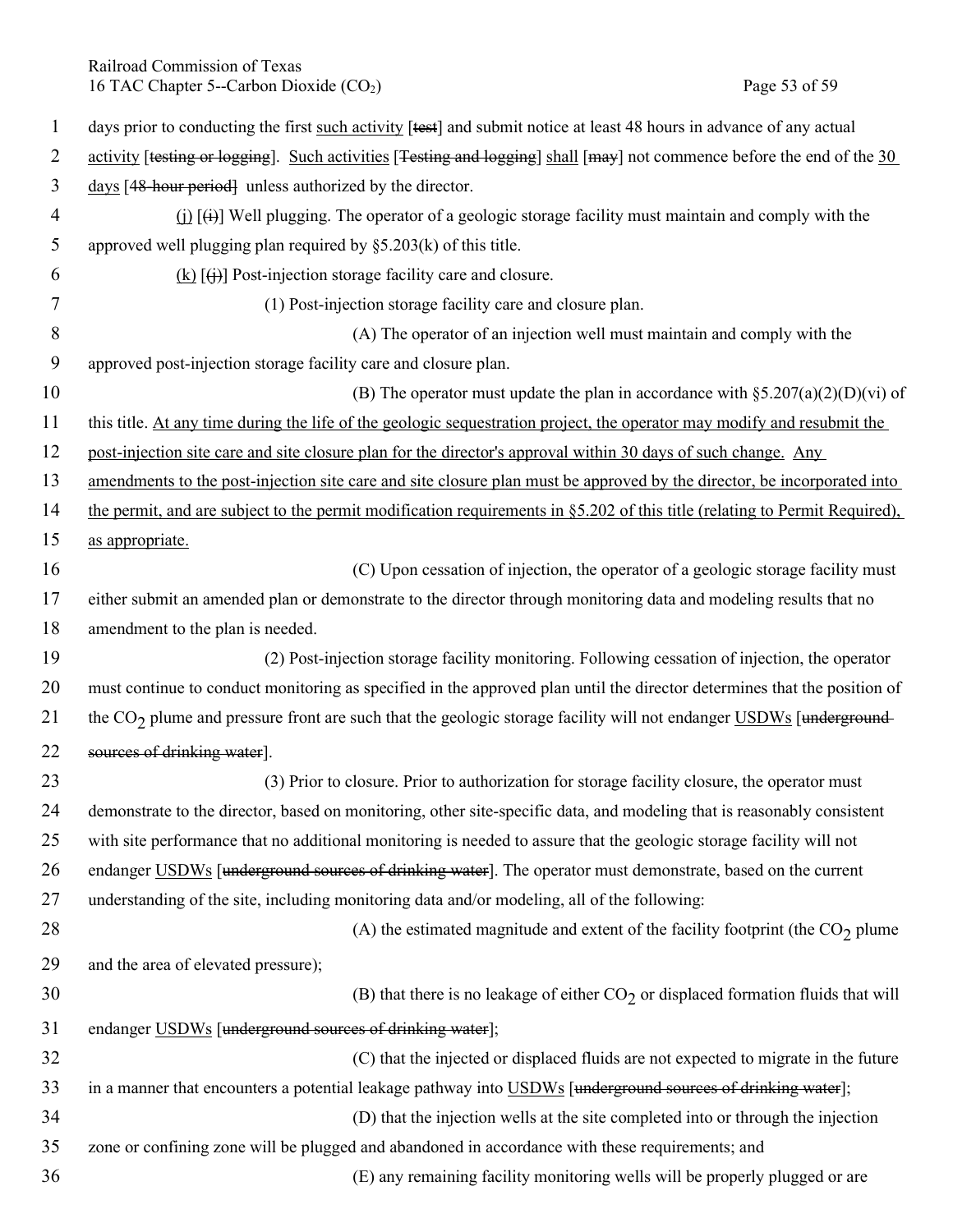days prior to conducting the first <u>such activity</u> [~~test~~] and submit notice at least 48 hours in advance of any actual <u>activity</u> [~~testing or logging~~]. <u>Such activities</u> [~~Testing and logging~~] <u>shall</u> [~~may~~] not commence before the end of the <u>30 days</u> [~~48-hour period~~] unless authorized by the director.

<u>(j)</u> [~~(i)~~] Well plugging. The operator of a geologic storage facility must maintain and comply with the approved well plugging plan required by §5.203(k) of this title.

<u>(k)</u> [~~(j)~~] Post-injection storage facility care and closure.

(1) Post-injection storage facility care and closure plan.

(A) The operator of an injection well must maintain and comply with the approved post-injection storage facility care and closure plan.

(B) The operator must update the plan in accordance with §5.207(a)(2)(D)(vi) of this title. <u>At any time during the life of the geologic sequestration project, the operator may modify and resubmit the post-injection site care and site closure plan for the director's approval within 30 days of such change. Any amendments to the post-injection site care and site closure plan must be approved by the director, be incorporated into the permit, and are subject to the permit modification requirements in §5.202 of this title (relating to Permit Required), as appropriate.</u>

(C) Upon cessation of injection, the operator of a geologic storage facility must either submit an amended plan or demonstrate to the director through monitoring data and modeling results that no amendment to the plan is needed.

(2) Post-injection storage facility monitoring. Following cessation of injection, the operator must continue to conduct monitoring as specified in the approved plan until the director determines that the position of the $CO_2$ plume and pressure front are such that the geologic storage facility will not endanger <u>USDWs</u> [~~underground sources of drinking water~~].

(3) Prior to closure. Prior to authorization for storage facility closure, the operator must demonstrate to the director, based on monitoring, other site-specific data, and modeling that is reasonably consistent with site performance that no additional monitoring is needed to assure that the geologic storage facility will not endanger <u>USDWs</u> [~~underground sources of drinking water~~]. The operator must demonstrate, based on the current understanding of the site, including monitoring data and/or modeling, all of the following:

(A) the estimated magnitude and extent of the facility footprint (the $CO_2$ plume and the area of elevated pressure);

(B) that there is no leakage of either $CO_2$ or displaced formation fluids that will endanger <u>USDWs</u> [~~underground sources of drinking water~~];

(C) that the injected or displaced fluids are not expected to migrate in the future in a manner that encounters a potential leakage pathway into <u>USDWs</u> [~~underground sources of drinking water~~];

(D) that the injection wells at the site completed into or through the injection zone or confining zone will be plugged and abandoned in accordance with these requirements; and

(E) any remaining facility monitoring wells will be properly plugged or are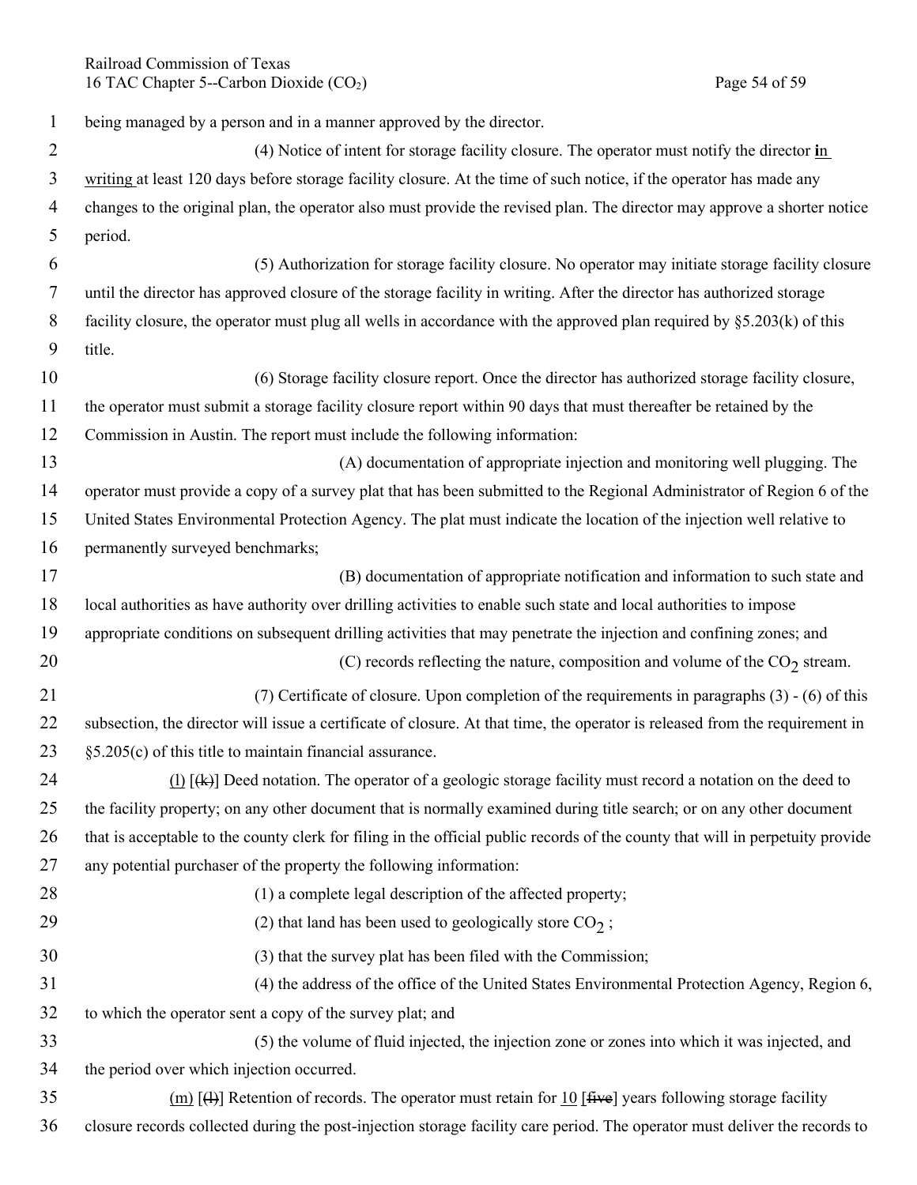being managed by a person and in a manner approved by the director.

(4) Notice of intent for storage facility closure. The operator must notify the director **in writing** at least 120 days before storage facility closure. At the time of such notice, if the operator has made any changes to the original plan, the operator also must provide the revised plan. The director may approve a shorter notice period.

(5) Authorization for storage facility closure. No operator may initiate storage facility closure until the director has approved closure of the storage facility in writing. After the director has authorized storage facility closure, the operator must plug all wells in accordance with the approved plan required by §5.203(k) of this title.

(6) Storage facility closure report. Once the director has authorized storage facility closure, the operator must submit a storage facility closure report within 90 days that must thereafter be retained by the Commission in Austin. The report must include the following information:

(A) documentation of appropriate injection and monitoring well plugging. The operator must provide a copy of a survey plat that has been submitted to the Regional Administrator of Region 6 of the United States Environmental Protection Agency. The plat must indicate the location of the injection well relative to permanently surveyed benchmarks;

(B) documentation of appropriate notification and information to such state and local authorities as have authority over drilling activities to enable such state and local authorities to impose appropriate conditions on subsequent drilling activities that may penetrate the injection and confining zones; and

(C) records reflecting the nature, composition and volume of the $CO_2$ stream.

(7) Certificate of closure. Upon completion of the requirements in paragraphs (3) - (6) of this subsection, the director will issue a certificate of closure. At that time, the operator is released from the requirement in §5.205(c) of this title to maintain financial assurance.

(l) [~~(k)~~] Deed notation. The operator of a geologic storage facility must record a notation on the deed to the facility property; on any other document that is normally examined during title search; or on any other document that is acceptable to the county clerk for filing in the official public records of the county that will in perpetuity provide any potential purchaser of the property the following information:

(1) a complete legal description of the affected property;

(2) that land has been used to geologically store $CO_2$ ;

(3) that the survey plat has been filed with the Commission;

(4) the address of the office of the United States Environmental Protection Agency, Region 6, to which the operator sent a copy of the survey plat; and

(5) the volume of fluid injected, the injection zone or zones into which it was injected, and the period over which injection occurred.

(m) [~~(l)~~] Retention of records. The operator must retain for 10 [~~five~~] years following storage facility closure records collected during the post-injection storage facility care period. The operator must deliver the records to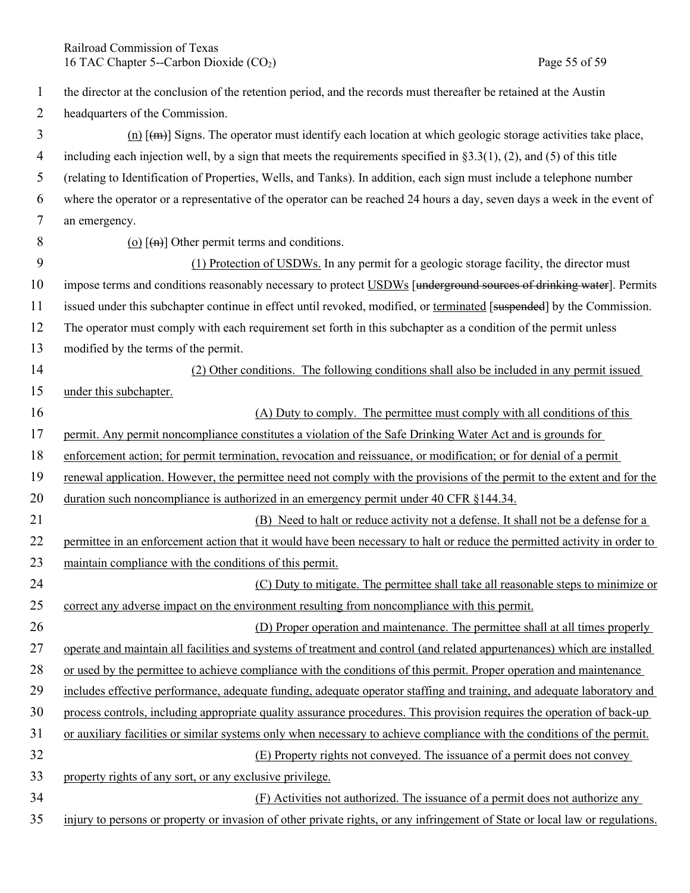the director at the conclusion of the retention period, and the records must thereafter be retained at the Austin headquarters of the Commission.

(n) [~~(m)~~] Signs. The operator must identify each location at which geologic storage activities take place, including each injection well, by a sign that meets the requirements specified in §3.3(1), (2), and (5) of this title (relating to Identification of Properties, Wells, and Tanks). In addition, each sign must include a telephone number where the operator or a representative of the operator can be reached 24 hours a day, seven days a week in the event of an emergency.

(o) [~~(n)~~] Other permit terms and conditions.

(1) Protection of USDWs. In any permit for a geologic storage facility, the director must impose terms and conditions reasonably necessary to protect USDWs [~~underground sources of drinking water~~]. Permits issued under this subchapter continue in effect until revoked, modified, or terminated [~~suspended~~] by the Commission. The operator must comply with each requirement set forth in this subchapter as a condition of the permit unless modified by the terms of the permit.

(2) Other conditions. The following conditions shall also be included in any permit issued under this subchapter.

(A) Duty to comply. The permittee must comply with all conditions of this permit. Any permit noncompliance constitutes a violation of the Safe Drinking Water Act and is grounds for enforcement action; for permit termination, revocation and reissuance, or modification; or for denial of a permit renewal application. However, the permittee need not comply with the provisions of the permit to the extent and for the duration such noncompliance is authorized in an emergency permit under 40 CFR §144.34.

(B) Need to halt or reduce activity not a defense. It shall not be a defense for a permittee in an enforcement action that it would have been necessary to halt or reduce the permitted activity in order to maintain compliance with the conditions of this permit.

(C) Duty to mitigate. The permittee shall take all reasonable steps to minimize or correct any adverse impact on the environment resulting from noncompliance with this permit.

(D) Proper operation and maintenance. The permittee shall at all times properly operate and maintain all facilities and systems of treatment and control (and related appurtenances) which are installed or used by the permittee to achieve compliance with the conditions of this permit. Proper operation and maintenance includes effective performance, adequate funding, adequate operator staffing and training, and adequate laboratory and process controls, including appropriate quality assurance procedures. This provision requires the operation of back-up or auxiliary facilities or similar systems only when necessary to achieve compliance with the conditions of the permit.

(E) Property rights not conveyed. The issuance of a permit does not convey property rights of any sort, or any exclusive privilege.

(F) Activities not authorized. The issuance of a permit does not authorize any injury to persons or property or invasion of other private rights, or any infringement of State or local law or regulations.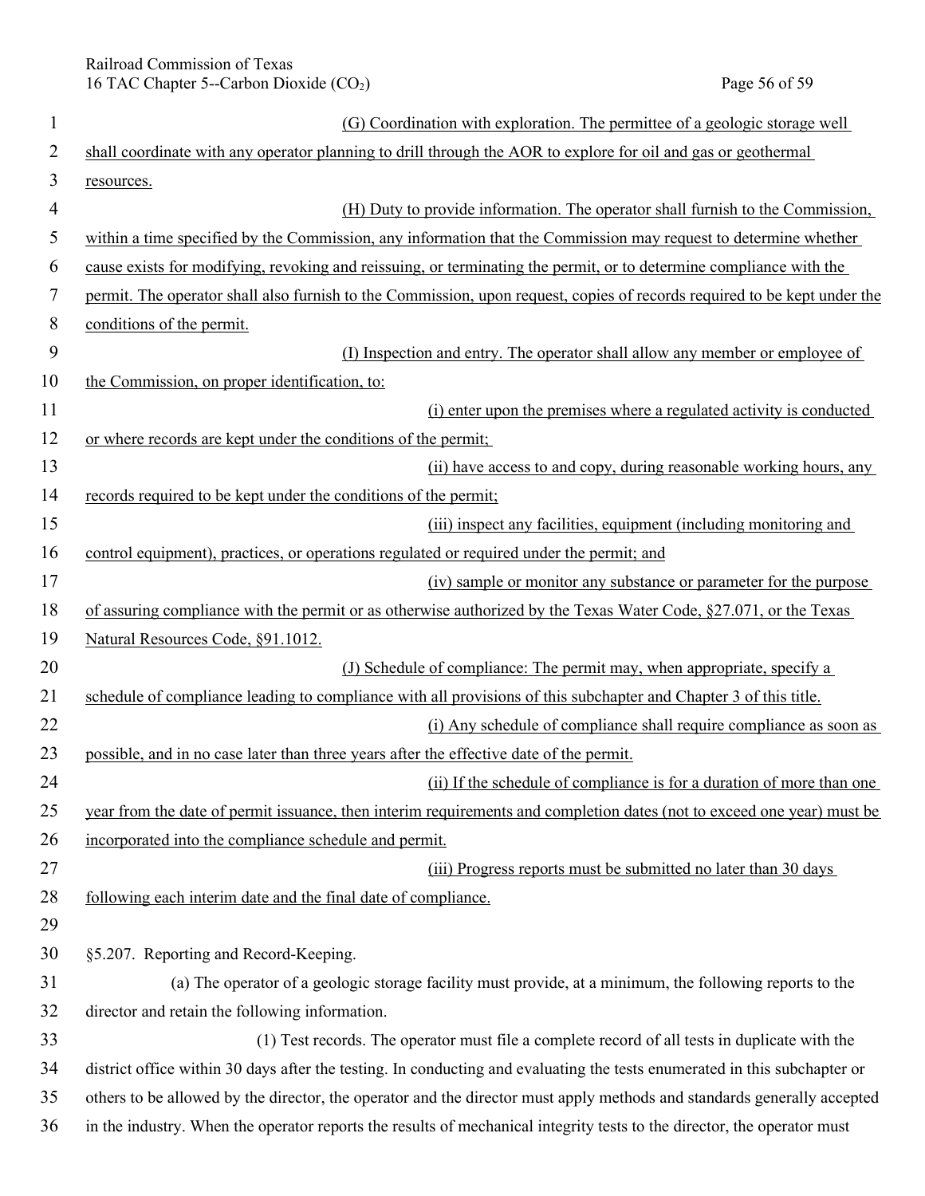(G) Coordination with exploration. The permittee of a geologic storage well shall coordinate with any operator planning to drill through the AOR to explore for oil and gas or geothermal resources.

(H) Duty to provide information. The operator shall furnish to the Commission, within a time specified by the Commission, any information that the Commission may request to determine whether cause exists for modifying, revoking and reissuing, or terminating the permit, or to determine compliance with the permit. The operator shall also furnish to the Commission, upon request, copies of records required to be kept under the conditions of the permit.

(I) Inspection and entry. The operator shall allow any member or employee of the Commission, on proper identification, to:

(i) enter upon the premises where a regulated activity is conducted or where records are kept under the conditions of the permit;

(ii) have access to and copy, during reasonable working hours, any records required to be kept under the conditions of the permit;

(iii) inspect any facilities, equipment (including monitoring and control equipment), practices, or operations regulated or required under the permit; and

(iv) sample or monitor any substance or parameter for the purpose of assuring compliance with the permit or as otherwise authorized by the Texas Water Code, §27.071, or the Texas Natural Resources Code, §91.1012.

(J) Schedule of compliance: The permit may, when appropriate, specify a schedule of compliance leading to compliance with all provisions of this subchapter and Chapter 3 of this title.

(i) Any schedule of compliance shall require compliance as soon as possible, and in no case later than three years after the effective date of the permit.

(ii) If the schedule of compliance is for a duration of more than one year from the date of permit issuance, then interim requirements and completion dates (not to exceed one year) must be incorporated into the compliance schedule and permit.

(iii) Progress reports must be submitted no later than 30 days following each interim date and the final date of compliance.

§5.207. Reporting and Record-Keeping.

(a) The operator of a geologic storage facility must provide, at a minimum, the following reports to the director and retain the following information.

(1) Test records. The operator must file a complete record of all tests in duplicate with the district office within 30 days after the testing. In conducting and evaluating the tests enumerated in this subchapter or others to be allowed by the director, the operator and the director must apply methods and standards generally accepted in the industry. When the operator reports the results of mechanical integrity tests to the director, the operator must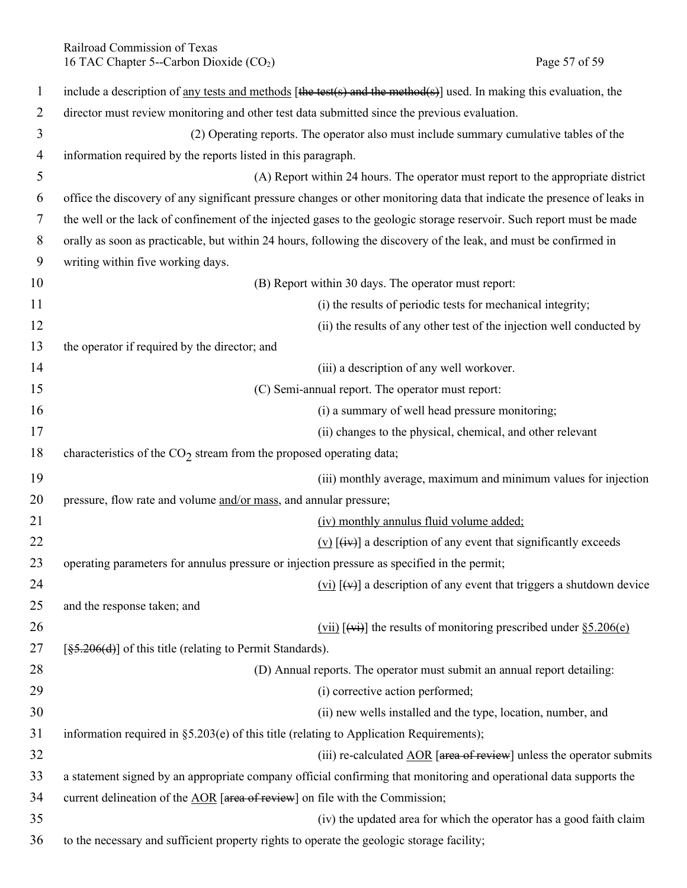include a description of <u>any tests and methods</u> [~~the test(s) and the method(s)~~] used. In making this evaluation, the director must review monitoring and other test data submitted since the previous evaluation.

(2) Operating reports. The operator also must include summary cumulative tables of the information required by the reports listed in this paragraph.

(A) Report within 24 hours. The operator must report to the appropriate district office the discovery of any significant pressure changes or other monitoring data that indicate the presence of leaks in the well or the lack of confinement of the injected gases to the geologic storage reservoir. Such report must be made orally as soon as practicable, but within 24 hours, following the discovery of the leak, and must be confirmed in writing within five working days.

(B) Report within 30 days. The operator must report:

(i) the results of periodic tests for mechanical integrity;

(ii) the results of any other test of the injection well conducted by the operator if required by the director; and

(iii) a description of any well workover.

(C) Semi-annual report. The operator must report:

(i) a summary of well head pressure monitoring;

(ii) changes to the physical, chemical, and other relevant characteristics of the $CO_2$ stream from the proposed operating data;

(iii) monthly average, maximum and minimum values for injection pressure, flow rate and volume <u>and/or mass</u>, and annular pressure;

<u>(iv) monthly annulus fluid volume added;</u>

<u>(v)</u> [~~(iv)~~] a description of any event that significantly exceeds operating parameters for annulus pressure or injection pressure as specified in the permit;

<u>(vi)</u> [~~(v)~~] a description of any event that triggers a shutdown device and the response taken; and

<u>(vii)</u> [~~(vi)~~] the results of monitoring prescribed under <u>§5.206(e)</u> [~~§5.206(d)~~] of this title (relating to Permit Standards).

(D) Annual reports. The operator must submit an annual report detailing:

(i) corrective action performed;

(ii) new wells installed and the type, location, number, and information required in §5.203(e) of this title (relating to Application Requirements);

(iii) re-calculated <u>AOR</u> [~~area of review~~] unless the operator submits a statement signed by an appropriate company official confirming that monitoring and operational data supports the current delineation of the <u>AOR</u> [~~area of review~~] on file with the Commission;

(iv) the updated area for which the operator has a good faith claim to the necessary and sufficient property rights to operate the geologic storage facility;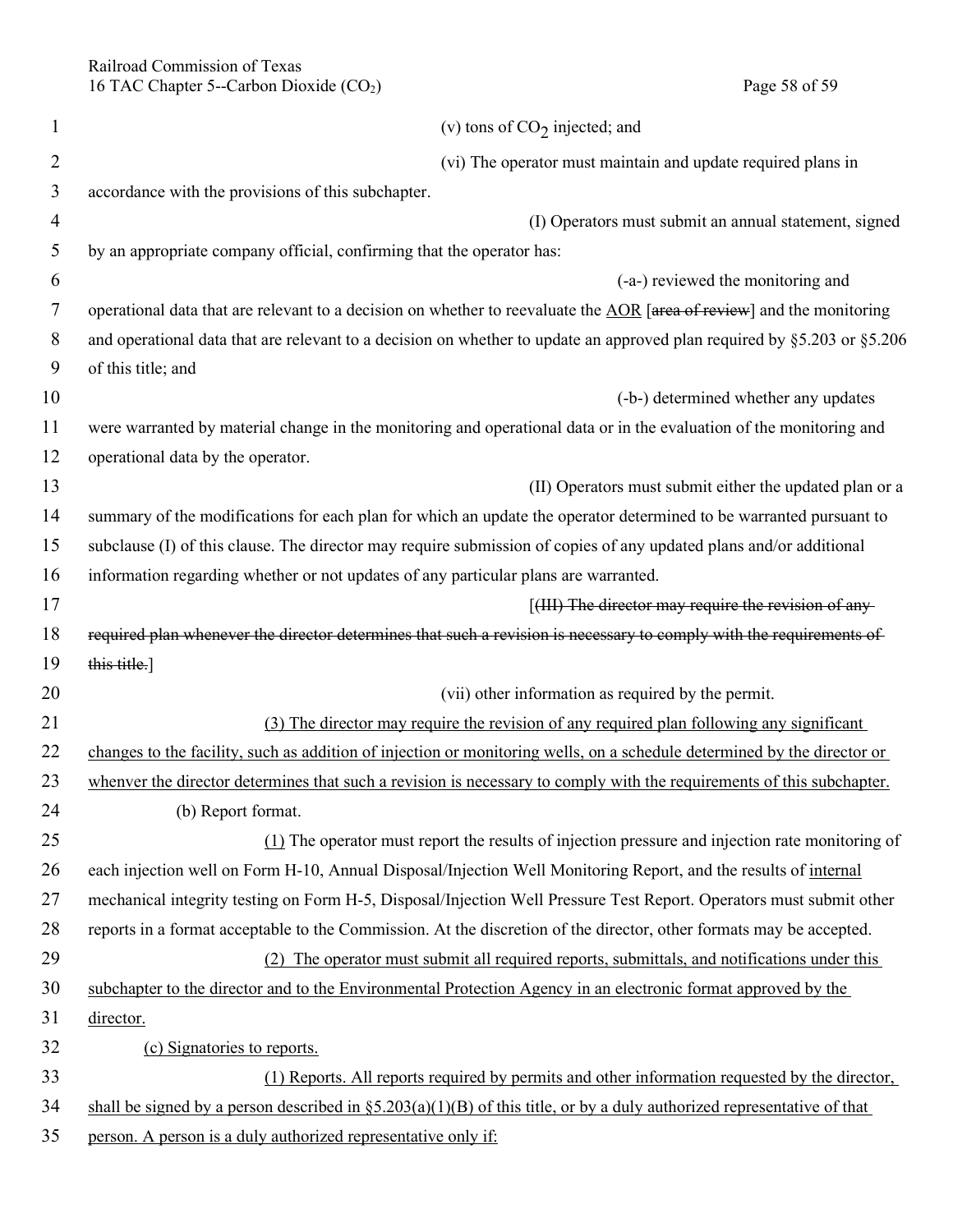(v) tons of $CO_2$ injected; and

(vi) The operator must maintain and update required plans in accordance with the provisions of this subchapter.

(I) Operators must submit an annual statement, signed by an appropriate company official, confirming that the operator has:

(-a-) reviewed the monitoring and operational data that are relevant to a decision on whether to reevaluate the <u>AOR</u> [~~area of review~~] and the monitoring and operational data that are relevant to a decision on whether to update an approved plan required by §5.203 or §5.206 of this title; and

(-b-) determined whether any updates were warranted by material change in the monitoring and operational data or in the evaluation of the monitoring and operational data by the operator.

(II) Operators must submit either the updated plan or a summary of the modifications for each plan for which an update the operator determined to be warranted pursuant to subclause (I) of this clause. The director may require submission of copies of any updated plans and/or additional information regarding whether or not updates of any particular plans are warranted.

[~~(III) The director may require the revision of any required plan whenever the director determines that such a revision is necessary to comply with the requirements of this title.~~]

(vii) other information as required by the permit.

<u>(3) The director may require the revision of any required plan following any significant changes to the facility, such as addition of injection or monitoring wells, on a schedule determined by the director or whenver the director determines that such a revision is necessary to comply with the requirements of this subchapter.</u>

(b) Report format.

<u>(1)</u> The operator must report the results of injection pressure and injection rate monitoring of each injection well on Form H-10, Annual Disposal/Injection Well Monitoring Report, and the results of <u>internal</u> mechanical integrity testing on Form H-5, Disposal/Injection Well Pressure Test Report. Operators must submit other reports in a format acceptable to the Commission. At the discretion of the director, other formats may be accepted.

<u>(2) The operator must submit all required reports, submittals, and notifications under this subchapter to the director and to the Environmental Protection Agency in an electronic format approved by the director.</u>

<u>(c) Signatories to reports.</u>

<u>(1) Reports. All reports required by permits and other information requested by the director, shall be signed by a person described in §5.203(a)(1)(B) of this title, or by a duly authorized representative of that person. A person is a duly authorized representative only if:</u>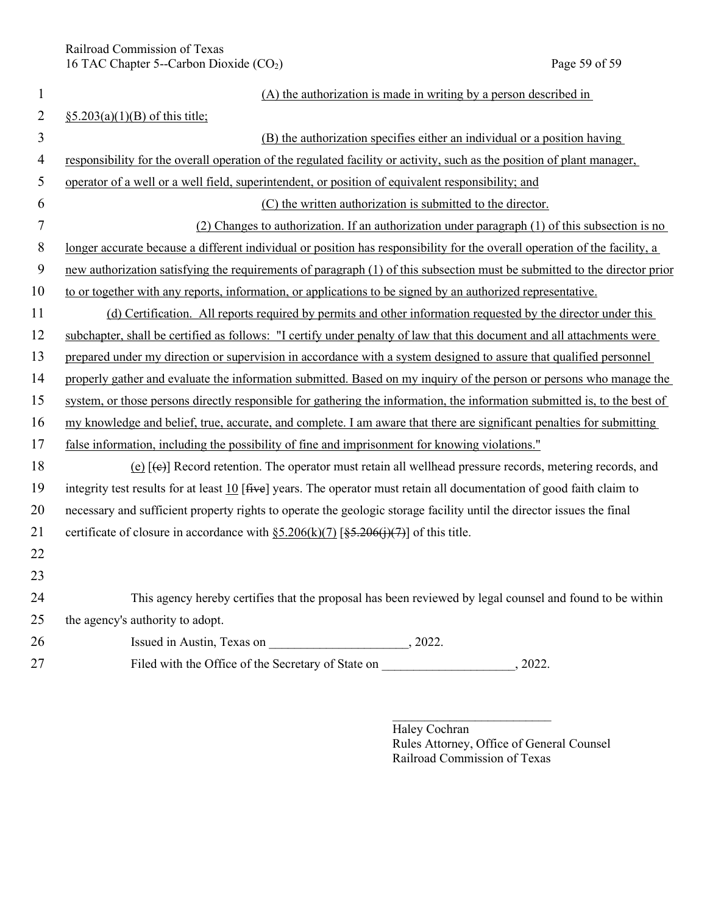(A) the authorization is made in writing by a person described in §5.203(a)(1)(B) of this title;

(B) the authorization specifies either an individual or a position having responsibility for the overall operation of the regulated facility or activity, such as the position of plant manager, operator of a well or a well field, superintendent, or position of equivalent responsibility; and

(C) the written authorization is submitted to the director.

(2) Changes to authorization. If an authorization under paragraph (1) of this subsection is no longer accurate because a different individual or position has responsibility for the overall operation of the facility, a new authorization satisfying the requirements of paragraph (1) of this subsection must be submitted to the director prior to or together with any reports, information, or applications to be signed by an authorized representative.

(d) Certification. All reports required by permits and other information requested by the director under this subchapter, shall be certified as follows: "I certify under penalty of law that this document and all attachments were prepared under my direction or supervision in accordance with a system designed to assure that qualified personnel properly gather and evaluate the information submitted. Based on my inquiry of the person or persons who manage the system, or those persons directly responsible for gathering the information, the information submitted is, to the best of my knowledge and belief, true, accurate, and complete. I am aware that there are significant penalties for submitting false information, including the possibility of fine and imprisonment for knowing violations."

(e) [~~(c)~~] Record retention. The operator must retain all wellhead pressure records, metering records, and integrity test results for at least 10 [~~five~~] years. The operator must retain all documentation of good faith claim to necessary and sufficient property rights to operate the geologic storage facility until the director issues the final certificate of closure in accordance with §5.206(k)(7) [~~§5.206(j)(7)~~] of this title.

This agency hereby certifies that the proposal has been reviewed by legal counsel and found to be within the agency's authority to adopt.

Issued in Austin, Texas on \_\_\_\_\_\_\_\_\_\_\_\_\_\_\_\_\_\_\_\_\_\_, 2022.

Filed with the Office of the Secretary of State on \_\_\_\_\_\_\_\_\_\_\_\_\_\_\_\_\_\_\_\_\_, 2022.

\_\_\_\_\_\_\_\_\_\_\_\_\_\_\_\_\_\_\_\_\_\_\_\_\_\_

Haley Cochran
Rules Attorney, Office of General Counsel
Railroad Commission of Texas